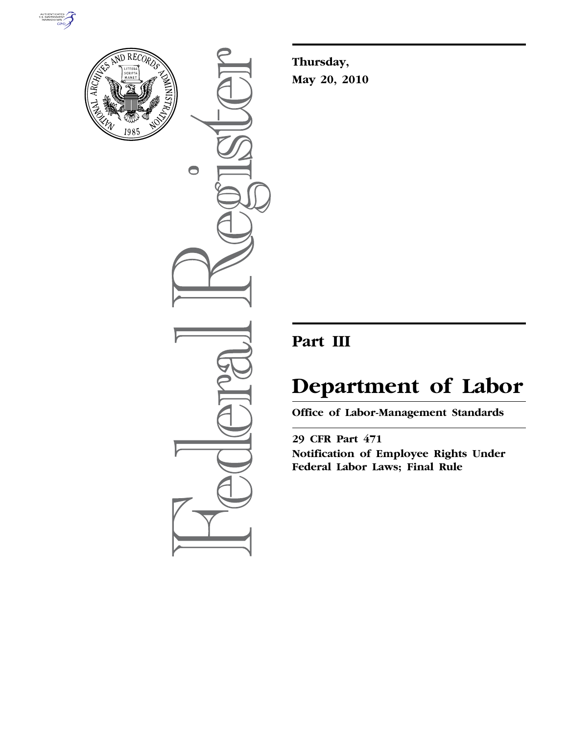**Thursday,**

**May 20, 2010**

# Part III

# Department of Labor

**Office of Labor-Management Standards**

**29 CFR Part 471**

**Notification of Employee Rights Under Federal Labor Laws; Final Rule**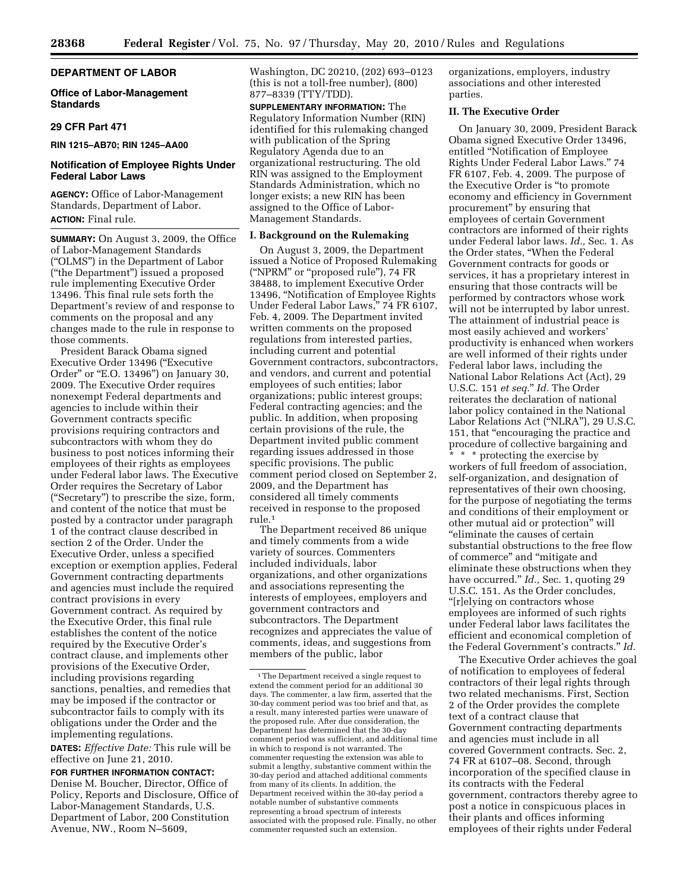**DEPARTMENT OF LABOR**

**Office of Labor-Management Standards**

**29 CFR Part 471**

**RIN 1215–AB70; RIN 1245–AA00**

## Notification of Employee Rights Under Federal Labor Laws

**AGENCY:** Office of Labor-Management Standards, Department of Labor.

**ACTION:** Final rule.

**SUMMARY:** On August 3, 2009, the Office of Labor-Management Standards ("OLMS") in the Department of Labor ("the Department") issued a proposed rule implementing Executive Order 13496. This final rule sets forth the Department's review of and response to comments on the proposal and any changes made to the rule in response to those comments.

President Barack Obama signed Executive Order 13496 ("Executive Order" or "E.O. 13496") on January 30, 2009. The Executive Order requires nonexempt Federal departments and agencies to include within their Government contracts specific provisions requiring contractors and subcontractors with whom they do business to post notices informing their employees of their rights as employees under Federal labor laws. The Executive Order requires the Secretary of Labor ("Secretary") to prescribe the size, form, and content of the notice that must be posted by a contractor under paragraph 1 of the contract clause described in section 2 of the Order. Under the Executive Order, unless a specified exception or exemption applies, Federal Government contracting departments and agencies must include the required contract provisions in every Government contract. As required by the Executive Order, this final rule establishes the content of the notice required by the Executive Order's contract clause, and implements other provisions of the Executive Order, including provisions regarding sanctions, penalties, and remedies that may be imposed if the contractor or subcontractor fails to comply with its obligations under the Order and the implementing regulations.

**DATES:** *Effective Date:* This rule will be effective on June 21, 2010.

**FOR FURTHER INFORMATION CONTACT:** Denise M. Boucher, Director, Office of Policy, Reports and Disclosure, Office of Labor-Management Standards, U.S. Department of Labor, 200 Constitution Avenue, NW., Room N–5609, Washington, DC 20210, (202) 693–0123 (this is not a toll-free number), (800) 877–8339 (TTY/TDD).

**SUPPLEMENTARY INFORMATION:** The Regulatory Information Number (RIN) identified for this rulemaking changed with publication of the Spring Regulatory Agenda due to an organizational restructuring. The old RIN was assigned to the Employment Standards Administration, which no longer exists; a new RIN has been assigned to the Office of Labor-Management Standards.

### I. Background on the Rulemaking

On August 3, 2009, the Department issued a Notice of Proposed Rulemaking ("NPRM" or "proposed rule"), 74 FR 38488, to implement Executive Order 13496, "Notification of Employee Rights Under Federal Labor Laws," 74 FR 6107, Feb. 4, 2009. The Department invited written comments on the proposed regulations from interested parties, including current and potential Government contractors, subcontractors, and vendors, and current and potential employees of such entities; labor organizations; public interest groups; Federal contracting agencies; and the public. In addition, when proposing certain provisions of the rule, the Department invited public comment regarding issues addressed in those specific provisions. The public comment period closed on September 2, 2009, and the Department has considered all timely comments received in response to the proposed rule.[1]

The Department received 86 unique and timely comments from a wide variety of sources. Commenters included individuals, labor organizations, and other organizations and associations representing the interests of employees, employers and government contractors and subcontractors. The Department recognizes and appreciates the value of comments, ideas, and suggestions from members of the public, labor organizations, employers, industry associations and other interested parties.

### II. The Executive Order

On January 30, 2009, President Barack Obama signed Executive Order 13496, entitled "Notification of Employee Rights Under Federal Labor Laws." 74 FR 6107, Feb. 4, 2009. The purpose of the Executive Order is "to promote economy and efficiency in Government procurement" by ensuring that employees of certain Government contractors are informed of their rights under Federal labor laws. *Id.,* Sec. 1. As the Order states, "When the Federal Government contracts for goods or services, it has a proprietary interest in ensuring that those contracts will be performed by contractors whose work will not be interrupted by labor unrest. The attainment of industrial peace is most easily achieved and workers' productivity is enhanced when workers are well informed of their rights under Federal labor laws, including the National Labor Relations Act (Act), 29 U.S.C. 151 *et seq.*" *Id.* The Order reiterates the declaration of national labor policy contained in the National Labor Relations Act ("NLRA"), 29 U.S.C. 151, that "encouraging the practice and procedure of collective bargaining and * * * protecting the exercise by workers of full freedom of association, self-organization, and designation of representatives of their own choosing, for the purpose of negotiating the terms and conditions of their employment or other mutual aid or protection" will "eliminate the causes of certain substantial obstructions to the free flow of commerce" and "mitigate and eliminate these obstructions when they have occurred." *Id.,* Sec. 1, quoting 29 U.S.C. 151. As the Order concludes, "[r]elying on contractors whose employees are informed of such rights under Federal labor laws facilitates the efficient and economical completion of the Federal Government's contracts." *Id.*

The Executive Order achieves the goal of notification to employees of federal contractors of their legal rights through two related mechanisms. First, Section 2 of the Order provides the complete text of a contract clause that Government contracting departments and agencies must include in all covered Government contracts. Sec. 2, 74 FR at 6107–08. Second, through incorporation of the specified clause in its contracts with the Federal government, contractors thereby agree to post a notice in conspicuous places in their plants and offices informing employees of their rights under Federal

---

[1] The Department received a single request to extend the comment period for an additional 30 days. The commenter, a law firm, asserted that the 30-day comment period was too brief and that, as a result, many interested parties were unaware of the proposed rule. After due consideration, the Department has determined that the 30-day comment period was sufficient, and additional time in which to respond is not warranted. The commenter requesting the extension was able to submit a lengthy, substantive comment within the 30-day period and attached additional comments from many of its clients. In addition, the Department received within the 30-day period a notable number of substantive comments representing a broad spectrum of interests associated with the proposed rule. Finally, no other commenter requested such an extension.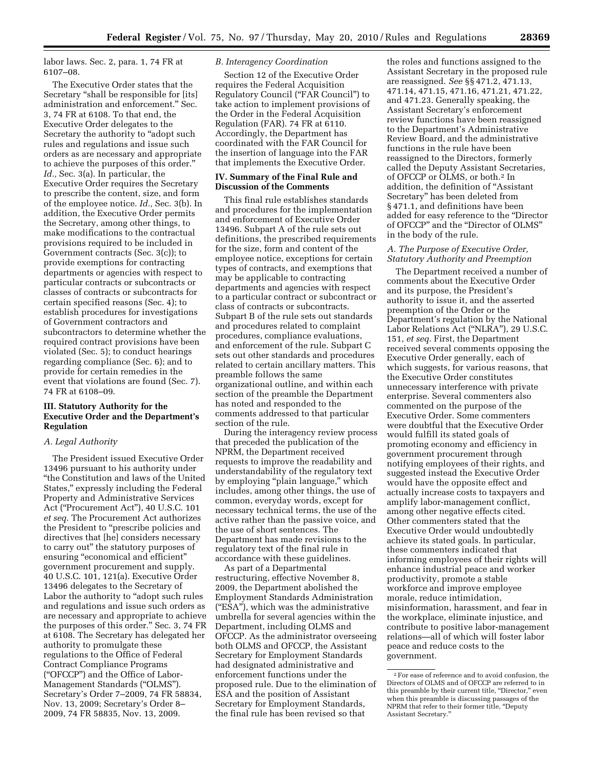labor laws. Sec. 2, para. 1, 74 FR at 6107–08.

The Executive Order states that the Secretary "shall be responsible for [its] administration and enforcement." Sec. 3, 74 FR at 6108. To that end, the Executive Order delegates to the Secretary the authority to "adopt such rules and regulations and issue such orders as are necessary and appropriate to achieve the purposes of this order." *Id.,* Sec. 3(a). In particular, the Executive Order requires the Secretary to prescribe the content, size, and form of the employee notice. *Id.,* Sec. 3(b). In addition, the Executive Order permits the Secretary, among other things, to make modifications to the contractual provisions required to be included in Government contracts (Sec. 3(c)); to provide exemptions for contracting departments or agencies with respect to particular contracts or subcontracts or classes of contracts or subcontracts for certain specified reasons (Sec. 4); to establish procedures for investigations of Government contractors and subcontractors to determine whether the required contract provisions have been violated (Sec. 5); to conduct hearings regarding compliance (Sec. 6); and to provide for certain remedies in the event that violations are found (Sec. 7). 74 FR at 6108–09.

## III. Statutory Authority for the Executive Order and the Department's Regulation

### A. Legal Authority

The President issued Executive Order 13496 pursuant to his authority under "the Constitution and laws of the United States," expressly including the Federal Property and Administrative Services Act ("Procurement Act"), 40 U.S.C. 101 *et seq.* The Procurement Act authorizes the President to "prescribe policies and directives that [he] considers necessary to carry out" the statutory purposes of ensuring "economical and efficient" government procurement and supply. 40 U.S.C. 101, 121(a). Executive Order 13496 delegates to the Secretary of Labor the authority to "adopt such rules and regulations and issue such orders as are necessary and appropriate to achieve the purposes of this order." Sec. 3, 74 FR at 6108. The Secretary has delegated her authority to promulgate these regulations to the Office of Federal Contract Compliance Programs ("OFCCP") and the Office of Labor-Management Standards ("OLMS"). Secretary's Order 7–2009, 74 FR 58834, Nov. 13, 2009; Secretary's Order 8–2009, 74 FR 58835, Nov. 13, 2009.

### B. Interagency Coordination

Section 12 of the Executive Order requires the Federal Acquisition Regulatory Council ("FAR Council") to take action to implement provisions of the Order in the Federal Acquisition Regulation (FAR). 74 FR at 6110. Accordingly, the Department has coordinated with the FAR Council for the insertion of language into the FAR that implements the Executive Order.

## IV. Summary of the Final Rule and Discussion of the Comments

This final rule establishes standards and procedures for the implementation and enforcement of Executive Order 13496. Subpart A of the rule sets out definitions, the prescribed requirements for the size, form and content of the employee notice, exceptions for certain types of contracts, and exemptions that may be applicable to contracting departments and agencies with respect to a particular contract or subcontract or class of contracts or subcontracts. Subpart B of the rule sets out standards and procedures related to complaint procedures, compliance evaluations, and enforcement of the rule. Subpart C sets out other standards and procedures related to certain ancillary matters. This preamble follows the same organizational outline, and within each section of the preamble the Department has noted and responded to the comments addressed to that particular section of the rule.

During the interagency review process that preceded the publication of the NPRM, the Department received requests to improve the readability and understandability of the regulatory text by employing "plain language," which includes, among other things, the use of common, everyday words, except for necessary technical terms, the use of the active rather than the passive voice, and the use of short sentences. The Department has made revisions to the regulatory text of the final rule in accordance with these guidelines.

As part of a Departmental restructuring, effective November 8, 2009, the Department abolished the Employment Standards Administration ("ESA"), which was the administrative umbrella for several agencies within the Department, including OLMS and OFCCP. As the administrator overseeing both OLMS and OFCCP, the Assistant Secretary for Employment Standards had designated administrative and enforcement functions under the proposed rule. Due to the elimination of ESA and the position of Assistant Secretary for Employment Standards, the final rule has been revised so that the roles and functions assigned to the Assistant Secretary in the proposed rule are reassigned. *See* §§ 471.2, 471.13, 471.14, 471.15, 471.16, 471.21, 471.22, and 471.23. Generally speaking, the Assistant Secretary's enforcement review functions have been reassigned to the Department's Administrative Review Board, and the administrative functions in the rule have been reassigned to the Directors, formerly called the Deputy Assistant Secretaries, of OFCCP or OLMS, or both.[2] In addition, the definition of "Assistant Secretary" has been deleted from § 471.1, and definitions have been added for easy reference to the "Director of OFCCP" and the "Director of OLMS" in the body of the rule.

### A. The Purpose of Executive Order, Statutory Authority and Preemption

The Department received a number of comments about the Executive Order and its purpose, the President's authority to issue it, and the asserted preemption of the Order or the Department's regulation by the National Labor Relations Act ("NLRA"), 29 U.S.C. 151, *et seq.* First, the Department received several comments opposing the Executive Order generally, each of which suggests, for various reasons, that the Executive Order constitutes unnecessary interference with private enterprise. Several commenters also commented on the purpose of the Executive Order. Some commenters were doubtful that the Executive Order would fulfill its stated goals of promoting economy and efficiency in government procurement through notifying employees of their rights, and suggested instead the Executive Order would have the opposite effect and actually increase costs to taxpayers and amplify labor-management conflict, among other negative effects cited. Other commenters stated that the Executive Order would undoubtedly achieve its stated goals. In particular, these commenters indicated that informing employees of their rights will enhance industrial peace and worker productivity, promote a stable workforce and improve employee morale, reduce intimidation, misinformation, harassment, and fear in the workplace, eliminate injustice, and contribute to positive labor-management relations—all of which will foster labor peace and reduce costs to the government.

[2] For ease of reference and to avoid confusion, the Directors of OLMS and of OFCCP are referred to in this preamble by their current title, "Director," even when this preamble is discussing passages of the NPRM that refer to their former title, "Deputy Assistant Secretary."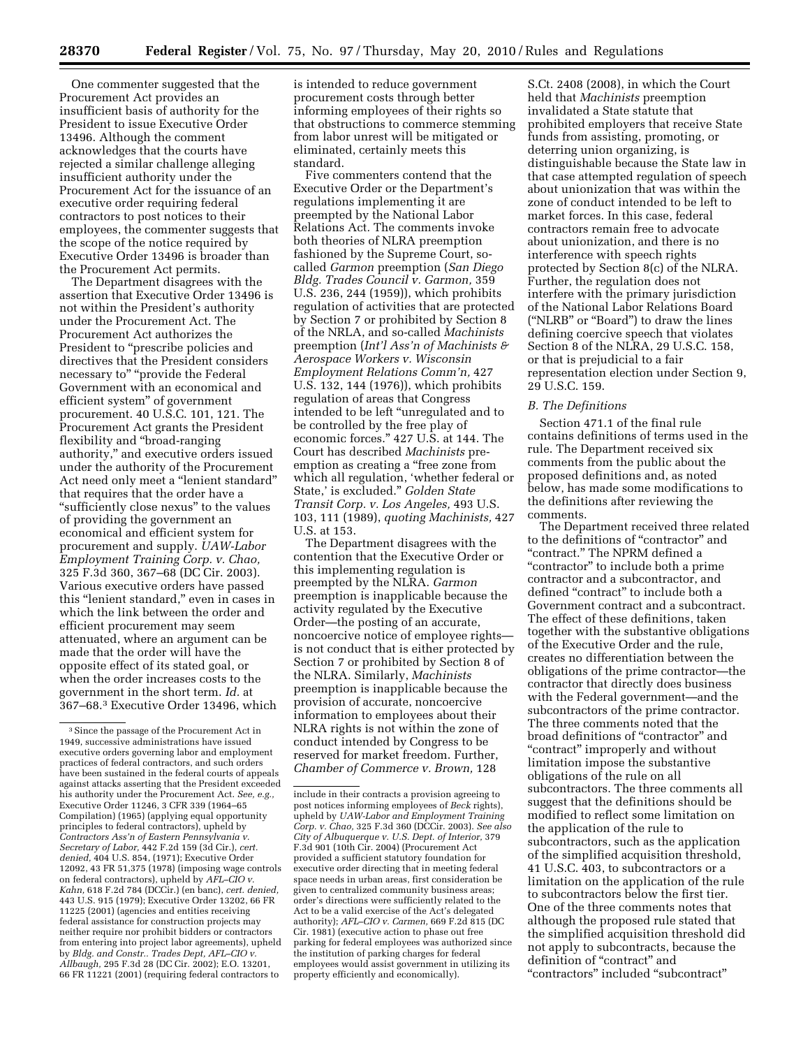One commenter suggested that the Procurement Act provides an insufficient basis of authority for the President to issue Executive Order 13496. Although the comment acknowledges that the courts have rejected a similar challenge alleging insufficient authority under the Procurement Act for the issuance of an executive order requiring federal contractors to post notices to their employees, the commenter suggests that the scope of the notice required by Executive Order 13496 is broader than the Procurement Act permits.

The Department disagrees with the assertion that Executive Order 13496 is not within the President's authority under the Procurement Act. The Procurement Act authorizes the President to "prescribe policies and directives that the President considers necessary to" "provide the Federal Government with an economical and efficient system" of government procurement. 40 U.S.C. 101, 121. The Procurement Act grants the President flexibility and "broad-ranging authority," and executive orders issued under the authority of the Procurement Act need only meet a "lenient standard" that requires that the order have a "sufficiently close nexus" to the values of providing the government an economical and efficient system for procurement and supply. *UAW-Labor Employment Training Corp. v. Chao,* 325 F.3d 360, 367–68 (DC Cir. 2003). Various executive orders have passed this "lenient standard," even in cases in which the link between the order and efficient procurement may seem attenuated, where an argument can be made that the order will have the opposite effect of its stated goal, or when the order increases costs to the government in the short term. *Id.* at 367–68.[3] Executive Order 13496, which is intended to reduce government procurement costs through better informing employees of their rights so that obstructions to commerce stemming from labor unrest will be mitigated or eliminated, certainly meets this standard.

Five commenters contend that the Executive Order or the Department's regulations implementing it are preempted by the National Labor Relations Act. The comments invoke both theories of NLRA preemption fashioned by the Supreme Court, so-called *Garmon* preemption (*San Diego Bldg. Trades Council v. Garmon,* 359 U.S. 236, 244 (1959)), which prohibits regulation of activities that are protected by Section 7 or prohibited by Section 8 of the NRLA, and so-called *Machinists* preemption (*Int'l Ass'n of Machinists & Aerospace Workers v. Wisconsin Employment Relations Comm'n,* 427 U.S. 132, 144 (1976)), which prohibits regulation of areas that Congress intended to be left "unregulated and to be controlled by the free play of economic forces." 427 U.S. at 144. The Court has described *Machinists* preemption as creating a "free zone from which all regulation, 'whether federal or State,' is excluded." *Golden State Transit Corp. v. Los Angeles,* 493 U.S. 103, 111 (1989), *quoting Machinists,* 427 U.S. at 153.

The Department disagrees with the contention that the Executive Order or this implementing regulation is preempted by the NLRA. *Garmon* preemption is inapplicable because the activity regulated by the Executive Order—the posting of an accurate, noncoercive notice of employee rights—is not conduct that is either protected by Section 7 or prohibited by Section 8 of the NLRA. Similarly, *Machinists* preemption is inapplicable because the provision of accurate, noncoercive information to employees about their NLRA rights is not within the zone of conduct intended by Congress to be reserved for market freedom. Further, *Chamber of Commerce v. Brown,* 128 S.Ct. 2408 (2008), in which the Court held that *Machinists* preemption invalidated a State statute that prohibited employers that receive State funds from assisting, promoting, or deterring union organizing, is distinguishable because the State law in that case attempted regulation of speech about unionization that was within the zone of conduct intended to be left to market forces. In this case, federal contractors remain free to advocate about unionization, and there is no interference with speech rights protected by Section 8(c) of the NLRA. Further, the regulation does not interfere with the primary jurisdiction of the National Labor Relations Board ("NLRB" or "Board") to draw the lines defining coercive speech that violates Section 8 of the NLRA, 29 U.S.C. 158, or that is prejudicial to a fair representation election under Section 9, 29 U.S.C. 159.

### *B. The Definitions*

Section 471.1 of the final rule contains definitions of terms used in the rule. The Department received six comments from the public about the proposed definitions and, as noted below, has made some modifications to the definitions after reviewing the comments.

The Department received three related to the definitions of "contractor" and "contract." The NPRM defined a "contractor" to include both a prime contractor and a subcontractor, and defined "contract" to include both a Government contract and a subcontract. The effect of these definitions, taken together with the substantive obligations of the Executive Order and the rule, creates no differentiation between the obligations of the prime contractor—the contractor that directly does business with the Federal government—and the subcontractors of the prime contractor. The three comments noted that the broad definitions of "contractor" and "contract" improperly and without limitation impose the substantive obligations of the rule on all subcontractors. The three comments all suggest that the definitions should be modified to reflect some limitation on the application of the rule to subcontractors, such as the application of the simplified acquisition threshold, 41 U.S.C. 403, to subcontractors or a limitation on the application of the rule to subcontractors below the first tier. One of the three comments notes that although the proposed rule stated that the simplified acquisition threshold did not apply to subcontracts, because the definition of "contract" and "contractors" included "subcontract"

---

[3] Since the passage of the Procurement Act in 1949, successive administrations have issued executive orders governing labor and employment practices of federal contractors, and such orders have been sustained in the federal courts of appeals against attacks asserting that the President exceeded his authority under the Procurement Act. *See, e.g.,* Executive Order 11246, 3 CFR 339 (1964–65 Compilation) (1965) (applying equal opportunity principles to federal contractors), upheld by *Contractors Ass'n of Eastern Pennsylvania v. Secretary of Labor,* 442 F.2d 159 (3d Cir.), *cert. denied,* 404 U.S. 854, (1971); Executive Order 12092, 43 FR 51,375 (1978) (imposing wage controls on federal contractors), upheld by *AFL–CIO v. Kahn,* 618 F.2d 784 (DCCir.) (en banc), *cert. denied,* 443 U.S. 915 (1979); Executive Order 13202, 66 FR 11225 (2001) (agencies and entities receiving federal assistance for construction projects may neither require nor prohibit bidders or contractors from entering into project labor agreements), upheld by *Bldg. and Constr.. Trades Dept, AFL–CIO v. Allbaugh,* 295 F.3d 28 (DC Cir. 2002); E.O. 13201, 66 FR 11221 (2001) (requiring federal contractors to include in their contracts a provision agreeing to post notices informing employees of *Beck* rights), upheld by *UAW-Labor and Employment Training Corp. v. Chao,* 325 F.3d 360 (DCCir. 2003). *See also City of Albuquerque v. U.S. Dept. of Interior,* 379 F.3d 901 (10th Cir. 2004) (Procurement Act provided a sufficient statutory foundation for executive order directing that in meeting federal space needs in urban areas, first consideration be given to centralized community business areas; order's directions were sufficiently related to the Act to be a valid exercise of the Act's delegated authority); *AFL–CIO v. Carmen,* 669 F.2d 815 (DC Cir. 1981) (executive action to phase out free parking for federal employees was authorized since the institution of parking charges for federal employees would assist government in utilizing its property efficiently and economically).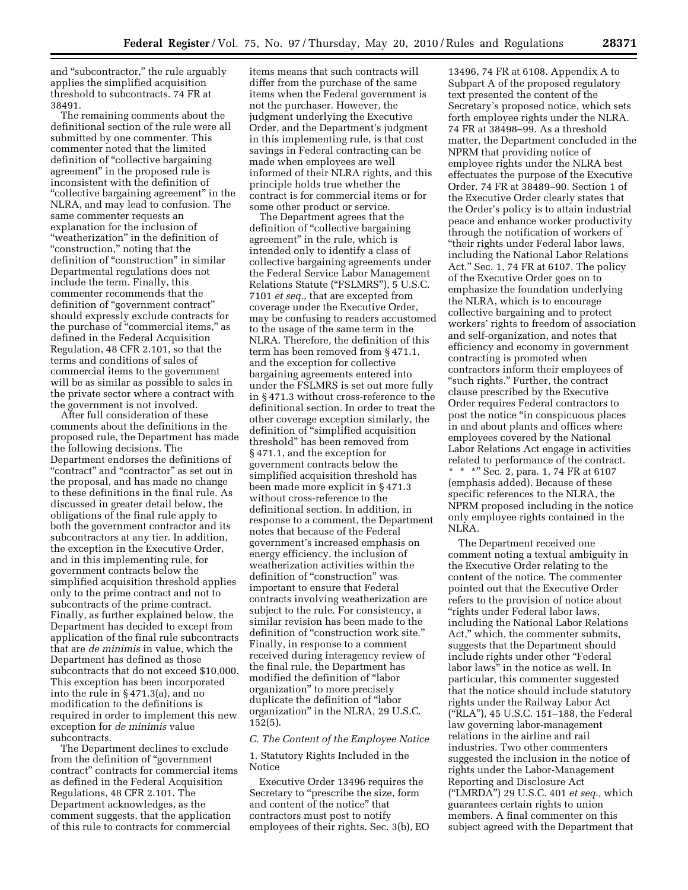and "subcontractor," the rule arguably applies the simplified acquisition threshold to subcontracts. 74 FR at 38491.

The remaining comments about the definitional section of the rule were all submitted by one commenter. This commenter noted that the limited definition of "collective bargaining agreement" in the proposed rule is inconsistent with the definition of "collective bargaining agreement" in the NLRA, and may lead to confusion. The same commenter requests an explanation for the inclusion of "weatherization" in the definition of "construction," noting that the definition of "construction" in similar Departmental regulations does not include the term. Finally, this commenter recommends that the definition of "government contract" should expressly exclude contracts for the purchase of "commercial items," as defined in the Federal Acquisition Regulation, 48 CFR 2.101, so that the terms and conditions of sales of commercial items to the government will be as similar as possible to sales in the private sector where a contract with the government is not involved.

After full consideration of these comments about the definitions in the proposed rule, the Department has made the following decisions. The Department endorses the definitions of "contract" and "contractor" as set out in the proposal, and has made no change to these definitions in the final rule. As discussed in greater detail below, the obligations of the final rule apply to both the government contractor and its subcontractors at any tier. In addition, the exception in the Executive Order, and in this implementing rule, for government contracts below the simplified acquisition threshold applies only to the prime contract and not to subcontracts of the prime contract. Finally, as further explained below, the Department has decided to except from application of the final rule subcontracts that are *de minimis* in value, which the Department has defined as those subcontracts that do not exceed $10,000. This exception has been incorporated into the rule in § 471.3(a), and no modification to the definitions is required in order to implement this new exception for *de minimis* value subcontracts.

The Department declines to exclude from the definition of "government contract" contracts for commercial items as defined in the Federal Acquisition Regulations, 48 CFR 2.101. The Department acknowledges, as the comment suggests, that the application of this rule to contracts for commercial items means that such contracts will differ from the purchase of the same items when the Federal government is not the purchaser. However, the judgment underlying the Executive Order, and the Department's judgment in this implementing rule, is that cost savings in Federal contracting can be made when employees are well informed of their NLRA rights, and this principle holds true whether the contract is for commercial items or for some other product or service.

The Department agrees that the definition of "collective bargaining agreement" in the rule, which is intended only to identify a class of collective bargaining agreements under the Federal Service Labor Management Relations Statute ("FSLMRS"), 5 U.S.C. 7101 *et seq.,* that are excepted from coverage under the Executive Order, may be confusing to readers accustomed to the usage of the same term in the NLRA. Therefore, the definition of this term has been removed from § 471.1, and the exception for collective bargaining agreements entered into under the FSLMRS is set out more fully in § 471.3 without cross-reference to the definitional section. In order to treat the other coverage exception similarly, the definition of "simplified acquisition threshold" has been removed from § 471.1, and the exception for government contracts below the simplified acquisition threshold has been made more explicit in § 471.3 without cross-reference to the definitional section. In addition, in response to a comment, the Department notes that because of the Federal government's increased emphasis on energy efficiency, the inclusion of weatherization activities within the definition of "construction" was important to ensure that Federal contracts involving weatherization are subject to the rule. For consistency, a similar revision has been made to the definition of "construction work site." Finally, in response to a comment received during interagency review of the final rule, the Department has modified the definition of "labor organization" to more precisely duplicate the definition of "labor organization" in the NLRA, 29 U.S.C. 152(5).

### *C. The Content of the Employee Notice*

#### 1. Statutory Rights Included in the Notice

Executive Order 13496 requires the Secretary to "prescribe the size, form and content of the notice" that contractors must post to notify employees of their rights. Sec. 3(b), EO 13496, 74 FR at 6108. Appendix A to Subpart A of the proposed regulatory text presented the content of the Secretary's proposed notice, which sets forth employee rights under the NLRA. 74 FR at 38498–99. As a threshold matter, the Department concluded in the NPRM that providing notice of employee rights under the NLRA best effectuates the purpose of the Executive Order. 74 FR at 38489–90. Section 1 of the Executive Order clearly states that the Order's policy is to attain industrial peace and enhance worker productivity through the notification of workers of "their rights under Federal labor laws, including the National Labor Relations Act." Sec. 1, 74 FR at 6107. The policy of the Executive Order goes on to emphasize the foundation underlying the NLRA, which is to encourage collective bargaining and to protect workers' rights to freedom of association and self-organization, and notes that efficiency and economy in government contracting is promoted when contractors inform their employees of "such rights." Further, the contract clause prescribed by the Executive Order requires Federal contractors to post the notice "in conspicuous places in and about plants and offices where employees covered by the National Labor Relations Act engage in activities related to performance of the contract. * * *" Sec. 2, para. 1, 74 FR at 6107 (emphasis added). Because of these specific references to the NLRA, the NPRM proposed including in the notice only employee rights contained in the NLRA.

The Department received one comment noting a textual ambiguity in the Executive Order relating to the content of the notice. The commenter pointed out that the Executive Order refers to the provision of notice about "rights under Federal labor laws, including the National Labor Relations Act," which, the commenter submits, suggests that the Department should include rights under other "Federal labor laws" in the notice as well. In particular, this commenter suggested that the notice should include statutory rights under the Railway Labor Act ("RLA"), 45 U.S.C. 151–188, the Federal law governing labor-management relations in the airline and rail industries. Two other commenters suggested the inclusion in the notice of rights under the Labor-Management Reporting and Disclosure Act ("LMRDA") 29 U.S.C. 401 *et seq.,* which guarantees certain rights to union members. A final commenter on this subject agreed with the Department that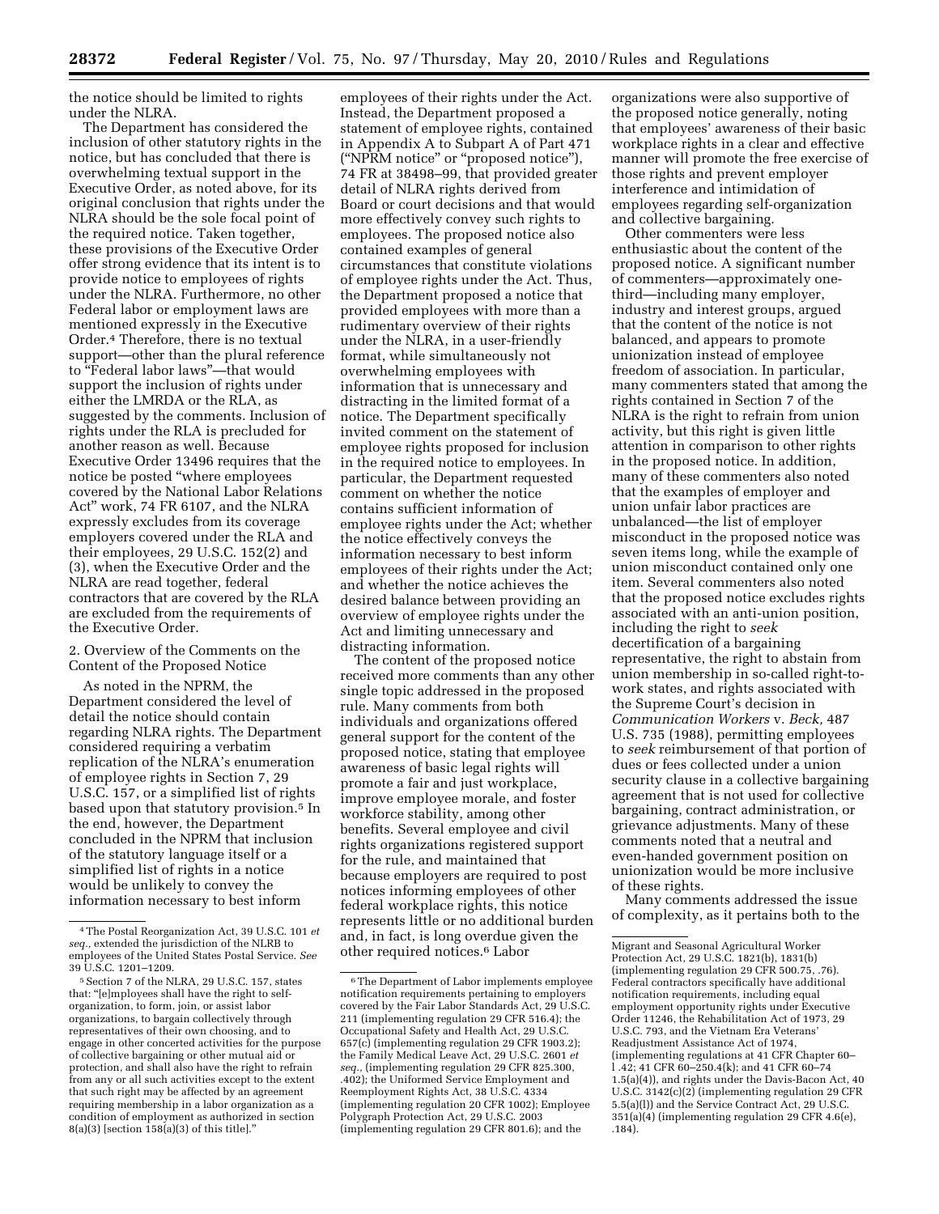the notice should be limited to rights under the NLRA.

The Department has considered the inclusion of other statutory rights in the notice, but has concluded that there is overwhelming textual support in the Executive Order, as noted above, for its original conclusion that rights under the NLRA should be the sole focal point of the required notice. Taken together, these provisions of the Executive Order offer strong evidence that its intent is to provide notice to employees of rights under the NLRA. Furthermore, no other Federal labor or employment laws are mentioned expressly in the Executive Order.[4] Therefore, there is no textual support—other than the plural reference to "Federal labor laws"—that would support the inclusion of rights under either the LMRDA or the RLA, as suggested by the comments. Inclusion of rights under the RLA is precluded for another reason as well. Because Executive Order 13496 requires that the notice be posted "where employees covered by the National Labor Relations Act" work, 74 FR 6107, and the NLRA expressly excludes from its coverage employers covered under the RLA and their employees, 29 U.S.C. 152(2) and (3), when the Executive Order and the NLRA are read together, federal contractors that are covered by the RLA are excluded from the requirements of the Executive Order.

2. Overview of the Comments on the Content of the Proposed Notice

As noted in the NPRM, the Department considered the level of detail the notice should contain regarding NLRA rights. The Department considered requiring a verbatim replication of the NLRA's enumeration of employee rights in Section 7, 29 U.S.C. 157, or a simplified list of rights based upon that statutory provision.[5] In the end, however, the Department concluded in the NPRM that inclusion of the statutory language itself or a simplified list of rights in a notice would be unlikely to convey the information necessary to best inform employees of their rights under the Act. Instead, the Department proposed a statement of employee rights, contained in Appendix A to Subpart A of Part 471 ("NPRM notice" or "proposed notice"), 74 FR at 38498–99, that provided greater detail of NLRA rights derived from Board or court decisions and that would more effectively convey such rights to employees. The proposed notice also contained examples of general circumstances that constitute violations of employee rights under the Act. Thus, the Department proposed a notice that provided employees with more than a rudimentary overview of their rights under the NLRA, in a user-friendly format, while simultaneously not overwhelming employees with information that is unnecessary and distracting in the limited format of a notice. The Department specifically invited comment on the statement of employee rights proposed for inclusion in the required notice to employees. In particular, the Department requested comment on whether the notice contains sufficient information of employee rights under the Act; whether the notice effectively conveys the information necessary to best inform employees of their rights under the Act; and whether the notice achieves the desired balance between providing an overview of employee rights under the Act and limiting unnecessary and distracting information.

The content of the proposed notice received more comments than any other single topic addressed in the proposed rule. Many comments from both individuals and organizations offered general support for the content of the proposed notice, stating that employee awareness of basic legal rights will promote a fair and just workplace, improve employee morale, and foster workforce stability, among other benefits. Several employee and civil rights organizations registered support for the rule, and maintained that because employers are required to post notices informing employees of other federal workplace rights, this notice represents little or no additional burden and, in fact, is long overdue given the other required notices.[6] Labor organizations were also supportive of the proposed notice generally, noting that employees' awareness of their basic workplace rights in a clear and effective manner will promote the free exercise of those rights and prevent employer interference and intimidation of employees regarding self-organization and collective bargaining.

Other commenters were less enthusiastic about the content of the proposed notice. A significant number of commenters—approximately one-third—including many employer, industry and interest groups, argued that the content of the notice is not balanced, and appears to promote unionization instead of employee freedom of association. In particular, many commenters stated that among the rights contained in Section 7 of the NLRA is the right to refrain from union activity, but this right is given little attention in comparison to other rights in the proposed notice. In addition, many of these commenters also noted that the examples of employer and union unfair labor practices are unbalanced—the list of employer misconduct in the proposed notice was seven items long, while the example of union misconduct contained only one item. Several commenters also noted that the proposed notice excludes rights associated with an anti-union position, including the right to *seek* decertification of a bargaining representative, the right to abstain from union membership in so-called right-to-work states, and rights associated with the Supreme Court's decision in *Communication Workers* v. *Beck,* 487 U.S. 735 (1988), permitting employees to *seek* reimbursement of that portion of dues or fees collected under a union security clause in a collective bargaining agreement that is not used for collective bargaining, contract administration, or grievance adjustments. Many of these comments noted that a neutral and even-handed government position on unionization would be more inclusive of these rights.

Many comments addressed the issue of complexity, as it pertains both to the

---

[4] The Postal Reorganization Act, 39 U.S.C. 101 *et seq.,* extended the jurisdiction of the NLRB to employees of the United States Postal Service. *See* 39 U.S.C. 1201–1209.

[5] Section 7 of the NLRA, 29 U.S.C. 157, states that: "[e]mployees shall have the right to self-organization, to form, join, or assist labor organizations, to bargain collectively through representatives of their own choosing, and to engage in other concerted activities for the purpose of collective bargaining or other mutual aid or protection, and shall also have the right to refrain from any or all such activities except to the extent that such right may be affected by an agreement requiring membership in a labor organization as a condition of employment as authorized in section 8(a)(3) [section 158(a)(3) of this title]."

[6] The Department of Labor implements employee notification requirements pertaining to employers covered by the Fair Labor Standards Act, 29 U.S.C. 211 (implementing regulation 29 CFR 516.4); the Occupational Safety and Health Act, 29 U.S.C. 657(c) (implementing regulation 29 CFR 1903.2); the Family Medical Leave Act, 29 U.S.C. 2601 *et seq.,* (implementing regulation 29 CFR 825.300, .402); the Uniformed Service Employment and Reemployment Rights Act, 38 U.S.C. 4334 (implementing regulation 20 CFR 1002); Employee Polygraph Protection Act, 29 U.S.C. 2003 (implementing regulation 29 CFR 801.6); and the Migrant and Seasonal Agricultural Worker Protection Act, 29 U.S.C. 1821(b), 1831(b) (implementing regulation 29 CFR 500.75, .76). Federal contractors specifically have additional notification requirements, including equal employment opportunity rights under Executive Order 11246, the Rehabilitation Act of 1973, 29 U.S.C. 793, and the Vietnam Era Veterans' Readjustment Assistance Act of 1974, (implementing regulations at 41 CFR Chapter 60–1 .42; 41 CFR 60–250.4(k); and 41 CFR 60–74 1.5(a)(4)), and rights under the Davis-Bacon Act, 40 U.S.C. 3142(c)(2) (implementing regulation 29 CFR 5.5(a)(l)) and the Service Contract Act, 29 U.S.C. 351(a)(4) (implementing regulation 29 CFR 4.6(e), .184).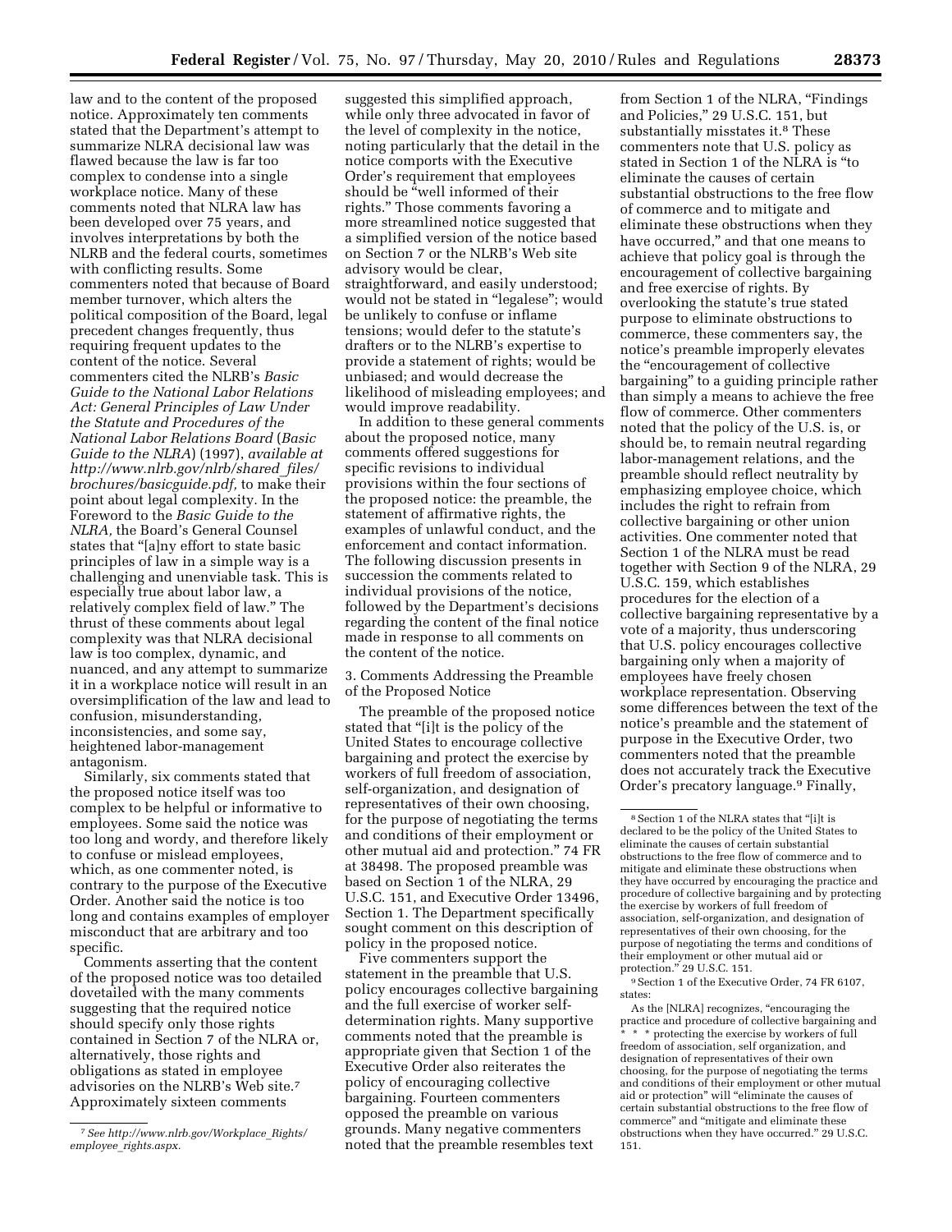law and to the content of the proposed notice. Approximately ten comments stated that the Department's attempt to summarize NLRA decisional law was flawed because the law is far too complex to condense into a single workplace notice. Many of these comments noted that NLRA law has been developed over 75 years, and involves interpretations by both the NLRB and the federal courts, sometimes with conflicting results. Some commenters noted that because of Board member turnover, which alters the political composition of the Board, legal precedent changes frequently, thus requiring frequent updates to the content of the notice. Several commenters cited the NLRB's *Basic Guide to the National Labor Relations Act: General Principles of Law Under the Statute and Procedures of the National Labor Relations Board* (*Basic Guide to the NLRA*) (1997), *available at http://www.nlrb.gov/nlrb/shared_files/brochures/basicguide.pdf,* to make their point about legal complexity. In the Foreword to the *Basic Guide to the NLRA,* the Board's General Counsel states that "[a]ny effort to state basic principles of law in a simple way is a challenging and unenviable task. This is especially true about labor law, a relatively complex field of law." The thrust of these comments about legal complexity was that NLRA decisional law is too complex, dynamic, and nuanced, and any attempt to summarize it in a workplace notice will result in an oversimplification of the law and lead to confusion, misunderstanding, inconsistencies, and some say, heightened labor-management antagonism.

Similarly, six comments stated that the proposed notice itself was too complex to be helpful or informative to employees. Some said the notice was too long and wordy, and therefore likely to confuse or mislead employees, which, as one commenter noted, is contrary to the purpose of the Executive Order. Another said the notice is too long and contains examples of employer misconduct that are arbitrary and too specific.

Comments asserting that the content of the proposed notice was too detailed dovetailed with the many comments suggesting that the required notice should specify only those rights contained in Section 7 of the NLRA or, alternatively, those rights and obligations as stated in employee advisories on the NLRB's Web site.[7] Approximately sixteen comments suggested this simplified approach, while only three advocated in favor of the level of complexity in the notice, noting particularly that the detail in the notice comports with the Executive Order's requirement that employees should be "well informed of their rights." Those comments favoring a more streamlined notice suggested that a simplified version of the notice based on Section 7 or the NLRB's Web site advisory would be clear, straightforward, and easily understood; would not be stated in "legalese"; would be unlikely to confuse or inflame tensions; would defer to the statute's drafters or to the NLRB's expertise to provide a statement of rights; would be unbiased; and would decrease the likelihood of misleading employees; and would improve readability.

In addition to these general comments about the proposed notice, many comments offered suggestions for specific revisions to individual provisions within the four sections of the proposed notice: the preamble, the statement of affirmative rights, the examples of unlawful conduct, and the enforcement and contact information. The following discussion presents in succession the comments related to individual provisions of the notice, followed by the Department's decisions regarding the content of the final notice made in response to all comments on the content of the notice.

3. Comments Addressing the Preamble of the Proposed Notice

The preamble of the proposed notice stated that "[i]t is the policy of the United States to encourage collective bargaining and protect the exercise by workers of full freedom of association, self-organization, and designation of representatives of their own choosing, for the purpose of negotiating the terms and conditions of their employment or other mutual aid and protection." 74 FR at 38498. The proposed preamble was based on Section 1 of the NLRA, 29 U.S.C. 151, and Executive Order 13496, Section 1. The Department specifically sought comment on this description of policy in the proposed notice.

Five commenters support the statement in the preamble that U.S. policy encourages collective bargaining and the full exercise of worker self-determination rights. Many supportive comments noted that the preamble is appropriate given that Section 1 of the Executive Order also reiterates the policy of encouraging collective bargaining. Fourteen commenters opposed the preamble on various grounds. Many negative commenters noted that the preamble resembles text from Section 1 of the NLRA, "Findings and Policies," 29 U.S.C. 151, but substantially misstates it.[8] These commenters note that U.S. policy as stated in Section 1 of the NLRA is "to eliminate the causes of certain substantial obstructions to the free flow of commerce and to mitigate and eliminate these obstructions when they have occurred," and that one means to achieve that policy goal is through the encouragement of collective bargaining and free exercise of rights. By overlooking the statute's true stated purpose to eliminate obstructions to commerce, these commenters say, the notice's preamble improperly elevates the "encouragement of collective bargaining" to a guiding principle rather than simply a means to achieve the free flow of commerce. Other commenters noted that the policy of the U.S. is, or should be, to remain neutral regarding labor-management relations, and the preamble should reflect neutrality by emphasizing employee choice, which includes the right to refrain from collective bargaining or other union activities. One commenter noted that Section 1 of the NLRA must be read together with Section 9 of the NLRA, 29 U.S.C. 159, which establishes procedures for the election of a collective bargaining representative by a vote of a majority, thus underscoring that U.S. policy encourages collective bargaining only when a majority of employees have freely chosen workplace representation. Observing some differences between the text of the notice's preamble and the statement of purpose in the Executive Order, two commenters noted that the preamble does not accurately track the Executive Order's precatory language.[9] Finally,

---

[7] *See http://www.nlrb.gov/Workplace_Rights/employee_rights.aspx.*

[8] Section 1 of the NLRA states that "[i]t is declared to be the policy of the United States to eliminate the causes of certain substantial obstructions to the free flow of commerce and to mitigate and eliminate these obstructions when they have occurred by encouraging the practice and procedure of collective bargaining and by protecting the exercise by workers of full freedom of association, self-organization, and designation of representatives of their own choosing, for the purpose of negotiating the terms and conditions of their employment or other mutual aid or protection." 29 U.S.C. 151.

[9] Section 1 of the Executive Order, 74 FR 6107, states:

As the [NLRA] recognizes, "encouraging the practice and procedure of collective bargaining and * * * protecting the exercise by workers of full freedom of association, self organization, and designation of representatives of their own choosing, for the purpose of negotiating the terms and conditions of their employment or other mutual aid or protection" will "eliminate the causes of certain substantial obstructions to the free flow of commerce" and "mitigate and eliminate these obstructions when they have occurred." 29 U.S.C. 151.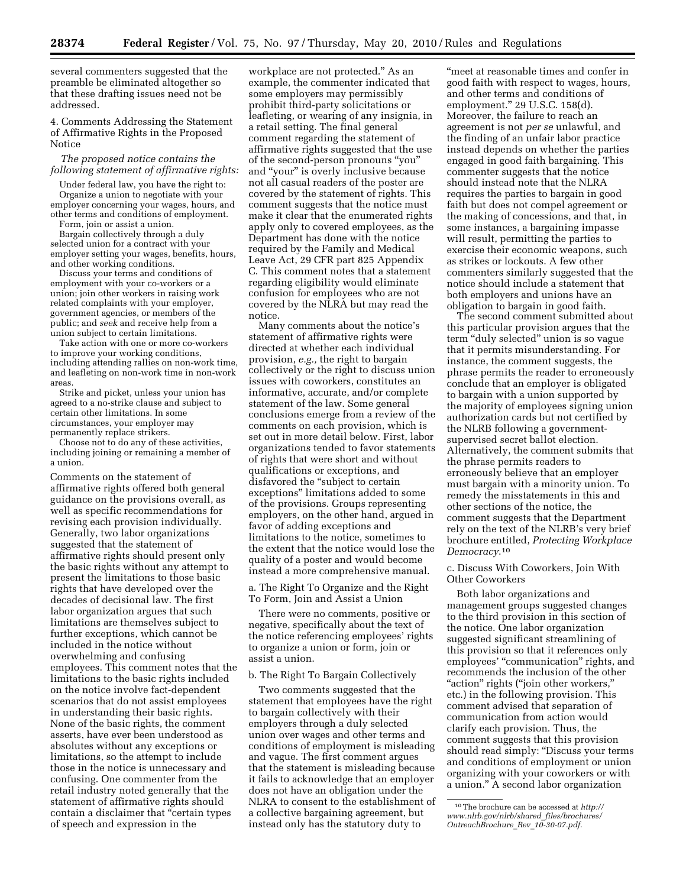several commenters suggested that the preamble be eliminated altogether so that these drafting issues need not be addressed.

4. Comments Addressing the Statement of Affirmative Rights in the Proposed Notice

*The proposed notice contains the following statement of affirmative rights:*

Under federal law, you have the right to:

Organize a union to negotiate with your employer concerning your wages, hours, and other terms and conditions of employment.

Form, join or assist a union.

Bargain collectively through a duly selected union for a contract with your employer setting your wages, benefits, hours, and other working conditions.

Discuss your terms and conditions of employment with your co-workers or a union; join other workers in raising work related complaints with your employer, government agencies, or members of the public; and *seek* and receive help from a union subject to certain limitations.

Take action with one or more co-workers to improve your working conditions, including attending rallies on non-work time, and leafleting on non-work time in non-work areas.

Strike and picket, unless your union has agreed to a no-strike clause and subject to certain other limitations. In some circumstances, your employer may permanently replace strikers.

Choose not to do any of these activities, including joining or remaining a member of a union.

Comments on the statement of affirmative rights offered both general guidance on the provisions overall, as well as specific recommendations for revising each provision individually. Generally, two labor organizations suggested that the statement of affirmative rights should present only the basic rights without any attempt to present the limitations to those basic rights that have developed over the decades of decisional law. The first labor organization argues that such limitations are themselves subject to further exceptions, which cannot be included in the notice without overwhelming and confusing employees. This comment notes that the limitations to the basic rights included on the notice involve fact-dependent scenarios that do not assist employees in understanding their basic rights. None of the basic rights, the comment asserts, have ever been understood as absolutes without any exceptions or limitations, so the attempt to include those in the notice is unnecessary and confusing. One commenter from the retail industry noted generally that the statement of affirmative rights should contain a disclaimer that "certain types of speech and expression in the workplace are not protected." As an example, the commenter indicated that some employers may permissibly prohibit third-party solicitations or leafleting, or wearing of any insignia, in a retail setting. The final general comment regarding the statement of affirmative rights suggested that the use of the second-person pronouns "you" and "your" is overly inclusive because not all casual readers of the poster are covered by the statement of rights. This comment suggests that the notice must make it clear that the enumerated rights apply only to covered employees, as the Department has done with the notice required by the Family and Medical Leave Act, 29 CFR part 825 Appendix C. This comment notes that a statement regarding eligibility would eliminate confusion for employees who are not covered by the NLRA but may read the notice.

Many comments about the notice's statement of affirmative rights were directed at whether each individual provision, *e.g.,* the right to bargain collectively or the right to discuss union issues with coworkers, constitutes an informative, accurate, and/or complete statement of the law. Some general conclusions emerge from a review of the comments on each provision, which is set out in more detail below. First, labor organizations tended to favor statements of rights that were short and without qualifications or exceptions, and disfavored the "subject to certain exceptions" limitations added to some of the provisions. Groups representing employers, on the other hand, argued in favor of adding exceptions and limitations to the notice, sometimes to the extent that the notice would lose the quality of a poster and would become instead a more comprehensive manual.

a. The Right To Organize and the Right To Form, Join and Assist a Union

There were no comments, positive or negative, specifically about the text of the notice referencing employees' rights to organize a union or form, join or assist a union.

b. The Right To Bargain Collectively

Two comments suggested that the statement that employees have the right to bargain collectively with their employers through a duly selected union over wages and other terms and conditions of employment is misleading and vague. The first comment argues that the statement is misleading because it fails to acknowledge that an employer does not have an obligation under the NLRA to consent to the establishment of a collective bargaining agreement, but instead only has the statutory duty to "meet at reasonable times and confer in good faith with respect to wages, hours, and other terms and conditions of employment." 29 U.S.C. 158(d). Moreover, the failure to reach an agreement is not *per se* unlawful, and the finding of an unfair labor practice instead depends on whether the parties engaged in good faith bargaining. This commenter suggests that the notice should instead note that the NLRA requires the parties to bargain in good faith but does not compel agreement or the making of concessions, and that, in some instances, a bargaining impasse will result, permitting the parties to exercise their economic weapons, such as strikes or lockouts. A few other commenters similarly suggested that the notice should include a statement that both employers and unions have an obligation to bargain in good faith.

The second comment submitted about this particular provision argues that the term "duly selected" union is so vague that it permits misunderstanding. For instance, the comment suggests, the phrase permits the reader to erroneously conclude that an employer is obligated to bargain with a union supported by the majority of employees signing union authorization cards but not certified by the NLRB following a government-supervised secret ballot election. Alternatively, the comment submits that the phrase permits readers to erroneously believe that an employer must bargain with a minority union. To remedy the misstatements in this and other sections of the notice, the comment suggests that the Department rely on the text of the NLRB's very brief brochure entitled, *Protecting Workplace Democracy.*[10]

c. Discuss With Coworkers, Join With Other Coworkers

Both labor organizations and management groups suggested changes to the third provision in this section of the notice. One labor organization suggested significant streamlining of this provision so that it references only employees' "communication" rights, and recommends the inclusion of the other "action" rights ("join other workers," etc.) in the following provision. This comment advised that separation of communication from action would clarify each provision. Thus, the comment suggests that this provision should read simply: "Discuss your terms and conditions of employment or union organizing with your coworkers or with a union." A second labor organization

[10] The brochure can be accessed at *http://www.nlrb.gov/nlrb/shared_files/brochures/OutreachBrochure_Rev_10-30-07.pdf.*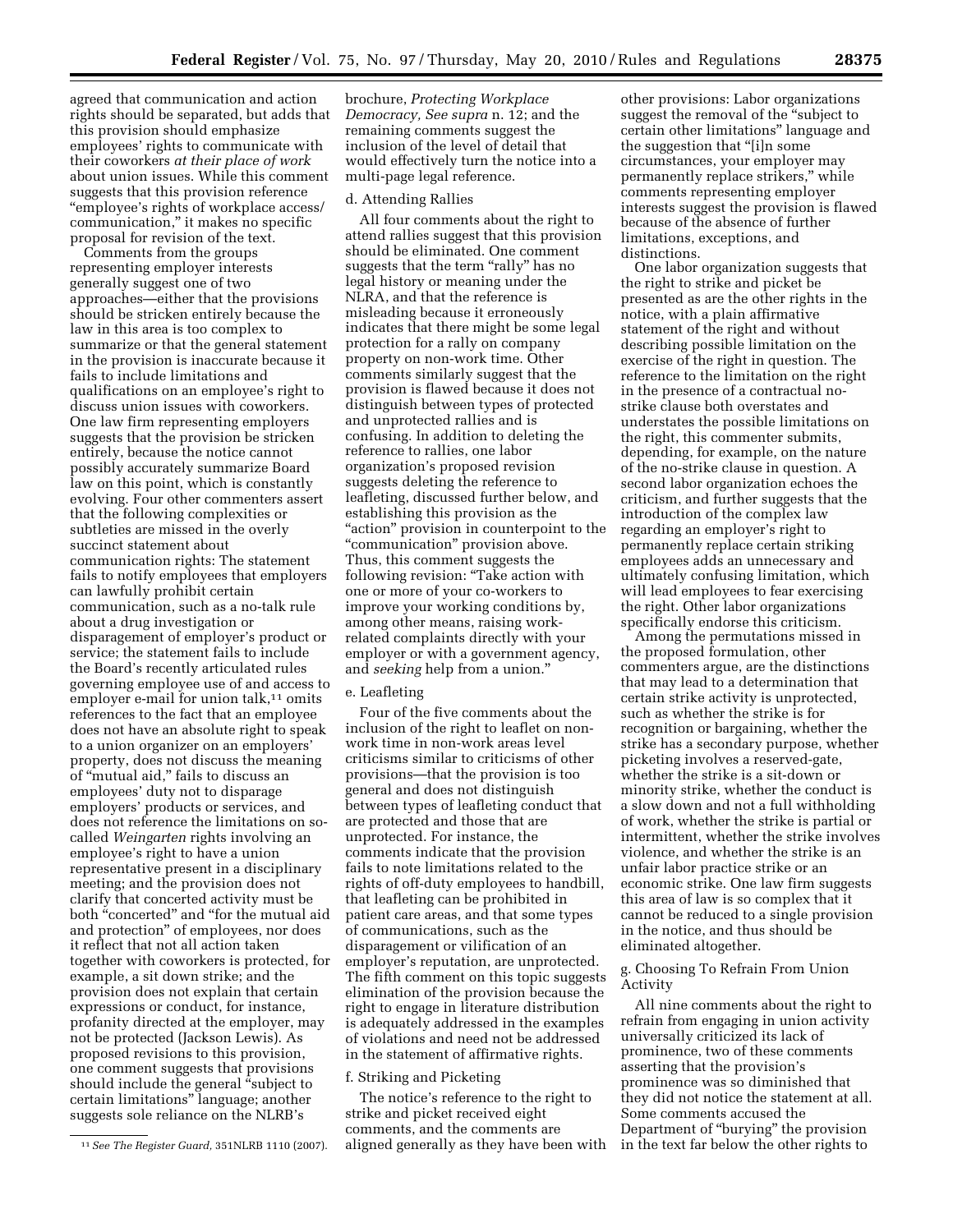agreed that communication and action rights should be separated, but adds that this provision should emphasize employees' rights to communicate with their coworkers *at their place of work* about union issues. While this comment suggests that this provision reference "employee's rights of workplace access/ communication," it makes no specific proposal for revision of the text.

Comments from the groups representing employer interests generally suggest one of two approaches—either that the provisions should be stricken entirely because the law in this area is too complex to summarize or that the general statement in the provision is inaccurate because it fails to include limitations and qualifications on an employee's right to discuss union issues with coworkers. One law firm representing employers suggests that the provision be stricken entirely, because the notice cannot possibly accurately summarize Board law on this point, which is constantly evolving. Four other commenters assert that the following complexities or subtleties are missed in the overly succinct statement about communication rights: The statement fails to notify employees that employers can lawfully prohibit certain communication, such as a no-talk rule about a drug investigation or disparagement of employer's product or service; the statement fails to include the Board's recently articulated rules governing employee use of and access to employer e-mail for union talk,[11] omits references to the fact that an employee does not have an absolute right to speak to a union organizer on an employers' property, does not discuss the meaning of "mutual aid," fails to discuss an employees' duty not to disparage employers' products or services, and does not reference the limitations on so-called *Weingarten* rights involving an employee's right to have a union representative present in a disciplinary meeting; and the provision does not clarify that concerted activity must be both "concerted" and "for the mutual aid and protection" of employees, nor does it reflect that not all action taken together with coworkers is protected, for example, a sit down strike; and the provision does not explain that certain expressions or conduct, for instance, profanity directed at the employer, may not be protected (Jackson Lewis). As proposed revisions to this provision, one comment suggests that provisions should include the general "subject to certain limitations" language; another suggests sole reliance on the NLRB's brochure, *Protecting Workplace Democracy, See supra* n. 12; and the remaining comments suggest the inclusion of the level of detail that would effectively turn the notice into a multi-page legal reference.

d. Attending Rallies

All four comments about the right to attend rallies suggest that this provision should be eliminated. One comment suggests that the term "rally" has no legal history or meaning under the NLRA, and that the reference is misleading because it erroneously indicates that there might be some legal protection for a rally on company property on non-work time. Other comments similarly suggest that the provision is flawed because it does not distinguish between types of protected and unprotected rallies and is confusing. In addition to deleting the reference to rallies, one labor organization's proposed revision suggests deleting the reference to leafleting, discussed further below, and establishing this provision as the "action" provision in counterpoint to the "communication" provision above. Thus, this comment suggests the following revision: "Take action with one or more of your co-workers to improve your working conditions by, among other means, raising work-related complaints directly with your employer or with a government agency, and *seeking* help from a union."

e. Leafleting

Four of the five comments about the inclusion of the right to leaflet on non-work time in non-work areas level criticisms similar to criticisms of other provisions—that the provision is too general and does not distinguish between types of leafleting conduct that are protected and those that are unprotected. For instance, the comments indicate that the provision fails to note limitations related to the rights of off-duty employees to handbill, that leafleting can be prohibited in patient care areas, and that some types of communications, such as the disparagement or vilification of an employer's reputation, are unprotected. The fifth comment on this topic suggests elimination of the provision because the right to engage in literature distribution is adequately addressed in the examples of violations and need not be addressed in the statement of affirmative rights.

f. Striking and Picketing

The notice's reference to the right to strike and picket received eight comments, and the comments are aligned generally as they have been with other provisions: Labor organizations suggest the removal of the "subject to certain other limitations" language and the suggestion that "[i]n some circumstances, your employer may permanently replace strikers," while comments representing employer interests suggest the provision is flawed because of the absence of further limitations, exceptions, and distinctions.

One labor organization suggests that the right to strike and picket be presented as are the other rights in the notice, with a plain affirmative statement of the right and without describing possible limitation on the exercise of the right in question. The reference to the limitation on the right in the presence of a contractual no-strike clause both overstates and understates the possible limitations on the right, this commenter submits, depending, for example, on the nature of the no-strike clause in question. A second labor organization echoes the criticism, and further suggests that the introduction of the complex law regarding an employer's right to permanently replace certain striking employees adds an unnecessary and ultimately confusing limitation, which will lead employees to fear exercising the right. Other labor organizations specifically endorse this criticism.

Among the permutations missed in the proposed formulation, other commenters argue, are the distinctions that may lead to a determination that certain strike activity is unprotected, such as whether the strike is for recognition or bargaining, whether the strike has a secondary purpose, whether picketing involves a reserved-gate, whether the strike is a sit-down or minority strike, whether the conduct is a slow down and not a full withholding of work, whether the strike is partial or intermittent, whether the strike involves violence, and whether the strike is an unfair labor practice strike or an economic strike. One law firm suggests this area of law is so complex that it cannot be reduced to a single provision in the notice, and thus should be eliminated altogether.

g. Choosing To Refrain From Union Activity

All nine comments about the right to refrain from engaging in union activity universally criticized its lack of prominence, two of these comments asserting that the provision's prominence was so diminished that they did not notice the statement at all. Some comments accused the Department of "burying" the provision in the text far below the other rights to

[11] *See The Register Guard,* 351NLRB 1110 (2007).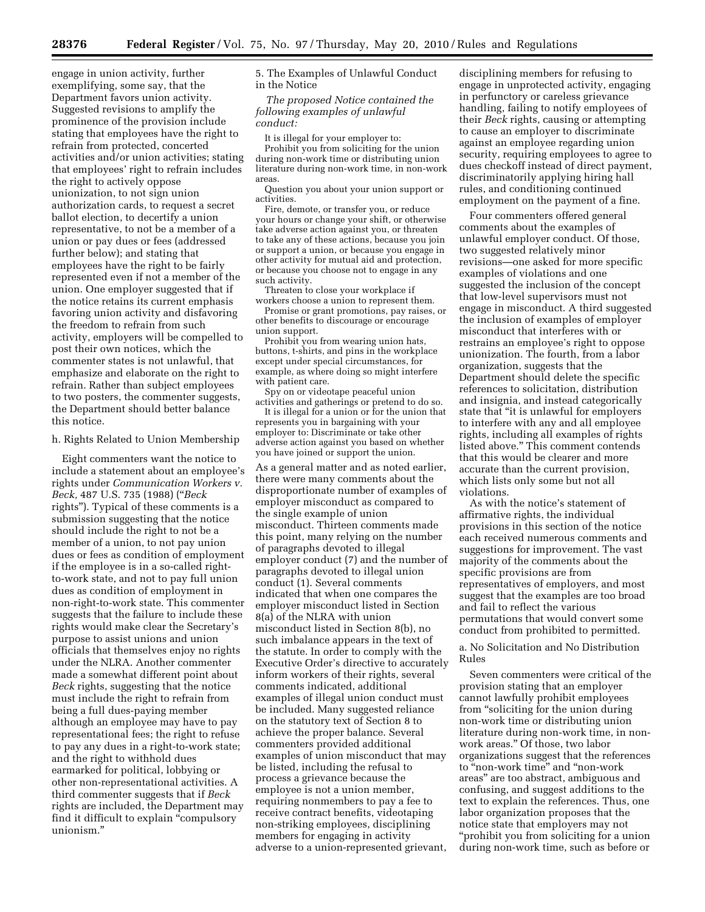engage in union activity, further exemplifying, some say, that the Department favors union activity. Suggested revisions to amplify the prominence of the provision include stating that employees have the right to refrain from protected, concerted activities and/or union activities; stating that employees' right to refrain includes the right to actively oppose unionization, to not sign union authorization cards, to request a secret ballot election, to decertify a union representative, to not be a member of a union or pay dues or fees (addressed further below); and stating that employees have the right to be fairly represented even if not a member of the union. One employer suggested that if the notice retains its current emphasis favoring union activity and disfavoring the freedom to refrain from such activity, employers will be compelled to post their own notices, which the commenter states is not unlawful, that emphasize and elaborate on the right to refrain. Rather than subject employees to two posters, the commenter suggests, the Department should better balance this notice.

h. Rights Related to Union Membership

Eight commenters want the notice to include a statement about an employee's rights under *Communication Workers v. Beck,* 487 U.S. 735 (1988) ("*Beck* rights"). Typical of these comments is a submission suggesting that the notice should include the right to not be a member of a union, to not pay union dues or fees as condition of employment if the employee is in a so-called right-to-work state, and not to pay full union dues as condition of employment in non-right-to-work state. This commenter suggests that the failure to include these rights would make clear the Secretary's purpose to assist unions and union officials that themselves enjoy no rights under the NLRA. Another commenter made a somewhat different point about *Beck* rights, suggesting that the notice must include the right to refrain from being a full dues-paying member although an employee may have to pay representational fees; the right to refuse to pay any dues in a right-to-work state; and the right to withhold dues earmarked for political, lobbying or other non-representational activities. A third commenter suggests that if *Beck* rights are included, the Department may find it difficult to explain "compulsory unionism."

5. The Examples of Unlawful Conduct in the Notice

*The proposed Notice contained the following examples of unlawful conduct:*

It is illegal for your employer to:

Prohibit you from soliciting for the union during non-work time or distributing union literature during non-work time, in non-work areas.

Question you about your union support or activities.

Fire, demote, or transfer you, or reduce your hours or change your shift, or otherwise take adverse action against you, or threaten to take any of these actions, because you join or support a union, or because you engage in other activity for mutual aid and protection, or because you choose not to engage in any such activity.

Threaten to close your workplace if workers choose a union to represent them.

Promise or grant promotions, pay raises, or other benefits to discourage or encourage union support.

Prohibit you from wearing union hats, buttons, t-shirts, and pins in the workplace except under special circumstances, for example, as where doing so might interfere with patient care.

Spy on or videotape peaceful union activities and gatherings or pretend to do so.

It is illegal for a union or for the union that represents you in bargaining with your employer to: Discriminate or take other adverse action against you based on whether you have joined or support the union.

As a general matter and as noted earlier, there were many comments about the disproportionate number of examples of employer misconduct as compared to the single example of union misconduct. Thirteen comments made this point, many relying on the number of paragraphs devoted to illegal employer conduct (7) and the number of paragraphs devoted to illegal union conduct (1). Several comments indicated that when one compares the employer misconduct listed in Section 8(a) of the NLRA with union misconduct listed in Section 8(b), no such imbalance appears in the text of the statute. In order to comply with the Executive Order's directive to accurately inform workers of their rights, several comments indicated, additional examples of illegal union conduct must be included. Many suggested reliance on the statutory text of Section 8 to achieve the proper balance. Several commenters provided additional examples of union misconduct that may be listed, including the refusal to process a grievance because the employee is not a union member, requiring nonmembers to pay a fee to receive contract benefits, videotaping non-striking employees, disciplining members for engaging in activity adverse to a union-represented grievant, disciplining members for refusing to engage in unprotected activity, engaging in perfunctory or careless grievance handling, failing to notify employees of their *Beck* rights, causing or attempting to cause an employer to discriminate against an employee regarding union security, requiring employees to agree to dues checkoff instead of direct payment, discriminatorily applying hiring hall rules, and conditioning continued employment on the payment of a fine.

Four commenters offered general comments about the examples of unlawful employer conduct. Of those, two suggested relatively minor revisions—one asked for more specific examples of violations and one suggested the inclusion of the concept that low-level supervisors must not engage in misconduct. A third suggested the inclusion of examples of employer misconduct that interferes with or restrains an employee's right to oppose unionization. The fourth, from a labor organization, suggests that the Department should delete the specific references to solicitation, distribution and insignia, and instead categorically state that "it is unlawful for employers to interfere with any and all employee rights, including all examples of rights listed above." This comment contends that this would be clearer and more accurate than the current provision, which lists only some but not all violations.

As with the notice's statement of affirmative rights, the individual provisions in this section of the notice each received numerous comments and suggestions for improvement. The vast majority of the comments about the specific provisions are from representatives of employers, and most suggest that the examples are too broad and fail to reflect the various permutations that would convert some conduct from prohibited to permitted.

a. No Solicitation and No Distribution Rules

Seven commenters were critical of the provision stating that an employer cannot lawfully prohibit employees from "soliciting for the union during non-work time or distributing union literature during non-work time, in non-work areas." Of those, two labor organizations suggest that the references to "non-work time" and "non-work areas" are too abstract, ambiguous and confusing, and suggest additions to the text to explain the references. Thus, one labor organization proposes that the notice state that employers may not "prohibit you from soliciting for a union during non-work time, such as before or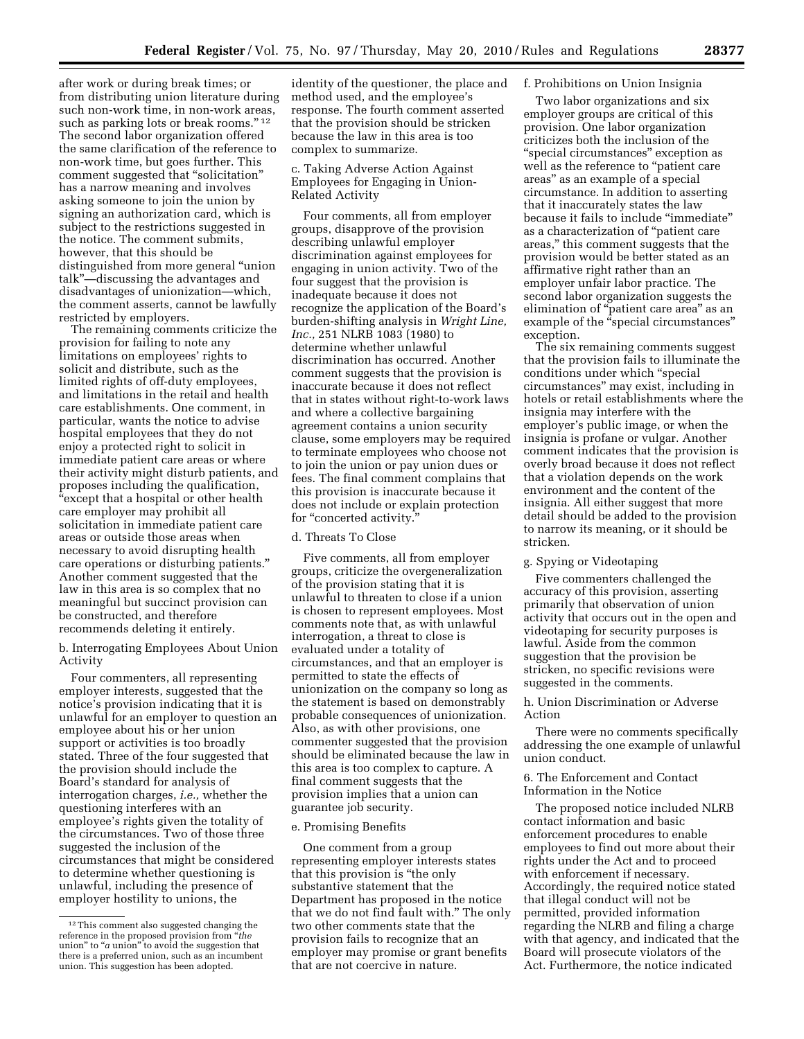after work or during break times; or from distributing union literature during such non-work time, in non-work areas, such as parking lots or break rooms."[12] The second labor organization offered the same clarification of the reference to non-work time, but goes further. This comment suggested that "solicitation" has a narrow meaning and involves asking someone to join the union by signing an authorization card, which is subject to the restrictions suggested in the notice. The comment submits, however, that this should be distinguished from more general "union talk"—discussing the advantages and disadvantages of unionization—which, the comment asserts, cannot be lawfully restricted by employers.

The remaining comments criticize the provision for failing to note any limitations on employees' rights to solicit and distribute, such as the limited rights of off-duty employees, and limitations in the retail and health care establishments. One comment, in particular, wants the notice to advise hospital employees that they do not enjoy a protected right to solicit in immediate patient care areas or where their activity might disturb patients, and proposes including the qualification, "except that a hospital or other health care employer may prohibit all solicitation in immediate patient care areas or outside those areas when necessary to avoid disrupting health care operations or disturbing patients." Another comment suggested that the law in this area is so complex that no meaningful but succinct provision can be constructed, and therefore recommends deleting it entirely.

b. Interrogating Employees About Union Activity

Four commenters, all representing employer interests, suggested that the notice's provision indicating that it is unlawful for an employer to question an employee about his or her union support or activities is too broadly stated. Three of the four suggested that the provision should include the Board's standard for analysis of interrogation charges, *i.e.,* whether the questioning interferes with an employee's rights given the totality of the circumstances. Two of those three suggested the inclusion of the circumstances that might be considered to determine whether questioning is unlawful, including the presence of employer hostility to unions, the identity of the questioner, the place and method used, and the employee's response. The fourth comment asserted that the provision should be stricken because the law in this area is too complex to summarize.

c. Taking Adverse Action Against Employees for Engaging in Union-Related Activity

Four comments, all from employer groups, disapprove of the provision describing unlawful employer discrimination against employees for engaging in union activity. Two of the four suggest that the provision is inadequate because it does not recognize the application of the Board's burden-shifting analysis in *Wright Line, Inc.,* 251 NLRB 1083 (1980) to determine whether unlawful discrimination has occurred. Another comment suggests that the provision is inaccurate because it does not reflect that in states without right-to-work laws and where a collective bargaining agreement contains a union security clause, some employers may be required to terminate employees who choose not to join the union or pay union dues or fees. The final comment complains that this provision is inaccurate because it does not include or explain protection for "concerted activity."

d. Threats To Close

Five comments, all from employer groups, criticize the overgeneralization of the provision stating that it is unlawful to threaten to close if a union is chosen to represent employees. Most comments note that, as with unlawful interrogation, a threat to close is evaluated under a totality of circumstances, and that an employer is permitted to state the effects of unionization on the company so long as the statement is based on demonstrably probable consequences of unionization. Also, as with other provisions, one commenter suggested that the provision should be eliminated because the law in this area is too complex to capture. A final comment suggests that the provision implies that a union can guarantee job security.

e. Promising Benefits

One comment from a group representing employer interests states that this provision is "the only substantive statement that the Department has proposed in the notice that we do not find fault with." The only two other comments state that the provision fails to recognize that an employer may promise or grant benefits that are not coercive in nature.

f. Prohibitions on Union Insignia

Two labor organizations and six employer groups are critical of this provision. One labor organization criticizes both the inclusion of the "special circumstances" exception as well as the reference to "patient care areas" as an example of a special circumstance. In addition to asserting that it inaccurately states the law because it fails to include "immediate" as a characterization of "patient care areas," this comment suggests that the provision would be better stated as an affirmative right rather than an employer unfair labor practice. The second labor organization suggests the elimination of "patient care area" as an example of the "special circumstances" exception.

The six remaining comments suggest that the provision fails to illuminate the conditions under which "special circumstances" may exist, including in hotels or retail establishments where the insignia may interfere with the employer's public image, or when the insignia is profane or vulgar. Another comment indicates that the provision is overly broad because it does not reflect that a violation depends on the work environment and the content of the insignia. All either suggest that more detail should be added to the provision to narrow its meaning, or it should be stricken.

g. Spying or Videotaping

Five commenters challenged the accuracy of this provision, asserting primarily that observation of union activity that occurs out in the open and videotaping for security purposes is lawful. Aside from the common suggestion that the provision be stricken, no specific revisions were suggested in the comments.

h. Union Discrimination or Adverse Action

There were no comments specifically addressing the one example of unlawful union conduct.

6. The Enforcement and Contact Information in the Notice

The proposed notice included NLRB contact information and basic enforcement procedures to enable employees to find out more about their rights under the Act and to proceed with enforcement if necessary. Accordingly, the required notice stated that illegal conduct will not be permitted, provided information regarding the NLRB and filing a charge with that agency, and indicated that the Board will prosecute violators of the Act. Furthermore, the notice indicated

[12] This comment also suggested changing the reference in the proposed provision from "*the* union" to "*a* union" to avoid the suggestion that there is a preferred union, such as an incumbent union. This suggestion has been adopted.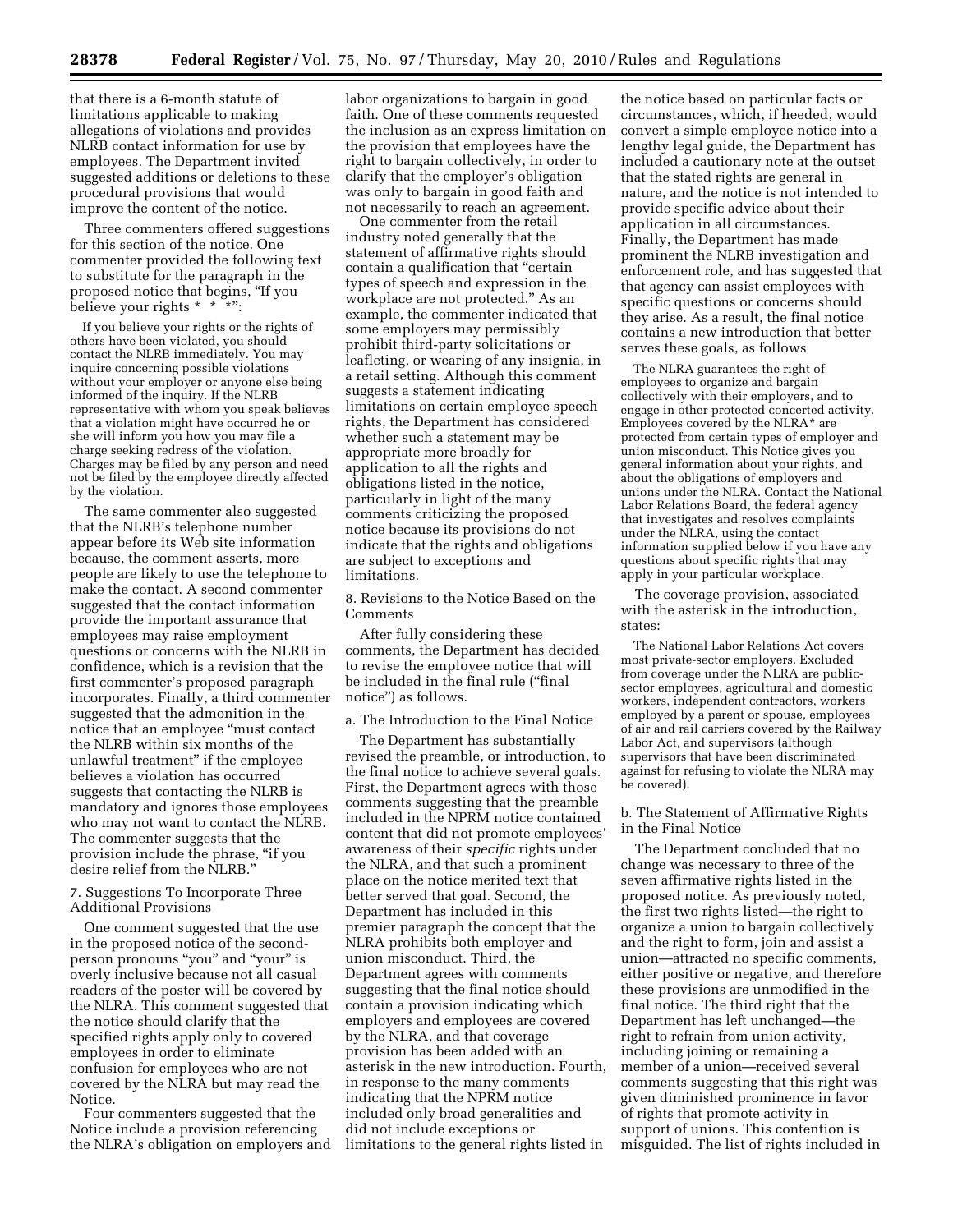that there is a 6-month statute of limitations applicable to making allegations of violations and provides NLRB contact information for use by employees. The Department invited suggested additions or deletions to these procedural provisions that would improve the content of the notice.

Three commenters offered suggestions for this section of the notice. One commenter provided the following text to substitute for the paragraph in the proposed notice that begins, "If you believe your rights * * *":

> If you believe your rights or the rights of others have been violated, you should contact the NLRB immediately. You may inquire concerning possible violations without your employer or anyone else being informed of the inquiry. If the NLRB representative with whom you speak believes that a violation might have occurred he or she will inform you how you may file a charge seeking redress of the violation. Charges may be filed by any person and need not be filed by the employee directly affected by the violation.

The same commenter also suggested that the NLRB's telephone number appear before its Web site information because, the comment asserts, more people are likely to use the telephone to make the contact. A second commenter suggested that the contact information provide the important assurance that employees may raise employment questions or concerns with the NLRB in confidence, which is a revision that the first commenter's proposed paragraph incorporates. Finally, a third commenter suggested that the admonition in the notice that an employee "must contact the NLRB within six months of the unlawful treatment" if the employee believes a violation has occurred suggests that contacting the NLRB is mandatory and ignores those employees who may not want to contact the NLRB. The commenter suggests that the provision include the phrase, "if you desire relief from the NLRB."

7. Suggestions To Incorporate Three Additional Provisions

One comment suggested that the use in the proposed notice of the second-person pronouns "you" and "your" is overly inclusive because not all casual readers of the poster will be covered by the NLRA. This comment suggested that the notice should clarify that the specified rights apply only to covered employees in order to eliminate confusion for employees who are not covered by the NLRA but may read the Notice.

Four commenters suggested that the Notice include a provision referencing the NLRA's obligation on employers and labor organizations to bargain in good faith. One of these comments requested the inclusion as an express limitation on the provision that employees have the right to bargain collectively, in order to clarify that the employer's obligation was only to bargain in good faith and not necessarily to reach an agreement.

One commenter from the retail industry noted generally that the statement of affirmative rights should contain a qualification that "certain types of speech and expression in the workplace are not protected." As an example, the commenter indicated that some employers may permissibly prohibit third-party solicitations or leafleting, or wearing of any insignia, in a retail setting. Although this comment suggests a statement indicating limitations on certain employee speech rights, the Department has considered whether such a statement may be appropriate more broadly for application to all the rights and obligations listed in the notice, particularly in light of the many comments criticizing the proposed notice because its provisions do not indicate that the rights and obligations are subject to exceptions and limitations.

8. Revisions to the Notice Based on the Comments

After fully considering these comments, the Department has decided to revise the employee notice that will be included in the final rule ("final notice") as follows.

a. The Introduction to the Final Notice

The Department has substantially revised the preamble, or introduction, to the final notice to achieve several goals. First, the Department agrees with those comments suggesting that the preamble included in the NPRM notice contained content that did not promote employees' awareness of their *specific* rights under the NLRA, and that such a prominent place on the notice merited text that better served that goal. Second, the Department has included in this premier paragraph the concept that the NLRA prohibits both employer and union misconduct. Third, the Department agrees with comments suggesting that the final notice should contain a provision indicating which employers and employees are covered by the NLRA, and that coverage provision has been added with an asterisk in the new introduction. Fourth, in response to the many comments indicating that the NPRM notice included only broad generalities and did not include exceptions or limitations to the general rights listed in the notice based on particular facts or circumstances, which, if heeded, would convert a simple employee notice into a lengthy legal guide, the Department has included a cautionary note at the outset that the stated rights are general in nature, and the notice is not intended to provide specific advice about their application in all circumstances. Finally, the Department has made prominent the NLRB investigation and enforcement role, and has suggested that that agency can assist employees with specific questions or concerns should they arise. As a result, the final notice contains a new introduction that better serves these goals, as follows

> The NLRA guarantees the right of employees to organize and bargain collectively with their employers, and to engage in other protected concerted activity. Employees covered by the NLRA* are protected from certain types of employer and union misconduct. This Notice gives you general information about your rights, and about the obligations of employers and unions under the NLRA. Contact the National Labor Relations Board, the federal agency that investigates and resolves complaints under the NLRA, using the contact information supplied below if you have any questions about specific rights that may apply in your particular workplace.

The coverage provision, associated with the asterisk in the introduction, states:

> The National Labor Relations Act covers most private-sector employers. Excluded from coverage under the NLRA are public-sector employees, agricultural and domestic workers, independent contractors, workers employed by a parent or spouse, employees of air and rail carriers covered by the Railway Labor Act, and supervisors (although supervisors that have been discriminated against for refusing to violate the NLRA may be covered).

b. The Statement of Affirmative Rights in the Final Notice

The Department concluded that no change was necessary to three of the seven affirmative rights listed in the proposed notice. As previously noted, the first two rights listed—the right to organize a union to bargain collectively and the right to form, join and assist a union—attracted no specific comments, either positive or negative, and therefore these provisions are unmodified in the final notice. The third right that the Department has left unchanged—the right to refrain from union activity, including joining or remaining a member of a union—received several comments suggesting that this right was given diminished prominence in favor of rights that promote activity in support of unions. This contention is misguided. The list of rights included in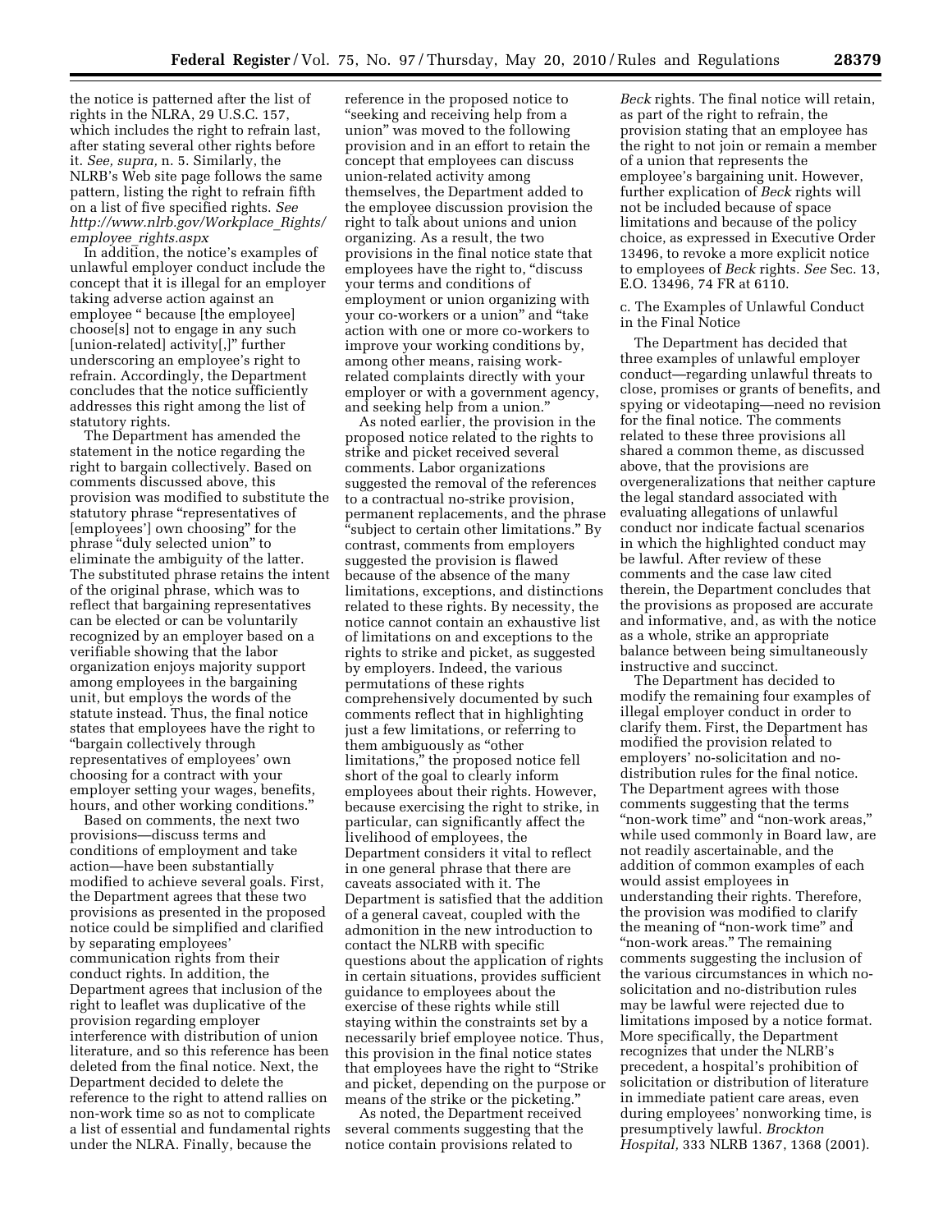the notice is patterned after the list of rights in the NLRA, 29 U.S.C. 157, which includes the right to refrain last, after stating several other rights before it. *See, supra,* n. 5. Similarly, the NLRB's Web site page follows the same pattern, listing the right to refrain fifth on a list of five specified rights. *See http://www.nlrb.gov/Workplace_Rights/employee_rights.aspx*

In addition, the notice's examples of unlawful employer conduct include the concept that it is illegal for an employer taking adverse action against an employee " because [the employee] choose[s] not to engage in any such [union-related] activity[,]" further underscoring an employee's right to refrain. Accordingly, the Department concludes that the notice sufficiently addresses this right among the list of statutory rights.

The Department has amended the statement in the notice regarding the right to bargain collectively. Based on comments discussed above, this provision was modified to substitute the statutory phrase "representatives of [employees'] own choosing" for the phrase "duly selected union" to eliminate the ambiguity of the latter. The substituted phrase retains the intent of the original phrase, which was to reflect that bargaining representatives can be elected or can be voluntarily recognized by an employer based on a verifiable showing that the labor organization enjoys majority support among employees in the bargaining unit, but employs the words of the statute instead. Thus, the final notice states that employees have the right to "bargain collectively through representatives of employees' own choosing for a contract with your employer setting your wages, benefits, hours, and other working conditions."

Based on comments, the next two provisions—discuss terms and conditions of employment and take action—have been substantially modified to achieve several goals. First, the Department agrees that these two provisions as presented in the proposed notice could be simplified and clarified by separating employees' communication rights from their conduct rights. In addition, the Department agrees that inclusion of the right to leaflet was duplicative of the provision regarding employer interference with distribution of union literature, and so this reference has been deleted from the final notice. Next, the Department decided to delete the reference to the right to attend rallies on non-work time so as not to complicate a list of essential and fundamental rights under the NLRA. Finally, because the reference in the proposed notice to "seeking and receiving help from a union" was moved to the following provision and in an effort to retain the concept that employees can discuss union-related activity among themselves, the Department added to the employee discussion provision the right to talk about unions and union organizing. As a result, the two provisions in the final notice state that employees have the right to, "discuss your terms and conditions of employment or union organizing with your co-workers or a union" and "take action with one or more co-workers to improve your working conditions by, among other means, raising work-related complaints directly with your employer or with a government agency, and seeking help from a union."

As noted earlier, the provision in the proposed notice related to the rights to strike and picket received several comments. Labor organizations suggested the removal of the references to a contractual no-strike provision, permanent replacements, and the phrase "subject to certain other limitations." By contrast, comments from employers suggested the provision is flawed because of the absence of the many limitations, exceptions, and distinctions related to these rights. By necessity, the notice cannot contain an exhaustive list of limitations on and exceptions to the rights to strike and picket, as suggested by employers. Indeed, the various permutations of these rights comprehensively documented by such comments reflect that in highlighting just a few limitations, or referring to them ambiguously as "other limitations," the proposed notice fell short of the goal to clearly inform employees about their rights. However, because exercising the right to strike, in particular, can significantly affect the livelihood of employees, the Department considers it vital to reflect in one general phrase that there are caveats associated with it. The Department is satisfied that the addition of a general caveat, coupled with the admonition in the new introduction to contact the NLRB with specific questions about the application of rights in certain situations, provides sufficient guidance to employees about the exercise of these rights while still staying within the constraints set by a necessarily brief employee notice. Thus, this provision in the final notice states that employees have the right to "Strike and picket, depending on the purpose or means of the strike or the picketing."

As noted, the Department received several comments suggesting that the notice contain provisions related to *Beck* rights. The final notice will retain, as part of the right to refrain, the provision stating that an employee has the right to not join or remain a member of a union that represents the employee's bargaining unit. However, further explication of *Beck* rights will not be included because of space limitations and because of the policy choice, as expressed in Executive Order 13496, to revoke a more explicit notice to employees of *Beck* rights. *See* Sec. 13, E.O. 13496, 74 FR at 6110.

c. The Examples of Unlawful Conduct in the Final Notice

The Department has decided that three examples of unlawful employer conduct—regarding unlawful threats to close, promises or grants of benefits, and spying or videotaping—need no revision for the final notice. The comments related to these three provisions all shared a common theme, as discussed above, that the provisions are overgeneralizations that neither capture the legal standard associated with evaluating allegations of unlawful conduct nor indicate factual scenarios in which the highlighted conduct may be lawful. After review of these comments and the case law cited therein, the Department concludes that the provisions as proposed are accurate and informative, and, as with the notice as a whole, strike an appropriate balance between being simultaneously instructive and succinct.

The Department has decided to modify the remaining four examples of illegal employer conduct in order to clarify them. First, the Department has modified the provision related to employers' no-solicitation and no-distribution rules for the final notice. The Department agrees with those comments suggesting that the terms "non-work time" and "non-work areas," while used commonly in Board law, are not readily ascertainable, and the addition of common examples of each would assist employees in understanding their rights. Therefore, the provision was modified to clarify the meaning of "non-work time" and "non-work areas." The remaining comments suggesting the inclusion of the various circumstances in which no-solicitation and no-distribution rules may be lawful were rejected due to limitations imposed by a notice format. More specifically, the Department recognizes that under the NLRB's precedent, a hospital's prohibition of solicitation or distribution of literature in immediate patient care areas, even during employees' nonworking time, is presumptively lawful. *Brockton Hospital,* 333 NLRB 1367, 1368 (2001).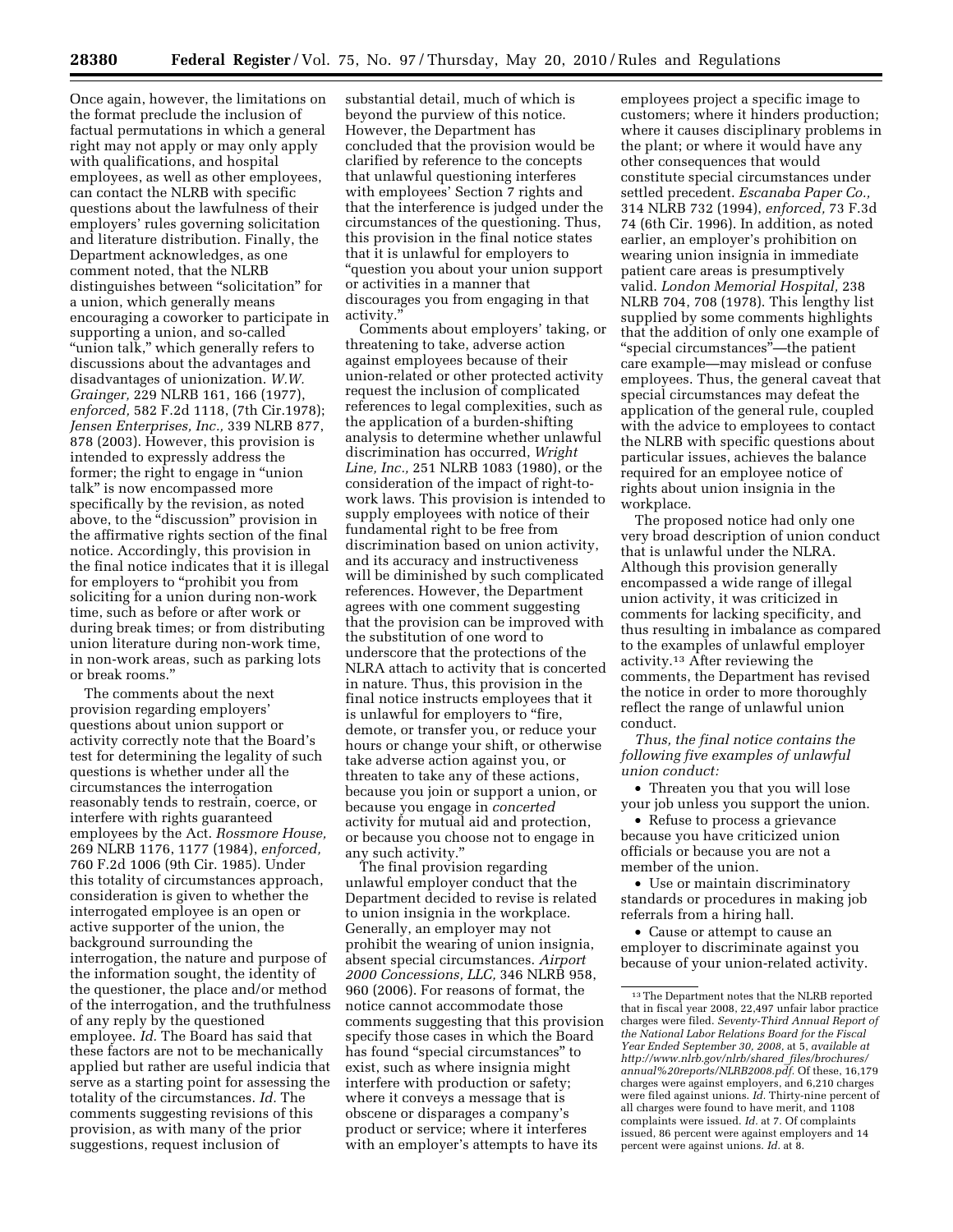Once again, however, the limitations on the format preclude the inclusion of factual permutations in which a general right may not apply or may only apply with qualifications, and hospital employees, as well as other employees, can contact the NLRB with specific questions about the lawfulness of their employers' rules governing solicitation and literature distribution. Finally, the Department acknowledges, as one comment noted, that the NLRB distinguishes between "solicitation" for a union, which generally means encouraging a coworker to participate in supporting a union, and so-called "union talk," which generally refers to discussions about the advantages and disadvantages of unionization. *W.W. Grainger,* 229 NLRB 161, 166 (1977), *enforced,* 582 F.2d 1118, (7th Cir.1978); *Jensen Enterprises, Inc.,* 339 NLRB 877, 878 (2003). However, this provision is intended to expressly address the former; the right to engage in "union talk" is now encompassed more specifically by the revision, as noted above, to the "discussion" provision in the affirmative rights section of the final notice. Accordingly, this provision in the final notice indicates that it is illegal for employers to "prohibit you from soliciting for a union during non-work time, such as before or after work or during break times; or from distributing union literature during non-work time, in non-work areas, such as parking lots or break rooms."

The comments about the next provision regarding employers' questions about union support or activity correctly note that the Board's test for determining the legality of such questions is whether under all the circumstances the interrogation reasonably tends to restrain, coerce, or interfere with rights guaranteed employees by the Act. *Rossmore House,* 269 NLRB 1176, 1177 (1984), *enforced,* 760 F.2d 1006 (9th Cir. 1985). Under this totality of circumstances approach, consideration is given to whether the interrogated employee is an open or active supporter of the union, the background surrounding the interrogation, the nature and purpose of the information sought, the identity of the questioner, the place and/or method of the interrogation, and the truthfulness of any reply by the questioned employee. *Id.* The Board has said that these factors are not to be mechanically applied but rather are useful indicia that serve as a starting point for assessing the totality of the circumstances. *Id.* The comments suggesting revisions of this provision, as with many of the prior suggestions, request inclusion of substantial detail, much of which is beyond the purview of this notice. However, the Department has concluded that the provision would be clarified by reference to the concepts that unlawful questioning interferes with employees' Section 7 rights and that the interference is judged under the circumstances of the questioning. Thus, this provision in the final notice states that it is unlawful for employers to "question you about your union support or activities in a manner that discourages you from engaging in that activity."

Comments about employers' taking, or threatening to take, adverse action against employees because of their union-related or other protected activity request the inclusion of complicated references to legal complexities, such as the application of a burden-shifting analysis to determine whether unlawful discrimination has occurred, *Wright Line, Inc.,* 251 NLRB 1083 (1980), or the consideration of the impact of right-to-work laws. This provision is intended to supply employees with notice of their fundamental right to be free from discrimination based on union activity, and its accuracy and instructiveness will be diminished by such complicated references. However, the Department agrees with one comment suggesting that the provision can be improved with the substitution of one word to underscore that the protections of the NLRA attach to activity that is concerted in nature. Thus, this provision in the final notice instructs employees that it is unlawful for employers to "fire, demote, or transfer you, or reduce your hours or change your shift, or otherwise take adverse action against you, or threaten to take any of these actions, because you join or support a union, or because you engage in *concerted* activity for mutual aid and protection, or because you choose not to engage in any such activity."

The final provision regarding unlawful employer conduct that the Department decided to revise is related to union insignia in the workplace. Generally, an employer may not prohibit the wearing of union insignia, absent special circumstances. *Airport 2000 Concessions, LLC,* 346 NLRB 958, 960 (2006). For reasons of format, the notice cannot accommodate those comments suggesting that this provision specify those cases in which the Board has found "special circumstances" to exist, such as where insignia might interfere with production or safety; where it conveys a message that is obscene or disparages a company's product or service; where it interferes with an employer's attempts to have its employees project a specific image to customers; where it hinders production; where it causes disciplinary problems in the plant; or where it would have any other consequences that would constitute special circumstances under settled precedent. *Escanaba Paper Co.,* 314 NLRB 732 (1994), *enforced,* 73 F.3d 74 (6th Cir. 1996). In addition, as noted earlier, an employer's prohibition on wearing union insignia in immediate patient care areas is presumptively valid. *London Memorial Hospital,* 238 NLRB 704, 708 (1978). This lengthy list supplied by some comments highlights that the addition of only one example of "special circumstances"—the patient care example—may mislead or confuse employees. Thus, the general caveat that special circumstances may defeat the application of the general rule, coupled with the advice to employees to contact the NLRB with specific questions about particular issues, achieves the balance required for an employee notice of rights about union insignia in the workplace.

The proposed notice had only one very broad description of union conduct that is unlawful under the NLRA. Although this provision generally encompassed a wide range of illegal union activity, it was criticized in comments for lacking specificity, and thus resulting in imbalance as compared to the examples of unlawful employer activity.[13] After reviewing the comments, the Department has revised the notice in order to more thoroughly reflect the range of unlawful union conduct.

*Thus, the final notice contains the following five examples of unlawful union conduct:*

- Threaten you that you will lose your job unless you support the union.
- Refuse to process a grievance because you have criticized union officials or because you are not a member of the union.
- Use or maintain discriminatory standards or procedures in making job referrals from a hiring hall.
- Cause or attempt to cause an employer to discriminate against you because of your union-related activity.

---

[13] The Department notes that the NLRB reported that in fiscal year 2008, 22,497 unfair labor practice charges were filed. *Seventy-Third Annual Report of the National Labor Relations Board for the Fiscal Year Ended September 30, 2008,* at 5, *available at http://www.nlrb.gov/nlrb/shared_files/brochures/annual%20reports/NLRB2008.pdf.* Of these, 16,179 charges were against employers, and 6,210 charges were filed against unions. *Id.* Thirty-nine percent of all charges were found to have merit, and 1108 complaints were issued. *Id.* at 7. Of complaints issued, 86 percent were against employers and 14 percent were against unions. *Id.* at 8.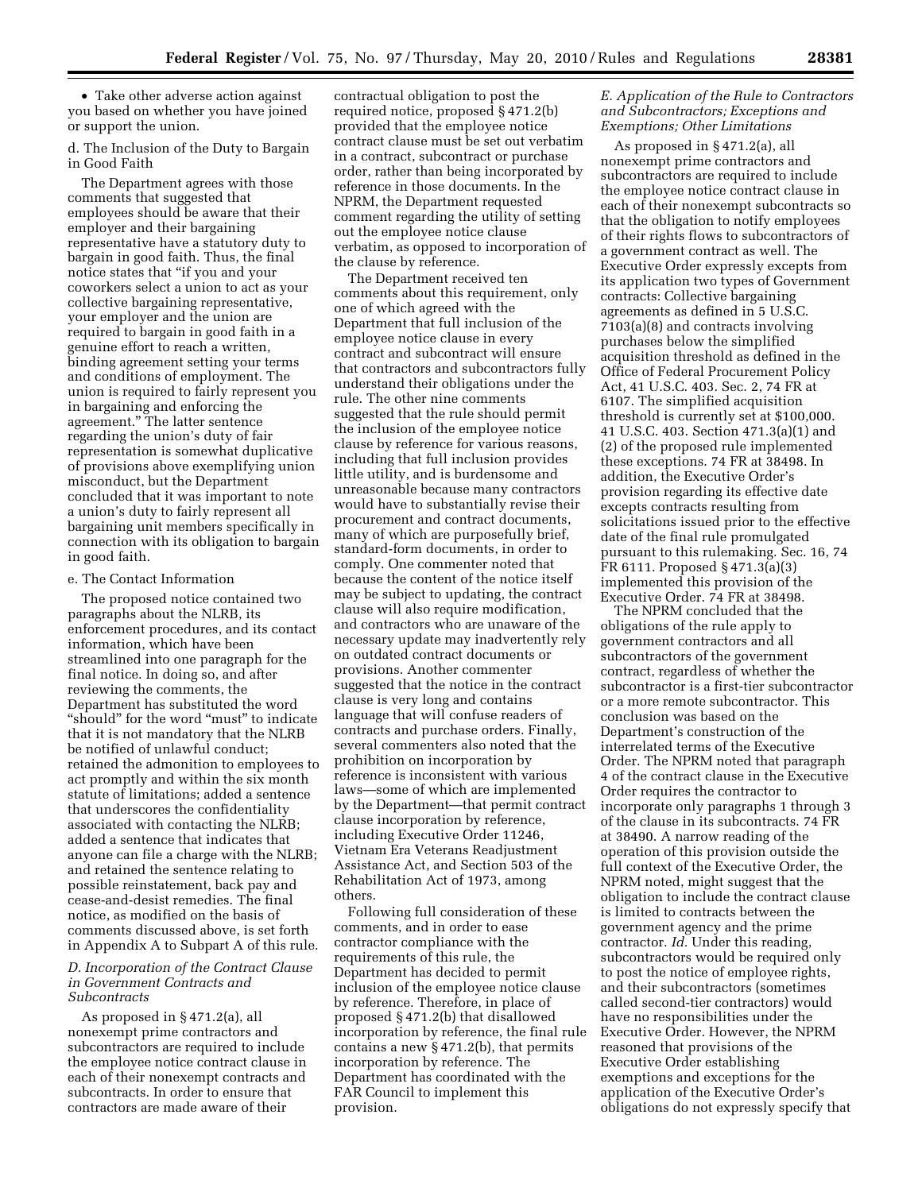- Take other adverse action against you based on whether you have joined or support the union.

d. The Inclusion of the Duty to Bargain in Good Faith

The Department agrees with those comments that suggested that employees should be aware that their employer and their bargaining representative have a statutory duty to bargain in good faith. Thus, the final notice states that "if you and your coworkers select a union to act as your collective bargaining representative, your employer and the union are required to bargain in good faith in a genuine effort to reach a written, binding agreement setting your terms and conditions of employment. The union is required to fairly represent you in bargaining and enforcing the agreement." The latter sentence regarding the union's duty of fair representation is somewhat duplicative of provisions above exemplifying union misconduct, but the Department concluded that it was important to note a union's duty to fairly represent all bargaining unit members specifically in connection with its obligation to bargain in good faith.

e. The Contact Information

The proposed notice contained two paragraphs about the NLRB, its enforcement procedures, and its contact information, which have been streamlined into one paragraph for the final notice. In doing so, and after reviewing the comments, the Department has substituted the word "should" for the word "must" to indicate that it is not mandatory that the NLRB be notified of unlawful conduct; retained the admonition to employees to act promptly and within the six month statute of limitations; added a sentence that underscores the confidentiality associated with contacting the NLRB; added a sentence that indicates that anyone can file a charge with the NLRB; and retained the sentence relating to possible reinstatement, back pay and cease-and-desist remedies. The final notice, as modified on the basis of comments discussed above, is set forth in Appendix A to Subpart A of this rule.

### D. Incorporation of the Contract Clause in Government Contracts and Subcontracts

As proposed in § 471.2(a), all nonexempt prime contractors and subcontractors are required to include the employee notice contract clause in each of their nonexempt contracts and subcontracts. In order to ensure that contractors are made aware of their contractual obligation to post the required notice, proposed § 471.2(b) provided that the employee notice contract clause must be set out verbatim in a contract, subcontract or purchase order, rather than being incorporated by reference in those documents. In the NPRM, the Department requested comment regarding the utility of setting out the employee notice clause verbatim, as opposed to incorporation of the clause by reference.

The Department received ten comments about this requirement, only one of which agreed with the Department that full inclusion of the employee notice clause in every contract and subcontract will ensure that contractors and subcontractors fully understand their obligations under the rule. The other nine comments suggested that the rule should permit the inclusion of the employee notice clause by reference for various reasons, including that full inclusion provides little utility, and is burdensome and unreasonable because many contractors would have to substantially revise their procurement and contract documents, many of which are purposefully brief, standard-form documents, in order to comply. One commenter noted that because the content of the notice itself may be subject to updating, the contract clause will also require modification, and contractors who are unaware of the necessary update may inadvertently rely on outdated contract documents or provisions. Another commenter suggested that the notice in the contract clause is very long and contains language that will confuse readers of contracts and purchase orders. Finally, several commenters also noted that the prohibition on incorporation by reference is inconsistent with various laws—some of which are implemented by the Department—that permit contract clause incorporation by reference, including Executive Order 11246, Vietnam Era Veterans Readjustment Assistance Act, and Section 503 of the Rehabilitation Act of 1973, among others.

Following full consideration of these comments, and in order to ease contractor compliance with the requirements of this rule, the Department has decided to permit inclusion of the employee notice clause by reference. Therefore, in place of proposed § 471.2(b) that disallowed incorporation by reference, the final rule contains a new § 471.2(b), that permits incorporation by reference. The Department has coordinated with the FAR Council to implement this provision.

### E. Application of the Rule to Contractors and Subcontractors; Exceptions and Exemptions; Other Limitations

As proposed in § 471.2(a), all nonexempt prime contractors and subcontractors are required to include the employee notice contract clause in each of their nonexempt subcontracts so that the obligation to notify employees of their rights flows to subcontractors of a government contract as well. The Executive Order expressly excepts from its application two types of Government contracts: Collective bargaining agreements as defined in 5 U.S.C. 7103(a)(8) and contracts involving purchases below the simplified acquisition threshold as defined in the Office of Federal Procurement Policy Act, 41 U.S.C. 403. Sec. 2, 74 FR at 6107. The simplified acquisition threshold is currently set at $100,000. 41 U.S.C. 403. Section 471.3(a)(1) and (2) of the proposed rule implemented these exceptions. 74 FR at 38498. In addition, the Executive Order's provision regarding its effective date excepts contracts resulting from solicitations issued prior to the effective date of the final rule promulgated pursuant to this rulemaking. Sec. 16, 74 FR 6111. Proposed § 471.3(a)(3) implemented this provision of the Executive Order. 74 FR at 38498.

The NPRM concluded that the obligations of the rule apply to government contractors and all subcontractors of the government contract, regardless of whether the subcontractor is a first-tier subcontractor or a more remote subcontractor. This conclusion was based on the Department's construction of the interrelated terms of the Executive Order. The NPRM noted that paragraph 4 of the contract clause in the Executive Order requires the contractor to incorporate only paragraphs 1 through 3 of the clause in its subcontracts. 74 FR at 38490. A narrow reading of the operation of this provision outside the full context of the Executive Order, the NPRM noted, might suggest that the obligation to include the contract clause is limited to contracts between the government agency and the prime contractor. *Id.* Under this reading, subcontractors would be required only to post the notice of employee rights, and their subcontractors (sometimes called second-tier contractors) would have no responsibilities under the Executive Order. However, the NPRM reasoned that provisions of the Executive Order establishing exemptions and exceptions for the application of the Executive Order's obligations do not expressly specify that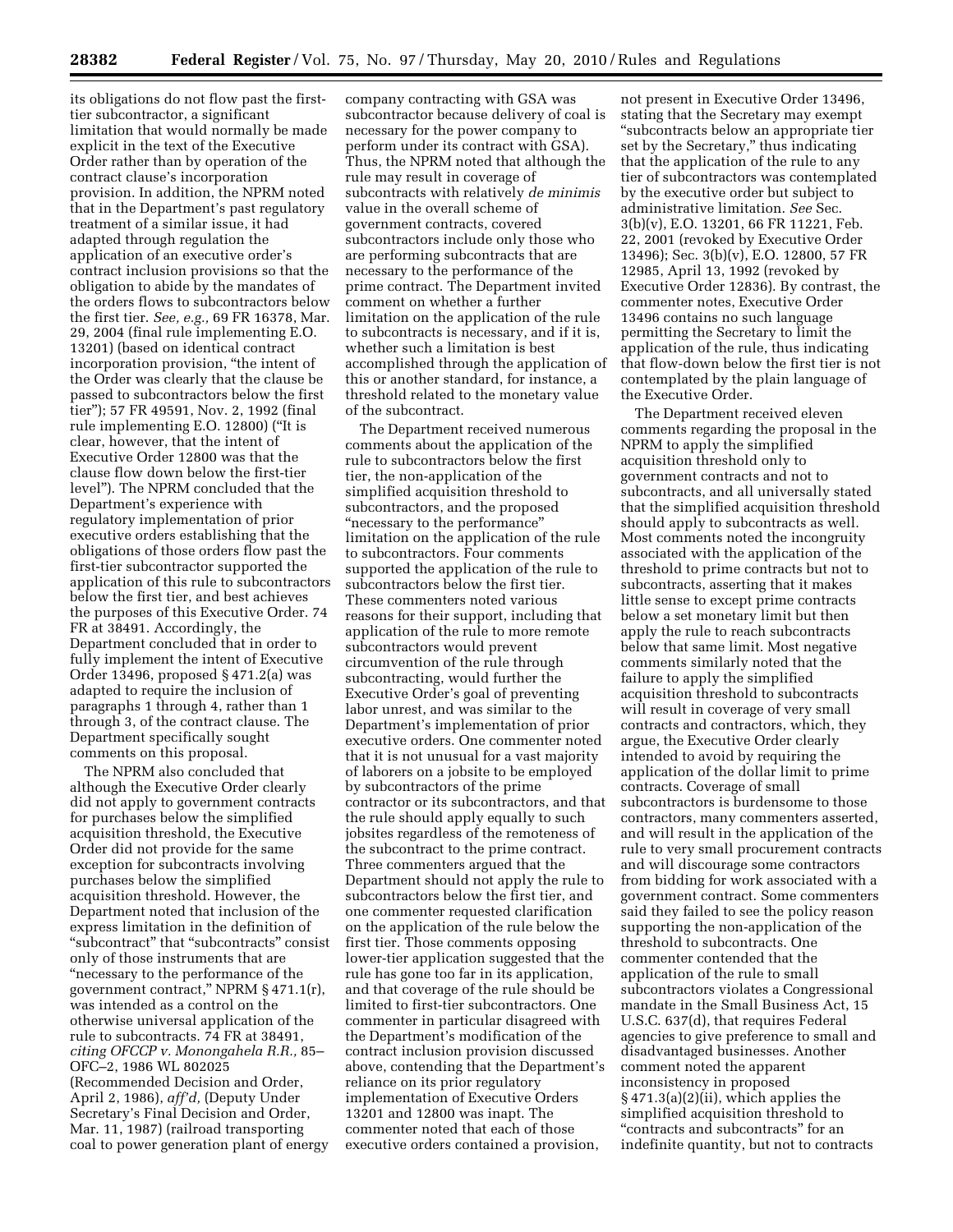its obligations do not flow past the first-tier subcontractor, a significant limitation that would normally be made explicit in the text of the Executive Order rather than by operation of the contract clause's incorporation provision. In addition, the NPRM noted that in the Department's past regulatory treatment of a similar issue, it had adapted through regulation the application of an executive order's contract inclusion provisions so that the obligation to abide by the mandates of the orders flows to subcontractors below the first tier. *See, e.g.,* 69 FR 16378, Mar. 29, 2004 (final rule implementing E.O. 13201) (based on identical contract incorporation provision, "the intent of the Order was clearly that the clause be passed to subcontractors below the first tier"); 57 FR 49591, Nov. 2, 1992 (final rule implementing E.O. 12800) ("It is clear, however, that the intent of Executive Order 12800 was that the clause flow down below the first-tier level"). The NPRM concluded that the Department's experience with regulatory implementation of prior executive orders establishing that the obligations of those orders flow past the first-tier subcontractor supported the application of this rule to subcontractors below the first tier, and best achieves the purposes of this Executive Order. 74 FR at 38491. Accordingly, the Department concluded that in order to fully implement the intent of Executive Order 13496, proposed § 471.2(a) was adapted to require the inclusion of paragraphs 1 through 4, rather than 1 through 3, of the contract clause. The Department specifically sought comments on this proposal.

The NPRM also concluded that although the Executive Order clearly did not apply to government contracts for purchases below the simplified acquisition threshold, the Executive Order did not provide for the same exception for subcontracts involving purchases below the simplified acquisition threshold. However, the Department noted that inclusion of the express limitation in the definition of "subcontract" that "subcontracts" consist only of those instruments that are "necessary to the performance of the government contract," NPRM § 471.1(r), was intended as a control on the otherwise universal application of the rule to subcontracts. 74 FR at 38491, *citing OFCCP v. Monongahela R.R.,* 85–OFC–2, 1986 WL 802025 (Recommended Decision and Order, April 2, 1986), *aff'd,* (Deputy Under Secretary's Final Decision and Order, Mar. 11, 1987) (railroad transporting coal to power generation plant of energy company contracting with GSA was subcontractor because delivery of coal is necessary for the power company to perform under its contract with GSA). Thus, the NPRM noted that although the rule may result in coverage of subcontracts with relatively *de minimis* value in the overall scheme of government contracts, covered subcontractors include only those who are performing subcontracts that are necessary to the performance of the prime contract. The Department invited comment on whether a further limitation on the application of the rule to subcontracts is necessary, and if it is, whether such a limitation is best accomplished through the application of this or another standard, for instance, a threshold related to the monetary value of the subcontract.

The Department received numerous comments about the application of the rule to subcontractors below the first tier, the non-application of the simplified acquisition threshold to subcontractors, and the proposed "necessary to the performance" limitation on the application of the rule to subcontractors. Four comments supported the application of the rule to subcontractors below the first tier. These commenters noted various reasons for their support, including that application of the rule to more remote subcontractors would prevent circumvention of the rule through subcontracting, would further the Executive Order's goal of preventing labor unrest, and was similar to the Department's implementation of prior executive orders. One commenter noted that it is not unusual for a vast majority of laborers on a jobsite to be employed by subcontractors of the prime contractor or its subcontractors, and that the rule should apply equally to such jobsites regardless of the remoteness of the subcontract to the prime contract. Three commenters argued that the Department should not apply the rule to subcontractors below the first tier, and one commenter requested clarification on the application of the rule below the first tier. Those comments opposing lower-tier application suggested that the rule has gone too far in its application, and that coverage of the rule should be limited to first-tier subcontractors. One commenter in particular disagreed with the Department's modification of the contract inclusion provision discussed above, contending that the Department's reliance on its prior regulatory implementation of Executive Orders 13201 and 12800 was inapt. The commenter noted that each of those executive orders contained a provision, not present in Executive Order 13496, stating that the Secretary may exempt "subcontracts below an appropriate tier set by the Secretary," thus indicating that the application of the rule to any tier of subcontractors was contemplated by the executive order but subject to administrative limitation. *See* Sec. 3(b)(v), E.O. 13201, 66 FR 11221, Feb. 22, 2001 (revoked by Executive Order 13496); Sec. 3(b)(v), E.O. 12800, 57 FR 12985, April 13, 1992 (revoked by Executive Order 12836). By contrast, the commenter notes, Executive Order 13496 contains no such language permitting the Secretary to limit the application of the rule, thus indicating that flow-down below the first tier is not contemplated by the plain language of the Executive Order.

The Department received eleven comments regarding the proposal in the NPRM to apply the simplified acquisition threshold only to government contracts and not to subcontracts, and all universally stated that the simplified acquisition threshold should apply to subcontracts as well. Most comments noted the incongruity associated with the application of the threshold to prime contracts but not to subcontracts, asserting that it makes little sense to except prime contracts below a set monetary limit but then apply the rule to reach subcontracts below that same limit. Most negative comments similarly noted that the failure to apply the simplified acquisition threshold to subcontracts will result in coverage of very small contracts and contractors, which, they argue, the Executive Order clearly intended to avoid by requiring the application of the dollar limit to prime contracts. Coverage of small subcontractors is burdensome to those contractors, many commenters asserted, and will result in the application of the rule to very small procurement contracts and will discourage some contractors from bidding for work associated with a government contract. Some commenters said they failed to see the policy reason supporting the non-application of the threshold to subcontracts. One commenter contended that the application of the rule to small subcontractors violates a Congressional mandate in the Small Business Act, 15 U.S.C. 637(d), that requires Federal agencies to give preference to small and disadvantaged businesses. Another comment noted the apparent inconsistency in proposed § 471.3(a)(2)(ii), which applies the simplified acquisition threshold to "contracts and subcontracts" for an indefinite quantity, but not to contracts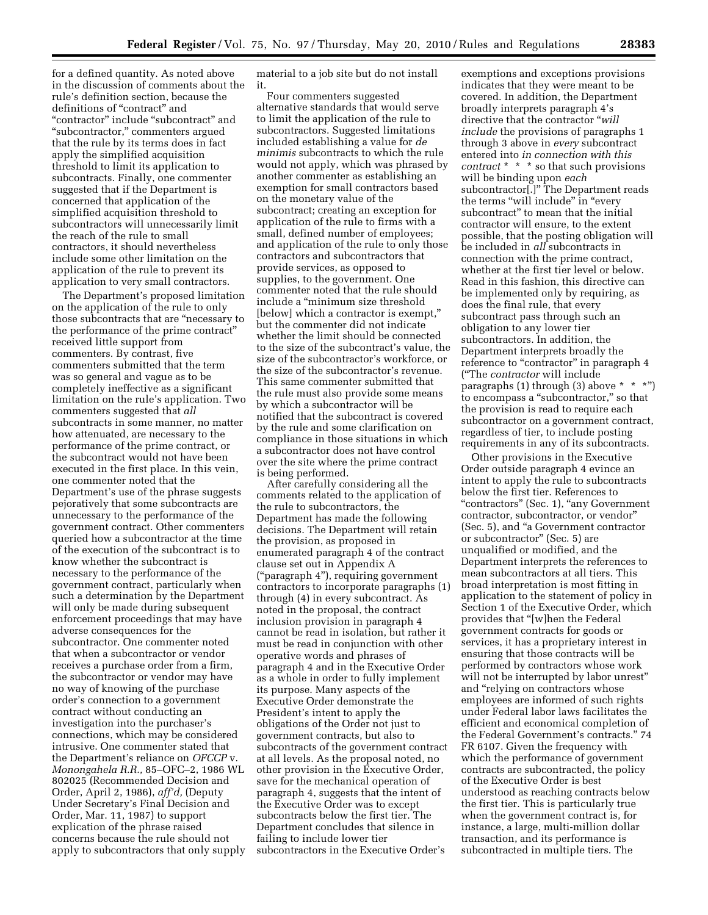for a defined quantity. As noted above in the discussion of comments about the rule's definition section, because the definitions of "contract" and "contractor" include "subcontract" and "subcontractor," commenters argued that the rule by its terms does in fact apply the simplified acquisition threshold to limit its application to subcontracts. Finally, one commenter suggested that if the Department is concerned that application of the simplified acquisition threshold to subcontractors will unnecessarily limit the reach of the rule to small contractors, it should nevertheless include some other limitation on the application of the rule to prevent its application to very small contractors.

The Department's proposed limitation on the application of the rule to only those subcontracts that are "necessary to the performance of the prime contract" received little support from commenters. By contrast, five commenters submitted that the term was so general and vague as to be completely ineffective as a significant limitation on the rule's application. Two commenters suggested that *all* subcontracts in some manner, no matter how attenuated, are necessary to the performance of the prime contract, or the subcontract would not have been executed in the first place. In this vein, one commenter noted that the Department's use of the phrase suggests pejoratively that some subcontracts are unnecessary to the performance of the government contract. Other commenters queried how a subcontractor at the time of the execution of the subcontract is to know whether the subcontract is necessary to the performance of the government contract, particularly when such a determination by the Department will only be made during subsequent enforcement proceedings that may have adverse consequences for the subcontractor. One commenter noted that when a subcontractor or vendor receives a purchase order from a firm, the subcontractor or vendor may have no way of knowing of the purchase order's connection to a government contract without conducting an investigation into the purchaser's connections, which may be considered intrusive. One commenter stated that the Department's reliance on *OFCCP* v. *Monongahela R.R.,* 85–OFC–2, 1986 WL 802025 (Recommended Decision and Order, April 2, 1986), *aff'd,* (Deputy Under Secretary's Final Decision and Order, Mar. 11, 1987) to support explication of the phrase raised concerns because the rule should not apply to subcontractors that only supply material to a job site but do not install it.

Four commenters suggested alternative standards that would serve to limit the application of the rule to subcontractors. Suggested limitations included establishing a value for *de minimis* subcontracts to which the rule would not apply, which was phrased by another commenter as establishing an exemption for small contractors based on the monetary value of the subcontract; creating an exception for application of the rule to firms with a small, defined number of employees; and application of the rule to only those contractors and subcontractors that provide services, as opposed to supplies, to the government. One commenter noted that the rule should include a "minimum size threshold [below] which a contractor is exempt," but the commenter did not indicate whether the limit should be connected to the size of the subcontract's value, the size of the subcontractor's workforce, or the size of the subcontractor's revenue. This same commenter submitted that the rule must also provide some means by which a subcontractor will be notified that the subcontract is covered by the rule and some clarification on compliance in those situations in which a subcontractor does not have control over the site where the prime contract is being performed.

After carefully considering all the comments related to the application of the rule to subcontractors, the Department has made the following decisions. The Department will retain the provision, as proposed in enumerated paragraph 4 of the contract clause set out in Appendix A ("paragraph 4"), requiring government contractors to incorporate paragraphs (1) through (4) in every subcontract. As noted in the proposal, the contract inclusion provision in paragraph 4 cannot be read in isolation, but rather it must be read in conjunction with other operative words and phrases of paragraph 4 and in the Executive Order as a whole in order to fully implement its purpose. Many aspects of the Executive Order demonstrate the President's intent to apply the obligations of the Order not just to government contracts, but also to subcontracts of the government contract at all levels. As the proposal noted, no other provision in the Executive Order, save for the mechanical operation of paragraph 4, suggests that the intent of the Executive Order was to except subcontracts below the first tier. The Department concludes that silence in failing to include lower tier subcontractors in the Executive Order's exemptions and exceptions provisions indicates that they were meant to be covered. In addition, the Department broadly interprets paragraph 4's directive that the contractor "*will include* the provisions of paragraphs 1 through 3 above in *every* subcontract entered into *in connection with this contract* * * * so that such provisions will be binding upon *each* subcontractor[.]" The Department reads the terms "will include" in "every subcontract" to mean that the initial contractor will ensure, to the extent possible, that the posting obligation will be included in *all* subcontracts in connection with the prime contract, whether at the first tier level or below. Read in this fashion, this directive can be implemented only by requiring, as does the final rule, that every subcontract pass through such an obligation to any lower tier subcontractors. In addition, the Department interprets broadly the reference to "contractor" in paragraph 4 ("The *contractor* will include paragraphs (1) through (3) above * * *") to encompass a "subcontractor," so that the provision is read to require each subcontractor on a government contract, regardless of tier, to include posting requirements in any of its subcontracts.

Other provisions in the Executive Order outside paragraph 4 evince an intent to apply the rule to subcontracts below the first tier. References to "contractors" (Sec. 1), "any Government contractor, subcontractor, or vendor" (Sec. 5), and "a Government contractor or subcontractor" (Sec. 5) are unqualified or modified, and the Department interprets the references to mean subcontractors at all tiers. This broad interpretation is most fitting in application to the statement of policy in Section 1 of the Executive Order, which provides that "[w]hen the Federal government contracts for goods or services, it has a proprietary interest in ensuring that those contracts will be performed by contractors whose work will not be interrupted by labor unrest" and "relying on contractors whose employees are informed of such rights under Federal labor laws facilitates the efficient and economical completion of the Federal Government's contracts." 74 FR 6107. Given the frequency with which the performance of government contracts are subcontracted, the policy of the Executive Order is best understood as reaching contracts below the first tier. This is particularly true when the government contract is, for instance, a large, multi-million dollar transaction, and its performance is subcontracted in multiple tiers. The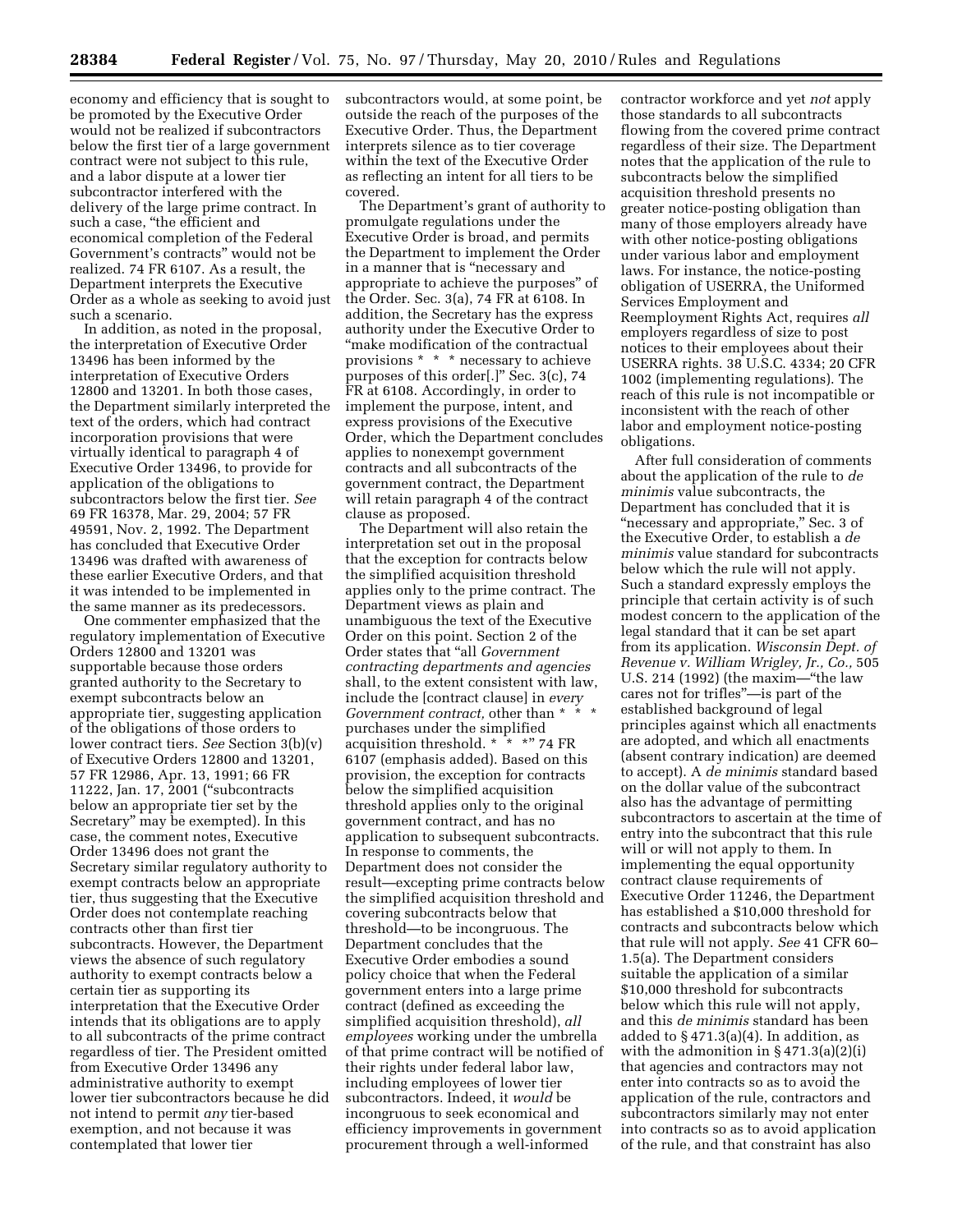economy and efficiency that is sought to be promoted by the Executive Order would not be realized if subcontractors below the first tier of a large government contract were not subject to this rule, and a labor dispute at a lower tier subcontractor interfered with the delivery of the large prime contract. In such a case, "the efficient and economical completion of the Federal Government's contracts" would not be realized. 74 FR 6107. As a result, the Department interprets the Executive Order as a whole as seeking to avoid just such a scenario.

In addition, as noted in the proposal, the interpretation of Executive Order 13496 has been informed by the interpretation of Executive Orders 12800 and 13201. In both those cases, the Department similarly interpreted the text of the orders, which had contract incorporation provisions that were virtually identical to paragraph 4 of Executive Order 13496, to provide for application of the obligations to subcontractors below the first tier. *See* 69 FR 16378, Mar. 29, 2004; 57 FR 49591, Nov. 2, 1992. The Department has concluded that Executive Order 13496 was drafted with awareness of these earlier Executive Orders, and that it was intended to be implemented in the same manner as its predecessors.

One commenter emphasized that the regulatory implementation of Executive Orders 12800 and 13201 was supportable because those orders granted authority to the Secretary to exempt subcontracts below an appropriate tier, suggesting application of the obligations of those orders to lower contract tiers. *See* Section 3(b)(v) of Executive Orders 12800 and 13201, 57 FR 12986, Apr. 13, 1991; 66 FR 11222, Jan. 17, 2001 ("subcontracts below an appropriate tier set by the Secretary" may be exempted). In this case, the comment notes, Executive Order 13496 does not grant the Secretary similar regulatory authority to exempt contracts below an appropriate tier, thus suggesting that the Executive Order does not contemplate reaching contracts other than first tier subcontracts. However, the Department views the absence of such regulatory authority to exempt contracts below a certain tier as supporting its interpretation that the Executive Order intends that its obligations are to apply to all subcontracts of the prime contract regardless of tier. The President omitted from Executive Order 13496 any administrative authority to exempt lower tier subcontractors because he did not intend to permit *any* tier-based exemption, and not because it was contemplated that lower tier subcontractors would, at some point, be outside the reach of the purposes of the Executive Order. Thus, the Department interprets silence as to tier coverage within the text of the Executive Order as reflecting an intent for all tiers to be covered.

The Department's grant of authority to promulgate regulations under the Executive Order is broad, and permits the Department to implement the Order in a manner that is "necessary and appropriate to achieve the purposes" of the Order. Sec. 3(a), 74 FR at 6108. In addition, the Secretary has the express authority under the Executive Order to "make modification of the contractual provisions * * * necessary to achieve purposes of this order[.]" Sec. 3(c), 74 FR at 6108. Accordingly, in order to implement the purpose, intent, and express provisions of the Executive Order, which the Department concludes applies to nonexempt government contracts and all subcontracts of the government contract, the Department will retain paragraph 4 of the contract clause as proposed.

The Department will also retain the interpretation set out in the proposal that the exception for contracts below the simplified acquisition threshold applies only to the prime contract. The Department views as plain and unambiguous the text of the Executive Order on this point. Section 2 of the Order states that "all *Government contracting departments and agencies* shall, to the extent consistent with law, include the [contract clause] in *every Government contract,* other than * * * purchases under the simplified acquisition threshold. * * *" 74 FR 6107 (emphasis added). Based on this provision, the exception for contracts below the simplified acquisition threshold applies only to the original government contract, and has no application to subsequent subcontracts. In response to comments, the Department does not consider the result—excepting prime contracts below the simplified acquisition threshold and covering subcontracts below that threshold—to be incongruous. The Department concludes that the Executive Order embodies a sound policy choice that when the Federal government enters into a large prime contract (defined as exceeding the simplified acquisition threshold), *all employees* working under the umbrella of that prime contract will be notified of their rights under federal labor law, including employees of lower tier subcontractors. Indeed, it *would* be incongruous to seek economical and efficiency improvements in government procurement through a well-informed contractor workforce and yet *not* apply those standards to all subcontracts flowing from the covered prime contract regardless of their size. The Department notes that the application of the rule to subcontracts below the simplified acquisition threshold presents no greater notice-posting obligation than many of those employers already have with other notice-posting obligations under various labor and employment laws. For instance, the notice-posting obligation of USERRA, the Uniformed Services Employment and Reemployment Rights Act, requires *all* employers regardless of size to post notices to their employees about their USERRA rights. 38 U.S.C. 4334; 20 CFR 1002 (implementing regulations). The reach of this rule is not incompatible or inconsistent with the reach of other labor and employment notice-posting obligations.

After full consideration of comments about the application of the rule to *de minimis* value subcontracts, the Department has concluded that it is "necessary and appropriate," Sec. 3 of the Executive Order, to establish a *de minimis* value standard for subcontracts below which the rule will not apply. Such a standard expressly employs the principle that certain activity is of such modest concern to the application of the legal standard that it can be set apart from its application. *Wisconsin Dept. of Revenue v. William Wrigley, Jr., Co.,* 505 U.S. 214 (1992) (the maxim—"the law cares not for trifles"—is part of the established background of legal principles against which all enactments are adopted, and which all enactments (absent contrary indication) are deemed to accept). A *de minimis* standard based on the dollar value of the subcontract also has the advantage of permitting subcontractors to ascertain at the time of entry into the subcontract that this rule will or will not apply to them. In implementing the equal opportunity contract clause requirements of Executive Order 11246, the Department has established a $10,000 threshold for contracts and subcontracts below which that rule will not apply. *See* 41 CFR 60–1.5(a). The Department considers suitable the application of a similar $10,000 threshold for subcontracts below which this rule will not apply, and this *de minimis* standard has been added to § 471.3(a)(4). In addition, as with the admonition in § 471.3(a)(2)(i) that agencies and contractors may not enter into contracts so as to avoid the application of the rule, contractors and subcontractors similarly may not enter into contracts so as to avoid application of the rule, and that constraint has also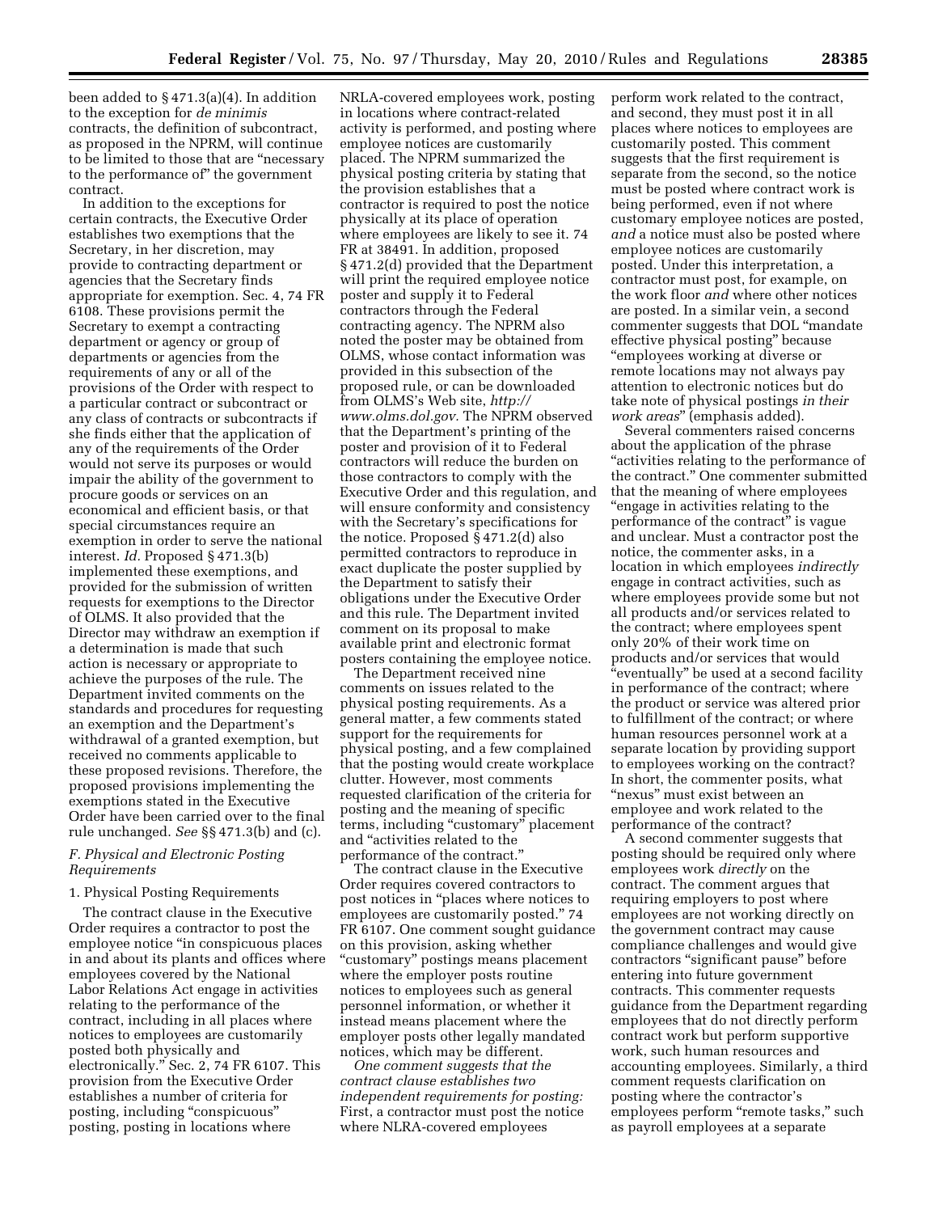been added to § 471.3(a)(4). In addition to the exception for *de minimis* contracts, the definition of subcontract, as proposed in the NPRM, will continue to be limited to those that are "necessary to the performance of" the government contract.

In addition to the exceptions for certain contracts, the Executive Order establishes two exemptions that the Secretary, in her discretion, may provide to contracting department or agencies that the Secretary finds appropriate for exemption. Sec. 4, 74 FR 6108. These provisions permit the Secretary to exempt a contracting department or agency or group of departments or agencies from the requirements of any or all of the provisions of the Order with respect to a particular contract or subcontract or any class of contracts or subcontracts if she finds either that the application of any of the requirements of the Order would not serve its purposes or would impair the ability of the government to procure goods or services on an economical and efficient basis, or that special circumstances require an exemption in order to serve the national interest. *Id.* Proposed § 471.3(b) implemented these exemptions, and provided for the submission of written requests for exemptions to the Director of OLMS. It also provided that the Director may withdraw an exemption if a determination is made that such action is necessary or appropriate to achieve the purposes of the rule. The Department invited comments on the standards and procedures for requesting an exemption and the Department's withdrawal of a granted exemption, but received no comments applicable to these proposed revisions. Therefore, the proposed provisions implementing the exemptions stated in the Executive Order have been carried over to the final rule unchanged. *See* §§ 471.3(b) and (c).

### *F. Physical and Electronic Posting Requirements*

#### 1. Physical Posting Requirements

The contract clause in the Executive Order requires a contractor to post the employee notice "in conspicuous places in and about its plants and offices where employees covered by the National Labor Relations Act engage in activities relating to the performance of the contract, including in all places where notices to employees are customarily posted both physically and electronically." Sec. 2, 74 FR 6107. This provision from the Executive Order establishes a number of criteria for posting, including "conspicuous" posting, posting in locations where NRLA-covered employees work, posting in locations where contract-related activity is performed, and posting where employee notices are customarily placed. The NPRM summarized the physical posting criteria by stating that the provision establishes that a contractor is required to post the notice physically at its place of operation where employees are likely to see it. 74 FR at 38491. In addition, proposed § 471.2(d) provided that the Department will print the required employee notice poster and supply it to Federal contractors through the Federal contracting agency. The NPRM also noted the poster may be obtained from OLMS, whose contact information was provided in this subsection of the proposed rule, or can be downloaded from OLMS's Web site, *http://www.olms.dol.gov.* The NPRM observed that the Department's printing of the poster and provision of it to Federal contractors will reduce the burden on those contractors to comply with the Executive Order and this regulation, and will ensure conformity and consistency with the Secretary's specifications for the notice. Proposed § 471.2(d) also permitted contractors to reproduce in exact duplicate the poster supplied by the Department to satisfy their obligations under the Executive Order and this rule. The Department invited comment on its proposal to make available print and electronic format posters containing the employee notice.

The Department received nine comments on issues related to the physical posting requirements. As a general matter, a few comments stated support for the requirements for physical posting, and a few complained that the posting would create workplace clutter. However, most comments requested clarification of the criteria for posting and the meaning of specific terms, including "customary" placement and "activities related to the performance of the contract."

The contract clause in the Executive Order requires covered contractors to post notices in "places where notices to employees are customarily posted." 74 FR 6107. One comment sought guidance on this provision, asking whether "customary" postings means placement where the employer posts routine notices to employees such as general personnel information, or whether it instead means placement where the employer posts other legally mandated notices, which may be different.

*One comment suggests that the contract clause establishes two independent requirements for posting:* First, a contractor must post the notice where NLRA-covered employees perform work related to the contract, and second, they must post it in all places where notices to employees are customarily posted. This comment suggests that the first requirement is separate from the second, so the notice must be posted where contract work is being performed, even if not where customary employee notices are posted, *and* a notice must also be posted where employee notices are customarily posted. Under this interpretation, a contractor must post, for example, on the work floor *and* where other notices are posted. In a similar vein, a second commenter suggests that DOL "mandate effective physical posting" because "employees working at diverse or remote locations may not always pay attention to electronic notices but do take note of physical postings *in their work areas*" (emphasis added).

Several commenters raised concerns about the application of the phrase "activities relating to the performance of the contract." One commenter submitted that the meaning of where employees "engage in activities relating to the performance of the contract" is vague and unclear. Must a contractor post the notice, the commenter asks, in a location in which employees *indirectly* engage in contract activities, such as where employees provide some but not all products and/or services related to the contract; where employees spent only 20% of their work time on products and/or services that would "eventually" be used at a second facility in performance of the contract; where the product or service was altered prior to fulfillment of the contract; or where human resources personnel work at a separate location by providing support to employees working on the contract? In short, the commenter posits, what "nexus" must exist between an employee and work related to the performance of the contract?

A second commenter suggests that posting should be required only where employees work *directly* on the contract. The comment argues that requiring employers to post where employees are not working directly on the government contract may cause compliance challenges and would give contractors "significant pause" before entering into future government contracts. This commenter requests guidance from the Department regarding employees that do not directly perform contract work but perform supportive work, such human resources and accounting employees. Similarly, a third comment requests clarification on posting where the contractor's employees perform "remote tasks," such as payroll employees at a separate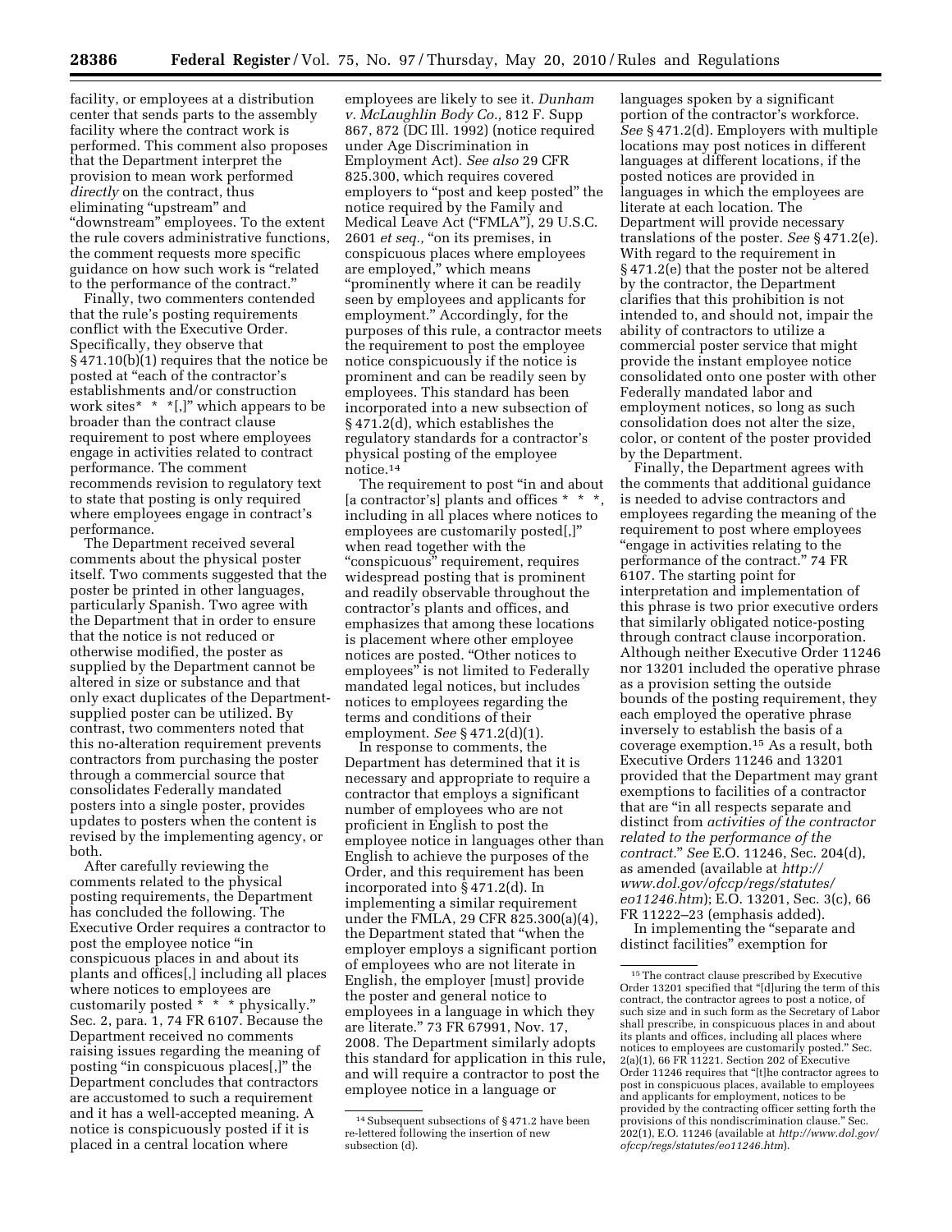facility, or employees at a distribution center that sends parts to the assembly facility where the contract work is performed. This comment also proposes that the Department interpret the provision to mean work performed *directly* on the contract, thus eliminating "upstream" and "downstream" employees. To the extent the rule covers administrative functions, the comment requests more specific guidance on how such work is "related to the performance of the contract."

Finally, two commenters contended that the rule's posting requirements conflict with the Executive Order. Specifically, they observe that § 471.10(b)(1) requires that the notice be posted at "each of the contractor's establishments and/or construction work sites* * *[,]" which appears to be broader than the contract clause requirement to post where employees engage in activities related to contract performance. The comment recommends revision to regulatory text to state that posting is only required where employees engage in contract's performance.

The Department received several comments about the physical poster itself. Two comments suggested that the poster be printed in other languages, particularly Spanish. Two agree with the Department that in order to ensure that the notice is not reduced or otherwise modified, the poster as supplied by the Department cannot be altered in size or substance and that only exact duplicates of the Department-supplied poster can be utilized. By contrast, two commenters noted that this no-alteration requirement prevents contractors from purchasing the poster through a commercial source that consolidates Federally mandated posters into a single poster, provides updates to posters when the content is revised by the implementing agency, or both.

After carefully reviewing the comments related to the physical posting requirements, the Department has concluded the following. The Executive Order requires a contractor to post the employee notice "in conspicuous places in and about its plants and offices[,] including all places where notices to employees are customarily posted * * * physically." Sec. 2, para. 1, 74 FR 6107. Because the Department received no comments raising issues regarding the meaning of posting "in conspicuous places[,]" the Department concludes that contractors are accustomed to such a requirement and it has a well-accepted meaning. A notice is conspicuously posted if it is placed in a central location where employees are likely to see it. *Dunham v. McLaughlin Body Co.,* 812 F. Supp 867, 872 (DC Ill. 1992) (notice required under Age Discrimination in Employment Act). *See also* 29 CFR 825.300, which requires covered employers to "post and keep posted" the notice required by the Family and Medical Leave Act ("FMLA"), 29 U.S.C. 2601 *et seq.,* "on its premises, in conspicuous places where employees are employed," which means "prominently where it can be readily seen by employees and applicants for employment." Accordingly, for the purposes of this rule, a contractor meets the requirement to post the employee notice conspicuously if the notice is prominent and can be readily seen by employees. This standard has been incorporated into a new subsection of § 471.2(d), which establishes the regulatory standards for a contractor's physical posting of the employee notice.[14]

The requirement to post "in and about [a contractor's] plants and offices * * *, including in all places where notices to employees are customarily posted[,]" when read together with the "conspicuous" requirement, requires widespread posting that is prominent and readily observable throughout the contractor's plants and offices, and emphasizes that among these locations is placement where other employee notices are posted. "Other notices to employees" is not limited to Federally mandated legal notices, but includes notices to employees regarding the terms and conditions of their employment. *See* § 471.2(d)(1).

In response to comments, the Department has determined that it is necessary and appropriate to require a contractor that employs a significant number of employees who are not proficient in English to post the employee notice in languages other than English to achieve the purposes of the Order, and this requirement has been incorporated into § 471.2(d). In implementing a similar requirement under the FMLA, 29 CFR 825.300(a)(4), the Department stated that "when the employer employs a significant portion of employees who are not literate in English, the employer [must] provide the poster and general notice to employees in a language in which they are literate." 73 FR 67991, Nov. 17, 2008. The Department similarly adopts this standard for application in this rule, and will require a contractor to post the employee notice in a language or languages spoken by a significant portion of the contractor's workforce. *See* § 471.2(d). Employers with multiple locations may post notices in different languages at different locations, if the posted notices are provided in languages in which the employees are literate at each location. The Department will provide necessary translations of the poster. *See* § 471.2(e). With regard to the requirement in § 471.2(e) that the poster not be altered by the contractor, the Department clarifies that this prohibition is not intended to, and should not, impair the ability of contractors to utilize a commercial poster service that might provide the instant employee notice consolidated onto one poster with other Federally mandated labor and employment notices, so long as such consolidation does not alter the size, color, or content of the poster provided by the Department.

Finally, the Department agrees with the comments that additional guidance is needed to advise contractors and employees regarding the meaning of the requirement to post where employees "engage in activities relating to the performance of the contract." 74 FR 6107. The starting point for interpretation and implementation of this phrase is two prior executive orders that similarly obligated notice-posting through contract clause incorporation. Although neither Executive Order 11246 nor 13201 included the operative phrase as a provision setting the outside bounds of the posting requirement, they each employed the operative phrase inversely to establish the basis of a coverage exemption.[15] As a result, both Executive Orders 11246 and 13201 provided that the Department may grant exemptions to facilities of a contractor that are "in all respects separate and distinct from *activities of the contractor related to the performance of the contract.*" *See* E.O. 11246, Sec. 204(d), as amended (available at *http://www.dol.gov/ofccp/regs/statutes/eo11246.htm*); E.O. 13201, Sec. 3(c), 66 FR 11222–23 (emphasis added).

In implementing the "separate and distinct facilities" exemption for

---

[14] Subsequent subsections of § 471.2 have been re-lettered following the insertion of new subsection (d).

[15] The contract clause prescribed by Executive Order 13201 specified that "[d]uring the term of this contract, the contractor agrees to post a notice, of such size and in such form as the Secretary of Labor shall prescribe, in conspicuous places in and about its plants and offices, including all places where notices to employees are customarily posted." Sec. 2(a)(1), 66 FR 11221. Section 202 of Executive Order 11246 requires that "[t]he contractor agrees to post in conspicuous places, available to employees and applicants for employment, notices to be provided by the contracting officer setting forth the provisions of this nondiscrimination clause." Sec. 202(1), E.O. 11246 (available at *http://www.dol.gov/ofccp/regs/statutes/eo11246.htm*).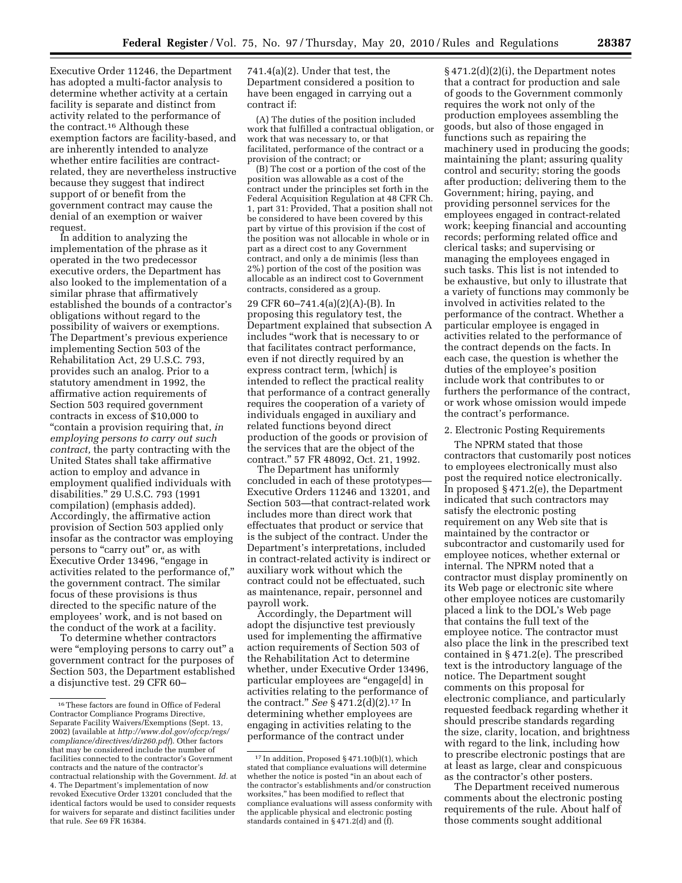Executive Order 11246, the Department has adopted a multi-factor analysis to determine whether activity at a certain facility is separate and distinct from activity related to the performance of the contract.[16] Although these exemption factors are facility-based, and are inherently intended to analyze whether entire facilities are contract-related, they are nevertheless instructive because they suggest that indirect support of or benefit from the government contract may cause the denial of an exemption or waiver request.

In addition to analyzing the phrase as it operated in the two predecessor executive orders, the Department has also looked to the implementation of a similar phrase that affirmatively established the bounds of a contractor's obligations without regard to the possibility of waivers or exemptions. The Department's previous experience implementing Section 503 of the Rehabilitation Act, 29 U.S.C. 793, provides such an analog. Prior to a statutory amendment in 1992, the affirmative action requirements of Section 503 required government contracts in excess of $10,000 to "contain a provision requiring that, *in employing persons to carry out such contract,* the party contracting with the United States shall take affirmative action to employ and advance in employment qualified individuals with disabilities." 29 U.S.C. 793 (1991 compilation) (emphasis added). Accordingly, the affirmative action provision of Section 503 applied only insofar as the contractor was employing persons to "carry out" or, as with Executive Order 13496, "engage in activities related to the performance of," the government contract. The similar focus of these provisions is thus directed to the specific nature of the employees' work, and is not based on the conduct of the work at a facility.

To determine whether contractors were "employing persons to carry out" a government contract for the purposes of Section 503, the Department established a disjunctive test. 29 CFR 60–741.4(a)(2). Under that test, the Department considered a position to have been engaged in carrying out a contract if:

(A) The duties of the position included work that fulfilled a contractual obligation, or work that was necessary to, or that facilitated, performance of the contract or a provision of the contract; or

(B) The cost or a portion of the cost of the position was allowable as a cost of the contract under the principles set forth in the Federal Acquisition Regulation at 48 CFR Ch. 1, part 31: Provided, That a position shall not be considered to have been covered by this part by virtue of this provision if the cost of the position was not allocable in whole or in part as a direct cost to any Government contract, and only a de minimis (less than 2%) portion of the cost of the position was allocable as an indirect cost to Government contracts, considered as a group.

29 CFR 60–741.4(a)(2)(A)-(B). In proposing this regulatory test, the Department explained that subsection A includes "work that is necessary to or that facilitates contract performance, even if not directly required by an express contract term, [which] is intended to reflect the practical reality that performance of a contract generally requires the cooperation of a variety of individuals engaged in auxiliary and related functions beyond direct production of the goods or provision of the services that are the object of the contract." 57 FR 48092, Oct. 21, 1992.

The Department has uniformly concluded in each of these prototypes—Executive Orders 11246 and 13201, and Section 503—that contract-related work includes more than direct work that effectuates that product or service that is the subject of the contract. Under the Department's interpretations, included in contract-related activity is indirect or auxiliary work without which the contract could not be effectuated, such as maintenance, repair, personnel and payroll work.

Accordingly, the Department will adopt the disjunctive test previously used for implementing the affirmative action requirements of Section 503 of the Rehabilitation Act to determine whether, under Executive Order 13496, particular employees are "engage[d] in activities relating to the performance of the contract." *See* § 471.2(d)(2).[17] In determining whether employees are engaging in activities relating to the performance of the contract under § 471.2(d)(2)(i), the Department notes that a contract for production and sale of goods to the Government commonly requires the work not only of the production employees assembling the goods, but also of those engaged in functions such as repairing the machinery used in producing the goods; maintaining the plant; assuring quality control and security; storing the goods after production; delivering them to the Government; hiring, paying, and providing personnel services for the employees engaged in contract-related work; keeping financial and accounting records; performing related office and clerical tasks; and supervising or managing the employees engaged in such tasks. This list is not intended to be exhaustive, but only to illustrate that a variety of functions may commonly be involved in activities related to the performance of the contract. Whether a particular employee is engaged in activities related to the performance of the contract depends on the facts. In each case, the question is whether the duties of the employee's position include work that contributes to or furthers the performance of the contract, or work whose omission would impede the contract's performance.

2. Electronic Posting Requirements

The NPRM stated that those contractors that customarily post notices to employees electronically must also post the required notice electronically. In proposed § 471.2(e), the Department indicated that such contractors may satisfy the electronic posting requirement on any Web site that is maintained by the contractor or subcontractor and customarily used for employee notices, whether external or internal. The NPRM noted that a contractor must display prominently on its Web page or electronic site where other employee notices are customarily placed a link to the DOL's Web page that contains the full text of the employee notice. The contractor must also place the link in the prescribed text contained in § 471.2(e). The prescribed text is the introductory language of the notice. The Department sought comments on this proposal for electronic compliance, and particularly requested feedback regarding whether it should prescribe standards regarding the size, clarity, location, and brightness with regard to the link, including how to prescribe electronic postings that are at least as large, clear and conspicuous as the contractor's other posters.

The Department received numerous comments about the electronic posting requirements of the rule. About half of those comments sought additional

---

[16] These factors are found in Office of Federal Contractor Compliance Programs Directive, Separate Facility Waivers/Exemptions (Sept. 13, 2002) (available at *http://www.dol.gov/ofccp/regs/compliance/directives/dir260.pdf*). Other factors that may be considered include the number of facilities connected to the contractor's Government contracts and the nature of the contractor's contractual relationship with the Government. *Id.* at 4. The Department's implementation of now revoked Executive Order 13201 concluded that the identical factors would be used to consider requests for waivers for separate and distinct facilities under that rule. *See* 69 FR 16384.

[17] In addition, Proposed § 471.10(b)(1), which stated that compliance evaluations will determine whether the notice is posted "in an about each of the contractor's establishments and/or construction worksites," has been modified to reflect that compliance evaluations will assess conformity with the applicable physical and electronic posting standards contained in § 471.2(d) and (f).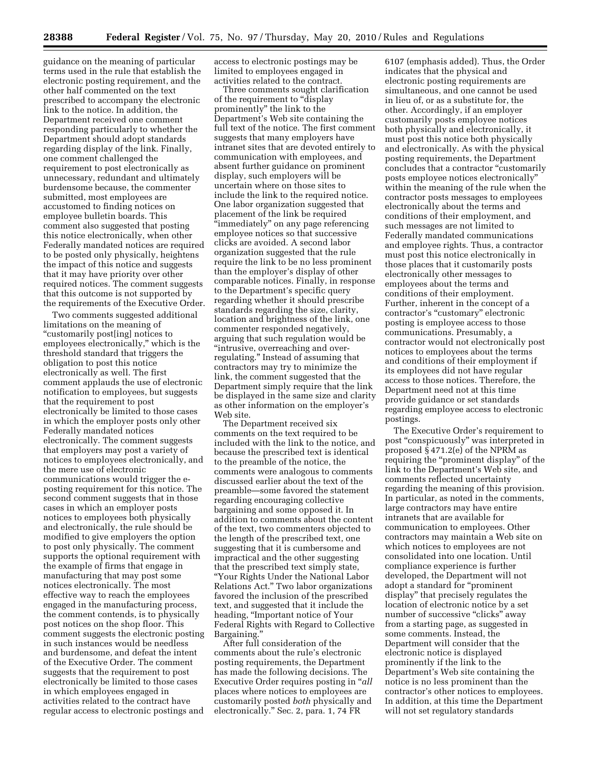guidance on the meaning of particular terms used in the rule that establish the electronic posting requirement, and the other half commented on the text prescribed to accompany the electronic link to the notice. In addition, the Department received one comment responding particularly to whether the Department should adopt standards regarding display of the link. Finally, one comment challenged the requirement to post electronically as unnecessary, redundant and ultimately burdensome because, the commenter submitted, most employees are accustomed to finding notices on employee bulletin boards. This comment also suggested that posting this notice electronically, when other Federally mandated notices are required to be posted only physically, heightens the impact of this notice and suggests that it may have priority over other required notices. The comment suggests that this outcome is not supported by the requirements of the Executive Order.

Two comments suggested additional limitations on the meaning of "customarily post[ing] notices to employees electronically," which is the threshold standard that triggers the obligation to post this notice electronically as well. The first comment applauds the use of electronic notification to employees, but suggests that the requirement to post electronically be limited to those cases in which the employer posts only other Federally mandated notices electronically. The comment suggests that employers may post a variety of notices to employees electronically, and the mere use of electronic communications would trigger the e-posting requirement for this notice. The second comment suggests that in those cases in which an employer posts notices to employees both physically and electronically, the rule should be modified to give employers the option to post only physically. The comment supports the optional requirement with the example of firms that engage in manufacturing that may post some notices electronically. The most effective way to reach the employees engaged in the manufacturing process, the comment contends, is to physically post notices on the shop floor. This comment suggests the electronic posting in such instances would be needless and burdensome, and defeat the intent of the Executive Order. The comment suggests that the requirement to post electronically be limited to those cases in which employees engaged in activities related to the contract have regular access to electronic postings and access to electronic postings may be limited to employees engaged in activities related to the contract.

Three comments sought clarification of the requirement to "display prominently" the link to the Department's Web site containing the full text of the notice. The first comment suggests that many employers have intranet sites that are devoted entirely to communication with employees, and absent further guidance on prominent display, such employers will be uncertain where on those sites to include the link to the required notice. One labor organization suggested that placement of the link be required "immediately" on any page referencing employee notices so that successive clicks are avoided. A second labor organization suggested that the rule require the link to be no less prominent than the employer's display of other comparable notices. Finally, in response to the Department's specific query regarding whether it should prescribe standards regarding the size, clarity, location and brightness of the link, one commenter responded negatively, arguing that such regulation would be "intrusive, overreaching and over-regulating." Instead of assuming that contractors may try to minimize the link, the comment suggested that the Department simply require that the link be displayed in the same size and clarity as other information on the employer's Web site.

The Department received six comments on the text required to be included with the link to the notice, and because the prescribed text is identical to the preamble of the notice, the comments were analogous to comments discussed earlier about the text of the preamble—some favored the statement regarding encouraging collective bargaining and some opposed it. In addition to comments about the content of the text, two commenters objected to the length of the prescribed text, one suggesting that it is cumbersome and impractical and the other suggesting that the prescribed text simply state, "Your Rights Under the National Labor Relations Act." Two labor organizations favored the inclusion of the prescribed text, and suggested that it include the heading, "Important notice of Your Federal Rights with Regard to Collective Bargaining."

After full consideration of the comments about the rule's electronic posting requirements, the Department has made the following decisions. The Executive Order requires posting in "*all* places where notices to employees are customarily posted *both* physically and electronically." Sec. 2, para. 1, 74 FR 6107 (emphasis added). Thus, the Order indicates that the physical and electronic posting requirements are simultaneous, and one cannot be used in lieu of, or as a substitute for, the other. Accordingly, if an employer customarily posts employee notices both physically and electronically, it must post this notice both physically and electronically. As with the physical posting requirements, the Department concludes that a contractor "customarily posts employee notices electronically" within the meaning of the rule when the contractor posts messages to employees electronically about the terms and conditions of their employment, and such messages are not limited to Federally mandated communications and employee rights. Thus, a contractor must post this notice electronically in those places that it customarily posts electronically other messages to employees about the terms and conditions of their employment. Further, inherent in the concept of a contractor's "customary" electronic posting is employee access to those communications. Presumably, a contractor would not electronically post notices to employees about the terms and conditions of their employment if its employees did not have regular access to those notices. Therefore, the Department need not at this time provide guidance or set standards regarding employee access to electronic postings.

The Executive Order's requirement to post "conspicuously" was interpreted in proposed § 471.2(e) of the NPRM as requiring the "prominent display" of the link to the Department's Web site, and comments reflected uncertainty regarding the meaning of this provision. In particular, as noted in the comments, large contractors may have entire intranets that are available for communication to employees. Other contractors may maintain a Web site on which notices to employees are not consolidated into one location. Until compliance experience is further developed, the Department will not adopt a standard for "prominent display" that precisely regulates the location of electronic notice by a set number of successive "clicks" away from a starting page, as suggested in some comments. Instead, the Department will consider that the electronic notice is displayed prominently if the link to the Department's Web site containing the notice is no less prominent than the contractor's other notices to employees. In addition, at this time the Department will not set regulatory standards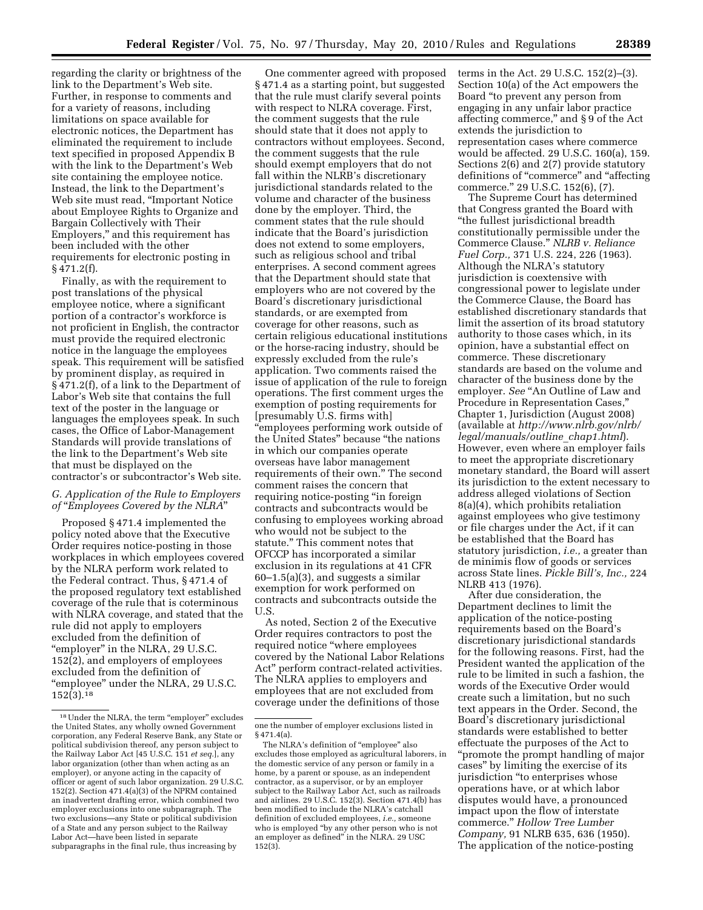regarding the clarity or brightness of the link to the Department's Web site. Further, in response to comments and for a variety of reasons, including limitations on space available for electronic notices, the Department has eliminated the requirement to include text specified in proposed Appendix B with the link to the Department's Web site containing the employee notice. Instead, the link to the Department's Web site must read, "Important Notice about Employee Rights to Organize and Bargain Collectively with Their Employers," and this requirement has been included with the other requirements for electronic posting in § 471.2(f).

Finally, as with the requirement to post translations of the physical employee notice, where a significant portion of a contractor's workforce is not proficient in English, the contractor must provide the required electronic notice in the language the employees speak. This requirement will be satisfied by prominent display, as required in § 471.2(f), of a link to the Department of Labor's Web site that contains the full text of the poster in the language or languages the employees speak. In such cases, the Office of Labor-Management Standards will provide translations of the link to the Department's Web site that must be displayed on the contractor's or subcontractor's Web site.

### G. Application of the Rule to Employers of "Employees Covered by the NLRA"

Proposed § 471.4 implemented the policy noted above that the Executive Order requires notice-posting in those workplaces in which employees covered by the NLRA perform work related to the Federal contract. Thus, § 471.4 of the proposed regulatory text established coverage of the rule that is coterminous with NLRA coverage, and stated that the rule did not apply to employers excluded from the definition of "employer" in the NLRA, 29 U.S.C. 152(2), and employers of employees excluded from the definition of "employee" under the NLRA, 29 U.S.C. 152(3).[18]

One commenter agreed with proposed § 471.4 as a starting point, but suggested that the rule must clarify several points with respect to NLRA coverage. First, the comment suggests that the rule should state that it does not apply to contractors without employees. Second, the comment suggests that the rule should exempt employers that do not fall within the NLRB's discretionary jurisdictional standards related to the volume and character of the business done by the employer. Third, the comment states that the rule should indicate that the Board's jurisdiction does not extend to some employers, such as religious school and tribal enterprises. A second comment agrees that the Department should state that employers who are not covered by the Board's discretionary jurisdictional standards, or are exempted from coverage for other reasons, such as certain religious educational institutions or the horse-racing industry, should be expressly excluded from the rule's application. Two comments raised the issue of application of the rule to foreign operations. The first comment urges the exemption of posting requirements for [presumably U.S. firms with] "employees performing work outside of the United States" because "the nations in which our companies operate overseas have labor management requirements of their own." The second comment raises the concern that requiring notice-posting "in foreign contracts and subcontracts would be confusing to employees working abroad who would not be subject to the statute." This comment notes that OFCCP has incorporated a similar exclusion in its regulations at 41 CFR 60–1.5(a)(3), and suggests a similar exemption for work performed on contracts and subcontracts outside the U.S.

As noted, Section 2 of the Executive Order requires contractors to post the required notice "where employees covered by the National Labor Relations Act" perform contract-related activities. The NLRA applies to employers and employees that are not excluded from coverage under the definitions of those terms in the Act. 29 U.S.C. 152(2)–(3). Section 10(a) of the Act empowers the Board "to prevent any person from engaging in any unfair labor practice affecting commerce," and § 9 of the Act extends the jurisdiction to representation cases where commerce would be affected. 29 U.S.C. 160(a), 159. Sections 2(6) and 2(7) provide statutory definitions of "commerce" and "affecting commerce." 29 U.S.C. 152(6), (7).

The Supreme Court has determined that Congress granted the Board with "the fullest jurisdictional breadth constitutionally permissible under the Commerce Clause." *NLRB v. Reliance Fuel Corp.,* 371 U.S. 224, 226 (1963). Although the NLRA's statutory jurisdiction is coextensive with congressional power to legislate under the Commerce Clause, the Board has established discretionary standards that limit the assertion of its broad statutory authority to those cases which, in its opinion, have a substantial effect on commerce. These discretionary standards are based on the volume and character of the business done by the employer. *See* "An Outline of Law and Procedure in Representation Cases," Chapter 1, Jurisdiction (August 2008) (available at *http://www.nlrb.gov/nlrb/legal/manuals/outline_chap1.html*). However, even where an employer fails to meet the appropriate discretionary monetary standard, the Board will assert its jurisdiction to the extent necessary to address alleged violations of Section 8(a)(4), which prohibits retaliation against employees who give testimony or file charges under the Act, if it can be established that the Board has statutory jurisdiction, *i.e.,* a greater than de minimis flow of goods or services across State lines. *Pickle Bill's, Inc.,* 224 NLRB 413 (1976).

After due consideration, the Department declines to limit the application of the notice-posting requirements based on the Board's discretionary jurisdictional standards for the following reasons. First, had the President wanted the application of the rule to be limited in such a fashion, the words of the Executive Order would create such a limitation, but no such text appears in the Order. Second, the Board's discretionary jurisdictional standards were established to better effectuate the purposes of the Act to "promote the prompt handling of major cases" by limiting the exercise of its jurisdiction "to enterprises whose operations have, or at which labor disputes would have, a pronounced impact upon the flow of interstate commerce." *Hollow Tree Lumber Company,* 91 NLRB 635, 636 (1950). The application of the notice-posting

---

[18] Under the NLRA, the term "employer" excludes the United States, any wholly owned Government corporation, any Federal Reserve Bank, any State or political subdivision thereof, any person subject to the Railway Labor Act [45 U.S.C. 151 *et seq.*], any labor organization (other than when acting as an employer), or anyone acting in the capacity of officer or agent of such labor organization. 29 U.S.C. 152(2). Section 471.4(a)(3) of the NPRM contained an inadvertent drafting error, which combined two employer exclusions into one subparagraph. The two exclusions—any State or political subdivision of a State and any person subject to the Railway Labor Act—have been listed in separate subparagraphs in the final rule, thus increasing by one the number of employer exclusions listed in § 471.4(a).

The NLRA's definition of "employee" also excludes those employed as agricultural laborers, in the domestic service of any person or family in a home, by a parent or spouse, as an independent contractor, as a supervisor, or by an employer subject to the Railway Labor Act, such as railroads and airlines. 29 U.S.C. 152(3). Section 471.4(b) has been modified to include the NLRA's catchall definition of excluded employees, *i.e.,* someone who is employed "by any other person who is not an employer as defined" in the NLRA. 29 USC 152(3).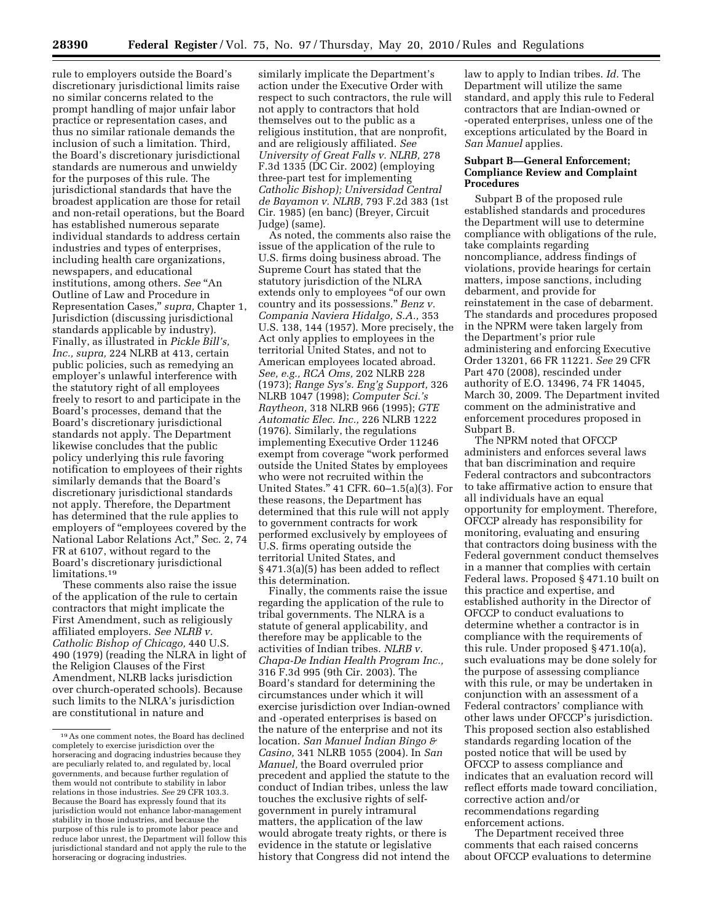rule to employers outside the Board's discretionary jurisdictional limits raise no similar concerns related to the prompt handling of major unfair labor practice or representation cases, and thus no similar rationale demands the inclusion of such a limitation. Third, the Board's discretionary jurisdictional standards are numerous and unwieldy for the purposes of this rule. The jurisdictional standards that have the broadest application are those for retail and non-retail operations, but the Board has established numerous separate individual standards to address certain industries and types of enterprises, including health care organizations, newspapers, and educational institutions, among others. *See* "An Outline of Law and Procedure in Representation Cases," *supra,* Chapter 1, Jurisdiction (discussing jurisdictional standards applicable by industry). Finally, as illustrated in *Pickle Bill's, Inc., supra,* 224 NLRB at 413, certain public policies, such as remedying an employer's unlawful interference with the statutory right of all employees freely to resort to and participate in the Board's processes, demand that the Board's discretionary jurisdictional standards not apply. The Department likewise concludes that the public policy underlying this rule favoring notification to employees of their rights similarly demands that the Board's discretionary jurisdictional standards not apply. Therefore, the Department has determined that the rule applies to employers of "employees covered by the National Labor Relations Act," Sec. 2, 74 FR at 6107, without regard to the Board's discretionary jurisdictional limitations.[19]

These comments also raise the issue of the application of the rule to certain contractors that might implicate the First Amendment, such as religiously affiliated employers. *See NLRB v. Catholic Bishop of Chicago,* 440 U.S. 490 (1979) (reading the NLRA in light of the Religion Clauses of the First Amendment, NLRB lacks jurisdiction over church-operated schools). Because such limits to the NLRA's jurisdiction are constitutional in nature and similarly implicate the Department's action under the Executive Order with respect to such contractors, the rule will not apply to contractors that hold themselves out to the public as a religious institution, that are nonprofit, and are religiously affiliated. *See University of Great Falls v. NLRB,* 278 F.3d 1335 (DC Cir. 2002) (employing three-part test for implementing *Catholic Bishop); Universidad Central de Bayamon v. NLRB,* 793 F.2d 383 (1st Cir. 1985) (en banc) (Breyer, Circuit Judge) (same).

As noted, the comments also raise the issue of the application of the rule to U.S. firms doing business abroad. The Supreme Court has stated that the statutory jurisdiction of the NLRA extends only to employees "of our own country and its possessions." *Benz v. Compania Naviera Hidalgo, S.A.,* 353 U.S. 138, 144 (1957). More precisely, the Act only applies to employees in the territorial United States, and not to American employees located abroad. *See, e.g., RCA Oms,* 202 NLRB 228 (1973); *Range Sys's. Eng'g Support,* 326 NLRB 1047 (1998); *Computer Sci.'s Raytheon,* 318 NLRB 966 (1995); *GTE Automatic Elec. Inc.,* 226 NLRB 1222 (1976). Similarly, the regulations implementing Executive Order 11246 exempt from coverage "work performed outside the United States by employees who were not recruited within the United States." 41 CFR. 60–1.5(a)(3). For these reasons, the Department has determined that this rule will not apply to government contracts for work performed exclusively by employees of U.S. firms operating outside the territorial United States, and § 471.3(a)(5) has been added to reflect this determination.

Finally, the comments raise the issue regarding the application of the rule to tribal governments. The NLRA is a statute of general applicability, and therefore may be applicable to the activities of Indian tribes. *NLRB v. Chapa-De Indian Health Program Inc.,* 316 F.3d 995 (9th Cir. 2003). The Board's standard for determining the circumstances under which it will exercise jurisdiction over Indian-owned and -operated enterprises is based on the nature of the enterprise and not its location. *San Manuel Indian Bingo & Casino,* 341 NLRB 1055 (2004). In *San Manuel,* the Board overruled prior precedent and applied the statute to the conduct of Indian tribes, unless the law touches the exclusive rights of self-government in purely intramural matters, the application of the law would abrogate treaty rights, or there is evidence in the statute or legislative history that Congress did not intend the law to apply to Indian tribes. *Id.* The Department will utilize the same standard, and apply this rule to Federal contractors that are Indian-owned or -operated enterprises, unless one of the exceptions articulated by the Board in *San Manuel* applies.

### Subpart B—General Enforcement; Compliance Review and Complaint Procedures

Subpart B of the proposed rule established standards and procedures the Department will use to determine compliance with obligations of the rule, take complaints regarding noncompliance, address findings of violations, provide hearings for certain matters, impose sanctions, including debarment, and provide for reinstatement in the case of debarment. The standards and procedures proposed in the NPRM were taken largely from the Department's prior rule administering and enforcing Executive Order 13201, 66 FR 11221. *See* 29 CFR Part 470 (2008), rescinded under authority of E.O. 13496, 74 FR 14045, March 30, 2009. The Department invited comment on the administrative and enforcement procedures proposed in Subpart B.

The NPRM noted that OFCCP administers and enforces several laws that ban discrimination and require Federal contractors and subcontractors to take affirmative action to ensure that all individuals have an equal opportunity for employment. Therefore, OFCCP already has responsibility for monitoring, evaluating and ensuring that contractors doing business with the Federal government conduct themselves in a manner that complies with certain Federal laws. Proposed § 471.10 built on this practice and expertise, and established authority in the Director of OFCCP to conduct evaluations to determine whether a contractor is in compliance with the requirements of this rule. Under proposed § 471.10(a), such evaluations may be done solely for the purpose of assessing compliance with this rule, or may be undertaken in conjunction with an assessment of a Federal contractors' compliance with other laws under OFCCP's jurisdiction. This proposed section also established standards regarding location of the posted notice that will be used by OFCCP to assess compliance and indicates that an evaluation record will reflect efforts made toward conciliation, corrective action and/or recommendations regarding enforcement actions.

The Department received three comments that each raised concerns about OFCCP evaluations to determine

[19] As one comment notes, the Board has declined completely to exercise jurisdiction over the horseracing and dogracing industries because they are peculiarly related to, and regulated by, local governments, and because further regulation of them would not contribute to stability in labor relations in those industries. *See* 29 CFR 103.3. Because the Board has expressly found that its jurisdiction would not enhance labor-management stability in those industries, and because the purpose of this rule is to promote labor peace and reduce labor unrest, the Department will follow this jurisdictional standard and not apply the rule to the horseracing or dogracing industries.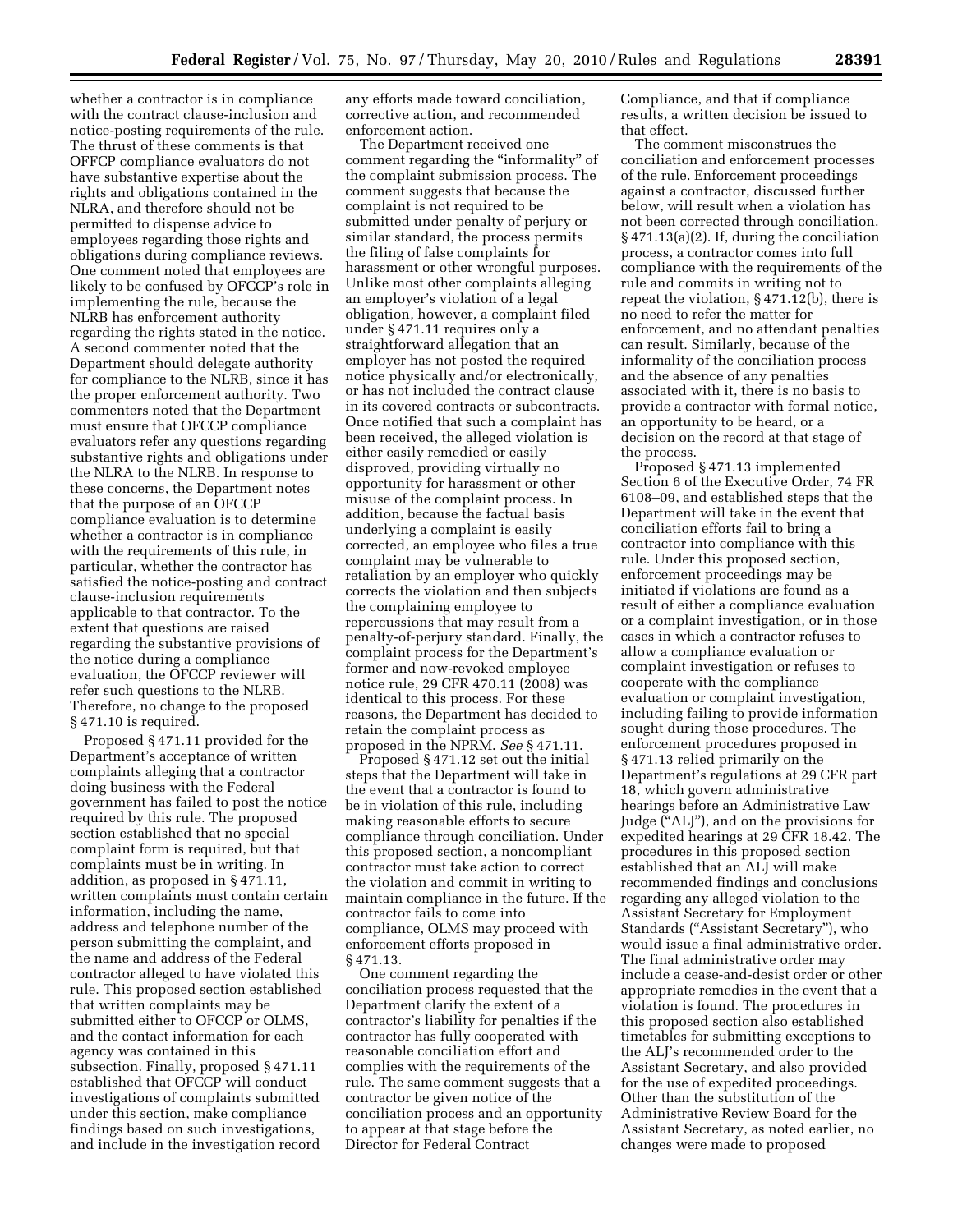whether a contractor is in compliance with the contract clause-inclusion and notice-posting requirements of the rule. The thrust of these comments is that OFFCP compliance evaluators do not have substantive expertise about the rights and obligations contained in the NLRA, and therefore should not be permitted to dispense advice to employees regarding those rights and obligations during compliance reviews. One comment noted that employees are likely to be confused by OFCCP's role in implementing the rule, because the NLRB has enforcement authority regarding the rights stated in the notice. A second commenter noted that the Department should delegate authority for compliance to the NLRB, since it has the proper enforcement authority. Two commenters noted that the Department must ensure that OFCCP compliance evaluators refer any questions regarding substantive rights and obligations under the NLRA to the NLRB. In response to these concerns, the Department notes that the purpose of an OFCCP compliance evaluation is to determine whether a contractor is in compliance with the requirements of this rule, in particular, whether the contractor has satisfied the notice-posting and contract clause-inclusion requirements applicable to that contractor. To the extent that questions are raised regarding the substantive provisions of the notice during a compliance evaluation, the OFCCP reviewer will refer such questions to the NLRB. Therefore, no change to the proposed § 471.10 is required.

Proposed § 471.11 provided for the Department's acceptance of written complaints alleging that a contractor doing business with the Federal government has failed to post the notice required by this rule. The proposed section established that no special complaint form is required, but that complaints must be in writing. In addition, as proposed in § 471.11, written complaints must contain certain information, including the name, address and telephone number of the person submitting the complaint, and the name and address of the Federal contractor alleged to have violated this rule. This proposed section established that written complaints may be submitted either to OFCCP or OLMS, and the contact information for each agency was contained in this subsection. Finally, proposed § 471.11 established that OFCCP will conduct investigations of complaints submitted under this section, make compliance findings based on such investigations, and include in the investigation record any efforts made toward conciliation, corrective action, and recommended enforcement action.

The Department received one comment regarding the "informality" of the complaint submission process. The comment suggests that because the complaint is not required to be submitted under penalty of perjury or similar standard, the process permits the filing of false complaints for harassment or other wrongful purposes. Unlike most other complaints alleging an employer's violation of a legal obligation, however, a complaint filed under § 471.11 requires only a straightforward allegation that an employer has not posted the required notice physically and/or electronically, or has not included the contract clause in its covered contracts or subcontracts. Once notified that such a complaint has been received, the alleged violation is either easily remedied or easily disproved, providing virtually no opportunity for harassment or other misuse of the complaint process. In addition, because the factual basis underlying a complaint is easily corrected, an employee who files a true complaint may be vulnerable to retaliation by an employer who quickly corrects the violation and then subjects the complaining employee to repercussions that may result from a penalty-of-perjury standard. Finally, the complaint process for the Department's former and now-revoked employee notice rule, 29 CFR 470.11 (2008) was identical to this process. For these reasons, the Department has decided to retain the complaint process as proposed in the NPRM. *See* § 471.11.

Proposed § 471.12 set out the initial steps that the Department will take in the event that a contractor is found to be in violation of this rule, including making reasonable efforts to secure compliance through conciliation. Under this proposed section, a noncompliant contractor must take action to correct the violation and commit in writing to maintain compliance in the future. If the contractor fails to come into compliance, OLMS may proceed with enforcement efforts proposed in § 471.13.

One comment regarding the conciliation process requested that the Department clarify the extent of a contractor's liability for penalties if the contractor has fully cooperated with reasonable conciliation effort and complies with the requirements of the rule. The same comment suggests that a contractor be given notice of the conciliation process and an opportunity to appear at that stage before the Director for Federal Contract Compliance, and that if compliance results, a written decision be issued to that effect.

The comment misconstrues the conciliation and enforcement processes of the rule. Enforcement proceedings against a contractor, discussed further below, will result when a violation has not been corrected through conciliation. § 471.13(a)(2). If, during the conciliation process, a contractor comes into full compliance with the requirements of the rule and commits in writing not to repeat the violation, § 471.12(b), there is no need to refer the matter for enforcement, and no attendant penalties can result. Similarly, because of the informality of the conciliation process and the absence of any penalties associated with it, there is no basis to provide a contractor with formal notice, an opportunity to be heard, or a decision on the record at that stage of the process.

Proposed § 471.13 implemented Section 6 of the Executive Order, 74 FR 6108–09, and established steps that the Department will take in the event that conciliation efforts fail to bring a contractor into compliance with this rule. Under this proposed section, enforcement proceedings may be initiated if violations are found as a result of either a compliance evaluation or a complaint investigation, or in those cases in which a contractor refuses to allow a compliance evaluation or complaint investigation or refuses to cooperate with the compliance evaluation or complaint investigation, including failing to provide information sought during those procedures. The enforcement procedures proposed in § 471.13 relied primarily on the Department's regulations at 29 CFR part 18, which govern administrative hearings before an Administrative Law Judge ("ALJ"), and on the provisions for expedited hearings at 29 CFR 18.42. The procedures in this proposed section established that an ALJ will make recommended findings and conclusions regarding any alleged violation to the Assistant Secretary for Employment Standards ("Assistant Secretary"), who would issue a final administrative order. The final administrative order may include a cease-and-desist order or other appropriate remedies in the event that a violation is found. The procedures in this proposed section also established timetables for submitting exceptions to the ALJ's recommended order to the Assistant Secretary, and also provided for the use of expedited proceedings. Other than the substitution of the Administrative Review Board for the Assistant Secretary, as noted earlier, no changes were made to proposed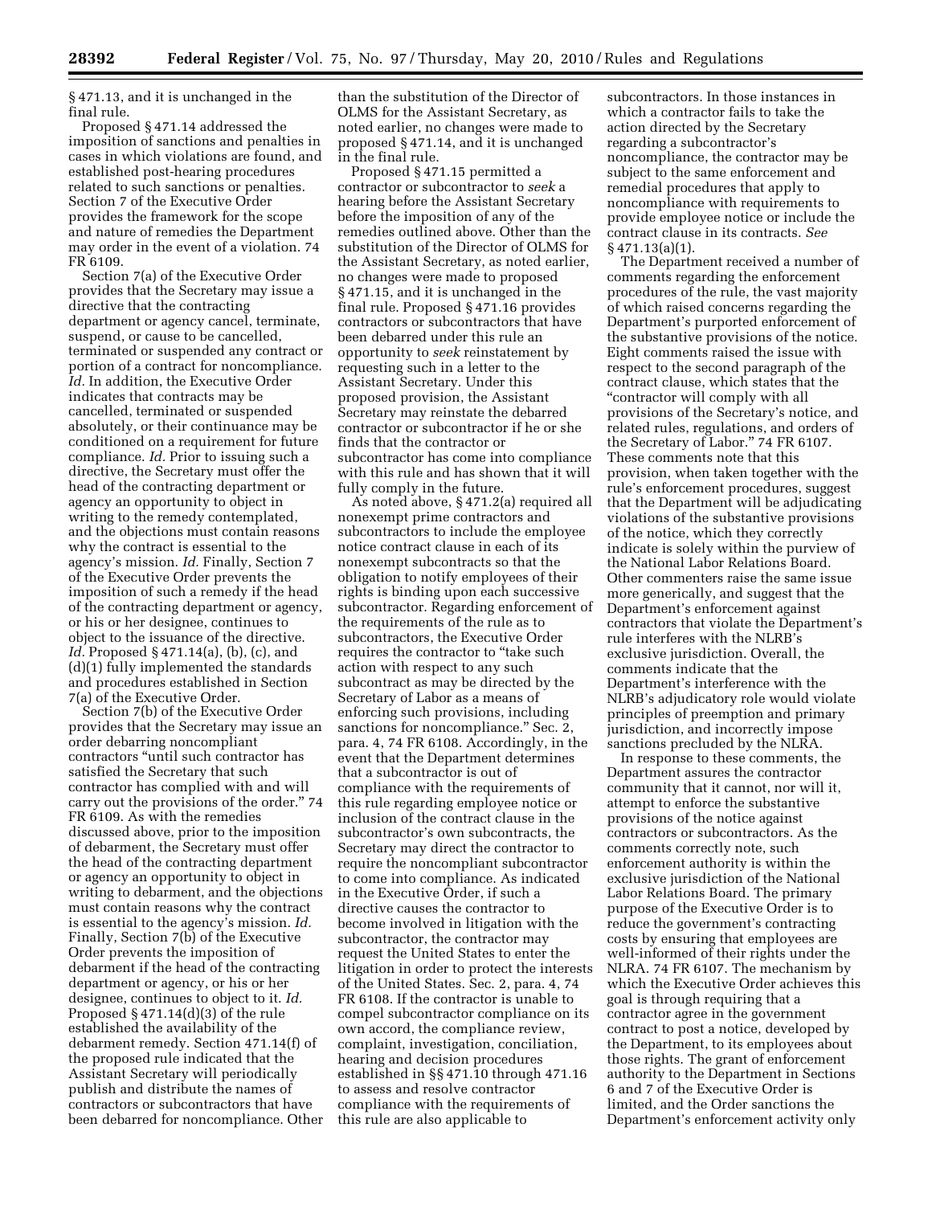§ 471.13, and it is unchanged in the final rule.

Proposed § 471.14 addressed the imposition of sanctions and penalties in cases in which violations are found, and established post-hearing procedures related to such sanctions or penalties. Section 7 of the Executive Order provides the framework for the scope and nature of remedies the Department may order in the event of a violation. 74 FR 6109.

Section 7(a) of the Executive Order provides that the Secretary may issue a directive that the contracting department or agency cancel, terminate, suspend, or cause to be cancelled, terminated or suspended any contract or portion of a contract for noncompliance. *Id.* In addition, the Executive Order indicates that contracts may be cancelled, terminated or suspended absolutely, or their continuance may be conditioned on a requirement for future compliance. *Id.* Prior to issuing such a directive, the Secretary must offer the head of the contracting department or agency an opportunity to object in writing to the remedy contemplated, and the objections must contain reasons why the contract is essential to the agency's mission. *Id.* Finally, Section 7 of the Executive Order prevents the imposition of such a remedy if the head of the contracting department or agency, or his or her designee, continues to object to the issuance of the directive. *Id.* Proposed § 471.14(a), (b), (c), and (d)(1) fully implemented the standards and procedures established in Section 7(a) of the Executive Order.

Section 7(b) of the Executive Order provides that the Secretary may issue an order debarring noncompliant contractors "until such contractor has satisfied the Secretary that such contractor has complied with and will carry out the provisions of the order." 74 FR 6109. As with the remedies discussed above, prior to the imposition of debarment, the Secretary must offer the head of the contracting department or agency an opportunity to object in writing to debarment, and the objections must contain reasons why the contract is essential to the agency's mission. *Id.* Finally, Section 7(b) of the Executive Order prevents the imposition of debarment if the head of the contracting department or agency, or his or her designee, continues to object to it. *Id.* Proposed § 471.14(d)(3) of the rule established the availability of the debarment remedy. Section 471.14(f) of the proposed rule indicated that the Assistant Secretary will periodically publish and distribute the names of contractors or subcontractors that have been debarred for noncompliance. Other than the substitution of the Director of OLMS for the Assistant Secretary, as noted earlier, no changes were made to proposed § 471.14, and it is unchanged in the final rule.

Proposed § 471.15 permitted a contractor or subcontractor to *seek* a hearing before the Assistant Secretary before the imposition of any of the remedies outlined above. Other than the substitution of the Director of OLMS for the Assistant Secretary, as noted earlier, no changes were made to proposed § 471.15, and it is unchanged in the final rule. Proposed § 471.16 provides contractors or subcontractors that have been debarred under this rule an opportunity to *seek* reinstatement by requesting such in a letter to the Assistant Secretary. Under this proposed provision, the Assistant Secretary may reinstate the debarred contractor or subcontractor if he or she finds that the contractor or subcontractor has come into compliance with this rule and has shown that it will fully comply in the future.

As noted above, § 471.2(a) required all nonexempt prime contractors and subcontractors to include the employee notice contract clause in each of its nonexempt subcontracts so that the obligation to notify employees of their rights is binding upon each successive subcontractor. Regarding enforcement of the requirements of the rule as to subcontractors, the Executive Order requires the contractor to "take such action with respect to any such subcontract as may be directed by the Secretary of Labor as a means of enforcing such provisions, including sanctions for noncompliance." Sec. 2, para. 4, 74 FR 6108. Accordingly, in the event that the Department determines that a subcontractor is out of compliance with the requirements of this rule regarding employee notice or inclusion of the contract clause in the subcontractor's own subcontracts, the Secretary may direct the contractor to require the noncompliant subcontractor to come into compliance. As indicated in the Executive Order, if such a directive causes the contractor to become involved in litigation with the subcontractor, the contractor may request the United States to enter the litigation in order to protect the interests of the United States. Sec. 2, para. 4, 74 FR 6108. If the contractor is unable to compel subcontractor compliance on its own accord, the compliance review, complaint, investigation, conciliation, hearing and decision procedures established in §§ 471.10 through 471.16 to assess and resolve contractor compliance with the requirements of this rule are also applicable to subcontractors. In those instances in which a contractor fails to take the action directed by the Secretary regarding a subcontractor's noncompliance, the contractor may be subject to the same enforcement and remedial procedures that apply to noncompliance with requirements to provide employee notice or include the contract clause in its contracts. *See* § 471.13(a)(1).

The Department received a number of comments regarding the enforcement procedures of the rule, the vast majority of which raised concerns regarding the Department's purported enforcement of the substantive provisions of the notice. Eight comments raised the issue with respect to the second paragraph of the contract clause, which states that the "contractor will comply with all provisions of the Secretary's notice, and related rules, regulations, and orders of the Secretary of Labor." 74 FR 6107. These comments note that this provision, when taken together with the rule's enforcement procedures, suggest that the Department will be adjudicating violations of the substantive provisions of the notice, which they correctly indicate is solely within the purview of the National Labor Relations Board. Other commenters raise the same issue more generically, and suggest that the Department's enforcement against contractors that violate the Department's rule interferes with the NLRB's exclusive jurisdiction. Overall, the comments indicate that the Department's interference with the NLRB's adjudicatory role would violate principles of preemption and primary jurisdiction, and incorrectly impose sanctions precluded by the NLRA.

In response to these comments, the Department assures the contractor community that it cannot, nor will it, attempt to enforce the substantive provisions of the notice against contractors or subcontractors. As the comments correctly note, such enforcement authority is within the exclusive jurisdiction of the National Labor Relations Board. The primary purpose of the Executive Order is to reduce the government's contracting costs by ensuring that employees are well-informed of their rights under the NLRA. 74 FR 6107. The mechanism by which the Executive Order achieves this goal is through requiring that a contractor agree in the government contract to post a notice, developed by the Department, to its employees about those rights. The grant of enforcement authority to the Department in Sections 6 and 7 of the Executive Order is limited, and the Order sanctions the Department's enforcement activity only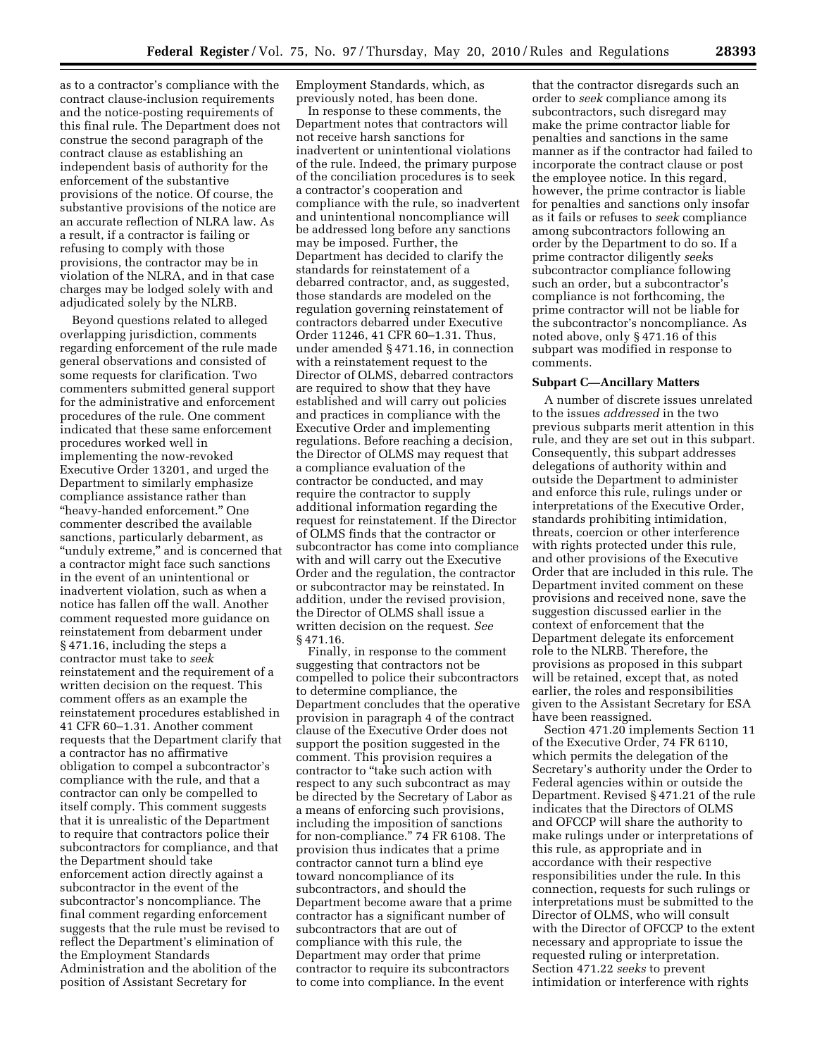as to a contractor's compliance with the contract clause-inclusion requirements and the notice-posting requirements of this final rule. The Department does not construe the second paragraph of the contract clause as establishing an independent basis of authority for the enforcement of the substantive provisions of the notice. Of course, the substantive provisions of the notice are an accurate reflection of NLRA law. As a result, if a contractor is failing or refusing to comply with those provisions, the contractor may be in violation of the NLRA, and in that case charges may be lodged solely with and adjudicated solely by the NLRB.

Beyond questions related to alleged overlapping jurisdiction, comments regarding enforcement of the rule made general observations and consisted of some requests for clarification. Two commenters submitted general support for the administrative and enforcement procedures of the rule. One comment indicated that these same enforcement procedures worked well in implementing the now-revoked Executive Order 13201, and urged the Department to similarly emphasize compliance assistance rather than "heavy-handed enforcement." One commenter described the available sanctions, particularly debarment, as "unduly extreme," and is concerned that a contractor might face such sanctions in the event of an unintentional or inadvertent violation, such as when a notice has fallen off the wall. Another comment requested more guidance on reinstatement from debarment under § 471.16, including the steps a contractor must take to *seek* reinstatement and the requirement of a written decision on the request. This comment offers as an example the reinstatement procedures established in 41 CFR 60–1.31. Another comment requests that the Department clarify that a contractor has no affirmative obligation to compel a subcontractor's compliance with the rule, and that a contractor can only be compelled to itself comply. This comment suggests that it is unrealistic of the Department to require that contractors police their subcontractors for compliance, and that the Department should take enforcement action directly against a subcontractor in the event of the subcontractor's noncompliance. The final comment regarding enforcement suggests that the rule must be revised to reflect the Department's elimination of the Employment Standards Administration and the abolition of the position of Assistant Secretary for Employment Standards, which, as previously noted, has been done.

In response to these comments, the Department notes that contractors will not receive harsh sanctions for inadvertent or unintentional violations of the rule. Indeed, the primary purpose of the conciliation procedures is to seek a contractor's cooperation and compliance with the rule, so inadvertent and unintentional noncompliance will be addressed long before any sanctions may be imposed. Further, the Department has decided to clarify the standards for reinstatement of a debarred contractor, and, as suggested, those standards are modeled on the regulation governing reinstatement of contractors debarred under Executive Order 11246, 41 CFR 60–1.31. Thus, under amended § 471.16, in connection with a reinstatement request to the Director of OLMS, debarred contractors are required to show that they have established and will carry out policies and practices in compliance with the Executive Order and implementing regulations. Before reaching a decision, the Director of OLMS may request that a compliance evaluation of the contractor be conducted, and may require the contractor to supply additional information regarding the request for reinstatement. If the Director of OLMS finds that the contractor or subcontractor has come into compliance with and will carry out the Executive Order and the regulation, the contractor or subcontractor may be reinstated. In addition, under the revised provision, the Director of OLMS shall issue a written decision on the request. *See* § 471.16.

Finally, in response to the comment suggesting that contractors not be compelled to police their subcontractors to determine compliance, the Department concludes that the operative provision in paragraph 4 of the contract clause of the Executive Order does not support the position suggested in the comment. This provision requires a contractor to "take such action with respect to any such subcontract as may be directed by the Secretary of Labor as a means of enforcing such provisions, including the imposition of sanctions for non-compliance." 74 FR 6108. The provision thus indicates that a prime contractor cannot turn a blind eye toward noncompliance of its subcontractors, and should the Department become aware that a prime contractor has a significant number of subcontractors that are out of compliance with this rule, the Department may order that prime contractor to require its subcontractors to come into compliance. In the event that the contractor disregards such an order to *seek* compliance among its subcontractors, such disregard may make the prime contractor liable for penalties and sanctions in the same manner as if the contractor had failed to incorporate the contract clause or post the employee notice. In this regard, however, the prime contractor is liable for penalties and sanctions only insofar as it fails or refuses to *seek* compliance among subcontractors following an order by the Department to do so. If a prime contractor diligently *seek*s subcontractor compliance following such an order, but a subcontractor's compliance is not forthcoming, the prime contractor will not be liable for the subcontractor's noncompliance. As noted above, only § 471.16 of this subpart was modified in response to comments.

### Subpart C—Ancillary Matters

A number of discrete issues unrelated to the issues *addressed* in the two previous subparts merit attention in this rule, and they are set out in this subpart. Consequently, this subpart addresses delegations of authority within and outside the Department to administer and enforce this rule, rulings under or interpretations of the Executive Order, standards prohibiting intimidation, threats, coercion or other interference with rights protected under this rule, and other provisions of the Executive Order that are included in this rule. The Department invited comment on these provisions and received none, save the suggestion discussed earlier in the context of enforcement that the Department delegate its enforcement role to the NLRB. Therefore, the provisions as proposed in this subpart will be retained, except that, as noted earlier, the roles and responsibilities given to the Assistant Secretary for ESA have been reassigned.

Section 471.20 implements Section 11 of the Executive Order, 74 FR 6110, which permits the delegation of the Secretary's authority under the Order to Federal agencies within or outside the Department. Revised § 471.21 of the rule indicates that the Directors of OLMS and OFCCP will share the authority to make rulings under or interpretations of this rule, as appropriate and in accordance with their respective responsibilities under the rule. In this connection, requests for such rulings or interpretations must be submitted to the Director of OLMS, who will consult with the Director of OFCCP to the extent necessary and appropriate to issue the requested ruling or interpretation. Section 471.22 *seeks* to prevent intimidation or interference with rights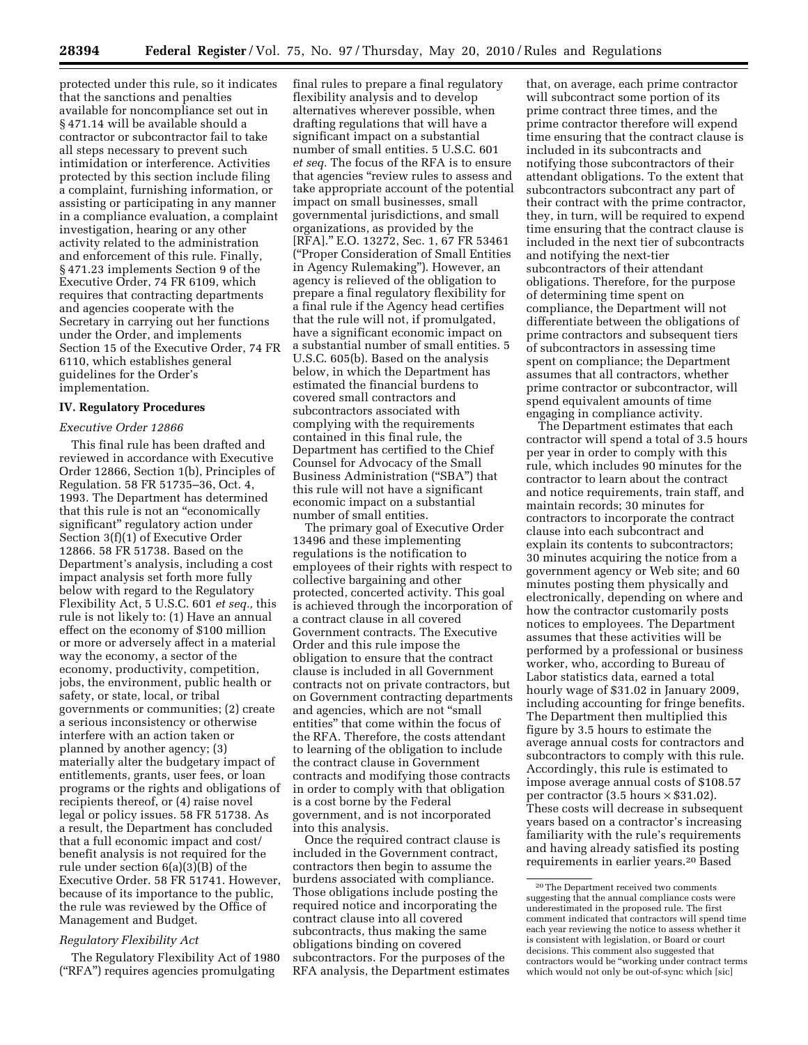protected under this rule, so it indicates that the sanctions and penalties available for noncompliance set out in § 471.14 will be available should a contractor or subcontractor fail to take all steps necessary to prevent such intimidation or interference. Activities protected by this section include filing a complaint, furnishing information, or assisting or participating in any manner in a compliance evaluation, a complaint investigation, hearing or any other activity related to the administration and enforcement of this rule. Finally, § 471.23 implements Section 9 of the Executive Order, 74 FR 6109, which requires that contracting departments and agencies cooperate with the Secretary in carrying out her functions under the Order, and implements Section 15 of the Executive Order, 74 FR 6110, which establishes general guidelines for the Order's implementation.

## IV. Regulatory Procedures

### *Executive Order 12866*

This final rule has been drafted and reviewed in accordance with Executive Order 12866, Section 1(b), Principles of Regulation. 58 FR 51735–36, Oct. 4, 1993. The Department has determined that this rule is not an "economically significant" regulatory action under Section 3(f)(1) of Executive Order 12866. 58 FR 51738. Based on the Department's analysis, including a cost impact analysis set forth more fully below with regard to the Regulatory Flexibility Act, 5 U.S.C. 601 *et seq.,* this rule is not likely to: (1) Have an annual effect on the economy of $100 million or more or adversely affect in a material way the economy, a sector of the economy, productivity, competition, jobs, the environment, public health or safety, or state, local, or tribal governments or communities; (2) create a serious inconsistency or otherwise interfere with an action taken or planned by another agency; (3) materially alter the budgetary impact of entitlements, grants, user fees, or loan programs or the rights and obligations of recipients thereof, or (4) raise novel legal or policy issues. 58 FR 51738. As a result, the Department has concluded that a full economic impact and cost/benefit analysis is not required for the rule under section 6(a)(3)(B) of the Executive Order. 58 FR 51741. However, because of its importance to the public, the rule was reviewed by the Office of Management and Budget.

### *Regulatory Flexibility Act*

The Regulatory Flexibility Act of 1980 ("RFA") requires agencies promulgating final rules to prepare a final regulatory flexibility analysis and to develop alternatives wherever possible, when drafting regulations that will have a significant impact on a substantial number of small entities. 5 U.S.C. 601 *et seq.* The focus of the RFA is to ensure that agencies "review rules to assess and take appropriate account of the potential impact on small businesses, small governmental jurisdictions, and small organizations, as provided by the [RFA]." E.O. 13272, Sec. 1, 67 FR 53461 ("Proper Consideration of Small Entities in Agency Rulemaking"). However, an agency is relieved of the obligation to prepare a final regulatory flexibility for a final rule if the Agency head certifies that the rule will not, if promulgated, have a significant economic impact on a substantial number of small entities. 5 U.S.C. 605(b). Based on the analysis below, in which the Department has estimated the financial burdens to covered small contractors and subcontractors associated with complying with the requirements contained in this final rule, the Department has certified to the Chief Counsel for Advocacy of the Small Business Administration ("SBA") that this rule will not have a significant economic impact on a substantial number of small entities.

The primary goal of Executive Order 13496 and these implementing regulations is the notification to employees of their rights with respect to collective bargaining and other protected, concerted activity. This goal is achieved through the incorporation of a contract clause in all covered Government contracts. The Executive Order and this rule impose the obligation to ensure that the contract clause is included in all Government contracts not on private contractors, but on Government contracting departments and agencies, which are not "small entities" that come within the focus of the RFA. Therefore, the costs attendant to learning of the obligation to include the contract clause in Government contracts and modifying those contracts in order to comply with that obligation is a cost borne by the Federal government, and is not incorporated into this analysis.

Once the required contract clause is included in the Government contract, contractors then begin to assume the burdens associated with compliance. Those obligations include posting the required notice and incorporating the contract clause into all covered subcontracts, thus making the same obligations binding on covered subcontractors. For the purposes of the RFA analysis, the Department estimates that, on average, each prime contractor will subcontract some portion of its prime contract three times, and the prime contractor therefore will expend time ensuring that the contract clause is included in its subcontracts and notifying those subcontractors of their attendant obligations. To the extent that subcontractors subcontract any part of their contract with the prime contractor, they, in turn, will be required to expend time ensuring that the contract clause is included in the next tier of subcontracts and notifying the next-tier subcontractors of their attendant obligations. Therefore, for the purpose of determining time spent on compliance, the Department will not differentiate between the obligations of prime contractors and subsequent tiers of subcontractors in assessing time spent on compliance; the Department assumes that all contractors, whether prime contractor or subcontractor, will spend equivalent amounts of time engaging in compliance activity.

The Department estimates that each contractor will spend a total of 3.5 hours per year in order to comply with this rule, which includes 90 minutes for the contractor to learn about the contract and notice requirements, train staff, and maintain records; 30 minutes for contractors to incorporate the contract clause into each subcontract and explain its contents to subcontractors; 30 minutes acquiring the notice from a government agency or Web site; and 60 minutes posting them physically and electronically, depending on where and how the contractor customarily posts notices to employees. The Department assumes that these activities will be performed by a professional or business worker, who, according to Bureau of Labor statistics data, earned a total hourly wage of $31.02 in January 2009, including accounting for fringe benefits. The Department then multiplied this figure by 3.5 hours to estimate the average annual costs for contractors and subcontractors to comply with this rule. Accordingly, this rule is estimated to impose average annual costs of $108.57 per contractor (3.5 hours × $31.02). These costs will decrease in subsequent years based on a contractor's increasing familiarity with the rule's requirements and having already satisfied its posting requirements in earlier years.[20] Based

[20] The Department received two comments suggesting that the annual compliance costs were underestimated in the proposed rule. The first comment indicated that contractors will spend time each year reviewing the notice to assess whether it is consistent with legislation, or Board or court decisions. This comment also suggested that contractors would be "working under contract terms which would not only be out-of-sync which [sic]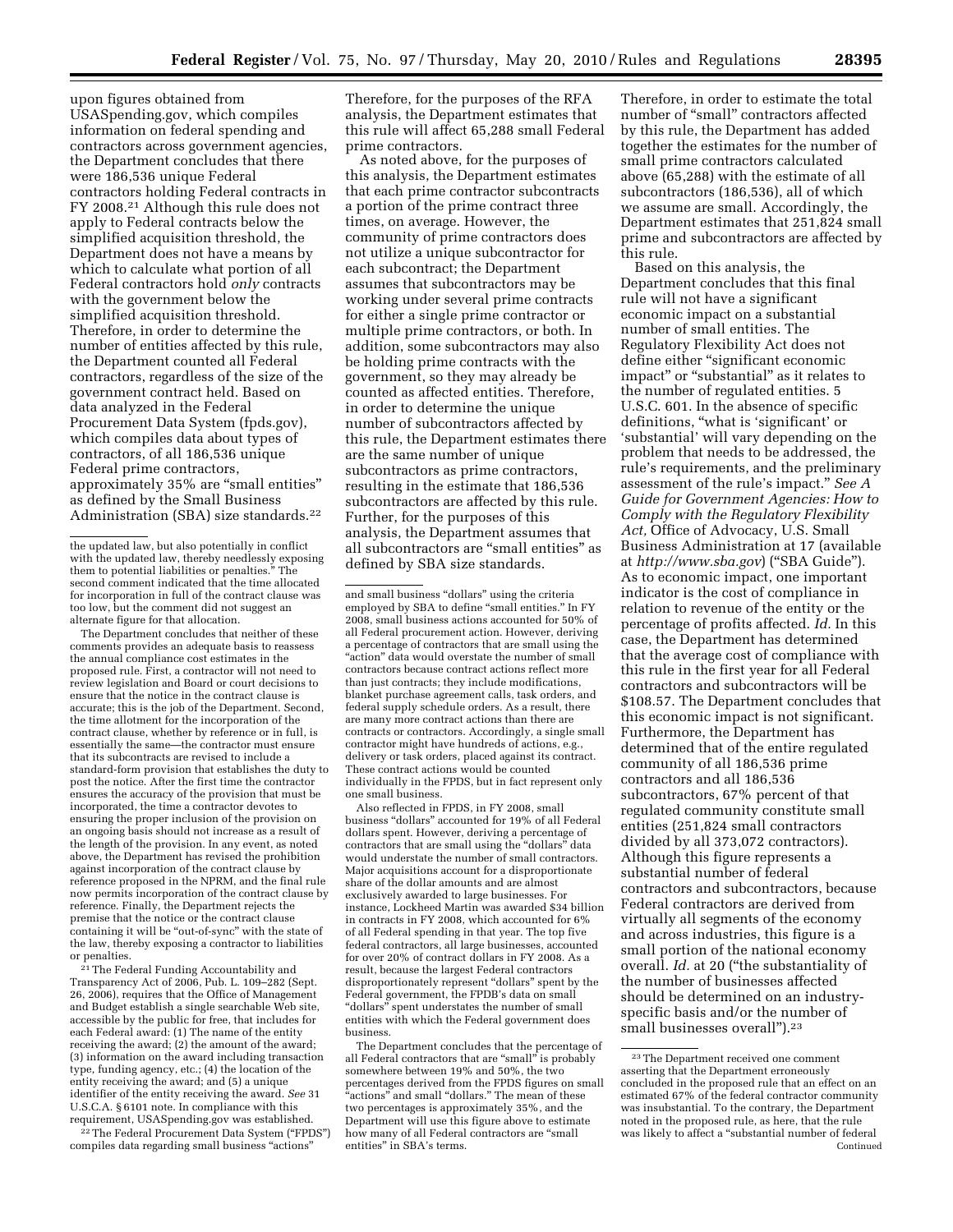upon figures obtained from USASpending.gov, which compiles information on federal spending and contractors across government agencies, the Department concludes that there were 186,536 unique Federal contractors holding Federal contracts in FY 2008.[21] Although this rule does not apply to Federal contracts below the simplified acquisition threshold, the Department does not have a means by which to calculate what portion of all Federal contractors hold *only* contracts with the government below the simplified acquisition threshold. Therefore, in order to determine the number of entities affected by this rule, the Department counted all Federal contractors, regardless of the size of the government contract held. Based on data analyzed in the Federal Procurement Data System (fpds.gov), which compiles data about types of contractors, of all 186,536 unique Federal prime contractors, approximately 35% are "small entities" as defined by the Small Business Administration (SBA) size standards.[22] Therefore, for the purposes of the RFA analysis, the Department estimates that this rule will affect 65,288 small Federal prime contractors.

As noted above, for the purposes of this analysis, the Department estimates that each prime contractor subcontracts a portion of the prime contract three times, on average. However, the community of prime contractors does not utilize a unique subcontractor for each subcontract; the Department assumes that subcontractors may be working under several prime contracts for either a single prime contractor or multiple prime contractors, or both. In addition, some subcontractors may also be holding prime contracts with the government, so they may already be counted as affected entities. Therefore, in order to determine the unique number of subcontractors affected by this rule, the Department estimates there are the same number of unique subcontractors as prime contractors, resulting in the estimate that 186,536 subcontractors are affected by this rule. Further, for the purposes of this analysis, the Department assumes that all subcontractors are "small entities" as defined by SBA size standards.

Therefore, in order to estimate the total number of "small" contractors affected by this rule, the Department has added together the estimates for the number of small prime contractors calculated above (65,288) with the estimate of all subcontractors (186,536), all of which we assume are small. Accordingly, the Department estimates that 251,824 small prime and subcontractors are affected by this rule.

Based on this analysis, the Department concludes that this final rule will not have a significant economic impact on a substantial number of small entities. The Regulatory Flexibility Act does not define either "significant economic impact" or "substantial" as it relates to the number of regulated entities. 5 U.S.C. 601. In the absence of specific definitions, "what is 'significant' or 'substantial' will vary depending on the problem that needs to be addressed, the rule's requirements, and the preliminary assessment of the rule's impact." *See A Guide for Government Agencies: How to Comply with the Regulatory Flexibility Act,* Office of Advocacy, U.S. Small Business Administration at 17 (available at *http://www.sba.gov*) ("SBA Guide"). As to economic impact, one important indicator is the cost of compliance in relation to revenue of the entity or the percentage of profits affected. *Id.* In this case, the Department has determined that the average cost of compliance with this rule in the first year for all Federal contractors and subcontractors will be $108.57. The Department concludes that this economic impact is not significant. Furthermore, the Department has determined that of the entire regulated community of all 186,536 prime contractors and all 186,536 subcontractors, 67% percent of that regulated community constitute small entities (251,824 small contractors divided by all 373,072 contractors). Although this figure represents a substantial number of federal contractors and subcontractors, because Federal contractors are derived from virtually all segments of the economy and across industries, this figure is a small portion of the national economy overall. *Id.* at 20 ("the substantiality of the number of businesses affected should be determined on an industry-specific basis and/or the number of small businesses overall").[23]

---

the updated law, but also potentially in conflict with the updated law, thereby needlessly exposing them to potential liabilities or penalties." The second comment indicated that the time allocated for incorporation in full of the contract clause was too low, but the comment did not suggest an alternate figure for that allocation.

The Department concludes that neither of these comments provides an adequate basis to reassess the annual compliance cost estimates in the proposed rule. First, a contractor will not need to review legislation and Board or court decisions to ensure that the notice in the contract clause is accurate; this is the job of the Department. Second, the time allotment for the incorporation of the contract clause, whether by reference or in full, is essentially the same—the contractor must ensure that its subcontracts are revised to include a standard-form provision that establishes the duty to post the notice. After the first time the contractor ensures the accuracy of the provision that must be incorporated, the time a contractor devotes to ensuring the proper inclusion of the provision on an ongoing basis should not increase as a result of the length of the provision. In any event, as noted above, the Department has revised the prohibition against incorporation of the contract clause by reference proposed in the NPRM, and the final rule now permits incorporation of the contract clause by reference. Finally, the Department rejects the premise that the notice or the contract clause containing it will be "out-of-sync" with the state of the law, thereby exposing a contractor to liabilities or penalties.

[21] The Federal Funding Accountability and Transparency Act of 2006, Pub. L. 109–282 (Sept. 26, 2006), requires that the Office of Management and Budget establish a single searchable Web site, accessible by the public for free, that includes for each Federal award: (1) The name of the entity receiving the award; (2) the amount of the award; (3) information on the award including transaction type, funding agency, etc.; (4) the location of the entity receiving the award; and (5) a unique identifier of the entity receiving the award. *See* 31 U.S.C.A. § 6101 note. In compliance with this requirement, USASpending.gov was established.

[22] The Federal Procurement Data System ("FPDS") compiles data regarding small business "actions" and small business "dollars" using the criteria employed by SBA to define "small entities." In FY 2008, small business actions accounted for 50% of all Federal procurement action. However, deriving a percentage of contractors that are small using the "action" data would overstate the number of small contractors because contract actions reflect more than just contracts; they include modifications, blanket purchase agreement calls, task orders, and federal supply schedule orders. As a result, there are many more contract actions than there are contracts or contractors. Accordingly, a single small contractor might have hundreds of actions, e.g., delivery or task orders, placed against its contract. These contract actions would be counted individually in the FPDS, but in fact represent only one small business.

Also reflected in FPDS, in FY 2008, small business "dollars" accounted for 19% of all Federal dollars spent. However, deriving a percentage of contractors that are small using the "dollars" data would understate the number of small contractors. Major acquisitions account for a disproportionate share of the dollar amounts and are almost exclusively awarded to large businesses. For instance, Lockheed Martin was awarded $34 billion in contracts in FY 2008, which accounted for 6% of all Federal spending in that year. The top five federal contractors, all large businesses, accounted for over 20% of contract dollars in FY 2008. As a result, because the largest Federal contractors disproportionately represent "dollars" spent by the Federal government, the FPDB's data on small "dollars" spent understates the number of small entities with which the Federal government does business.

The Department concludes that the percentage of all Federal contractors that are "small" is probably somewhere between 19% and 50%, the two percentages derived from the FPDS figures on small "actions" and small "dollars." The mean of these two percentages is approximately 35%, and the Department will use this figure above to estimate how many of all Federal contractors are "small entities" in SBA's terms.

[23] The Department received one comment asserting that the Department erroneously concluded in the proposed rule that an effect on an estimated 67% of the federal contractor community was insubstantial. To the contrary, the Department noted in the proposed rule, as here, that the rule was likely to affect a "substantial number of federal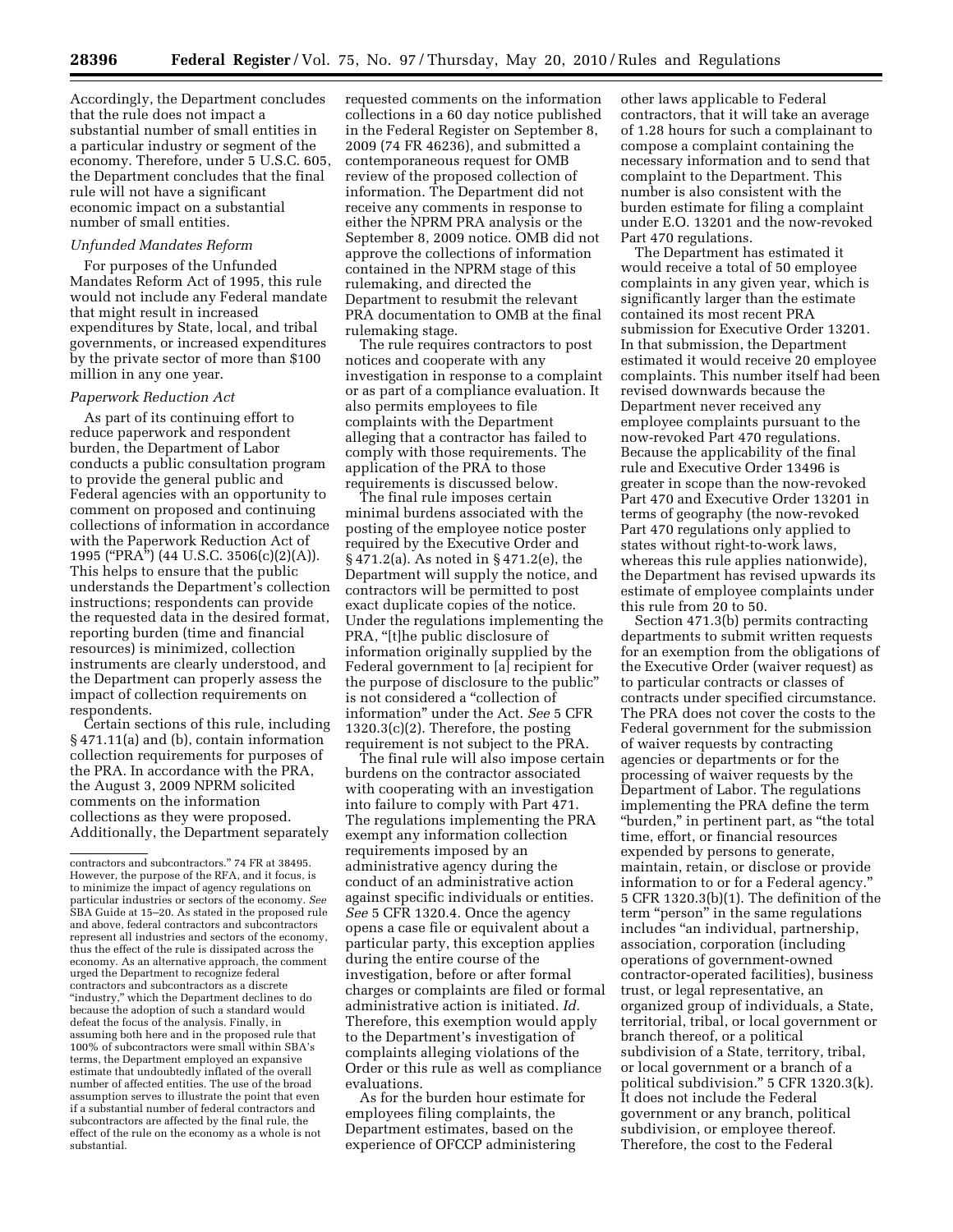Accordingly, the Department concludes that the rule does not impact a substantial number of small entities in a particular industry or segment of the economy. Therefore, under 5 U.S.C. 605, the Department concludes that the final rule will not have a significant economic impact on a substantial number of small entities.

*Unfunded Mandates Reform*

For purposes of the Unfunded Mandates Reform Act of 1995, this rule would not include any Federal mandate that might result in increased expenditures by State, local, and tribal governments, or increased expenditures by the private sector of more than $100 million in any one year.

*Paperwork Reduction Act*

As part of its continuing effort to reduce paperwork and respondent burden, the Department of Labor conducts a public consultation program to provide the general public and Federal agencies with an opportunity to comment on proposed and continuing collections of information in accordance with the Paperwork Reduction Act of 1995 ("PRA") (44 U.S.C. 3506(c)(2)(A)). This helps to ensure that the public understands the Department's collection instructions; respondents can provide the requested data in the desired format, reporting burden (time and financial resources) is minimized, collection instruments are clearly understood, and the Department can properly assess the impact of collection requirements on respondents.

Certain sections of this rule, including § 471.11(a) and (b), contain information collection requirements for purposes of the PRA. In accordance with the PRA, the August 3, 2009 NPRM solicited comments on the information collections as they were proposed. Additionally, the Department separately requested comments on the information collections in a 60 day notice published in the Federal Register on September 8, 2009 (74 FR 46236), and submitted a contemporaneous request for OMB review of the proposed collection of information. The Department did not receive any comments in response to either the NPRM PRA analysis or the September 8, 2009 notice. OMB did not approve the collections of information contained in the NPRM stage of this rulemaking, and directed the Department to resubmit the relevant PRA documentation to OMB at the final rulemaking stage.

The rule requires contractors to post notices and cooperate with any investigation in response to a complaint or as part of a compliance evaluation. It also permits employees to file complaints with the Department alleging that a contractor has failed to comply with those requirements. The application of the PRA to those requirements is discussed below.

The final rule imposes certain minimal burdens associated with the posting of the employee notice poster required by the Executive Order and § 471.2(a). As noted in § 471.2(e), the Department will supply the notice, and contractors will be permitted to post exact duplicate copies of the notice. Under the regulations implementing the PRA, "[t]he public disclosure of information originally supplied by the Federal government to [a] recipient for the purpose of disclosure to the public" is not considered a "collection of information" under the Act. *See* 5 CFR 1320.3(c)(2). Therefore, the posting requirement is not subject to the PRA.

The final rule will also impose certain burdens on the contractor associated with cooperating with an investigation into failure to comply with Part 471. The regulations implementing the PRA exempt any information collection requirements imposed by an administrative agency during the conduct of an administrative action against specific individuals or entities. *See* 5 CFR 1320.4. Once the agency opens a case file or equivalent about a particular party, this exception applies during the entire course of the investigation, before or after formal charges or complaints are filed or formal administrative action is initiated. *Id.* Therefore, this exemption would apply to the Department's investigation of complaints alleging violations of the Order or this rule as well as compliance evaluations.

As for the burden hour estimate for employees filing complaints, the Department estimates, based on the experience of OFCCP administering other laws applicable to Federal contractors, that it will take an average of 1.28 hours for such a complainant to compose a complaint containing the necessary information and to send that complaint to the Department. This number is also consistent with the burden estimate for filing a complaint under E.O. 13201 and the now-revoked Part 470 regulations.

The Department has estimated it would receive a total of 50 employee complaints in any given year, which is significantly larger than the estimate contained its most recent PRA submission for Executive Order 13201. In that submission, the Department estimated it would receive 20 employee complaints. This number itself had been revised downwards because the Department never received any employee complaints pursuant to the now-revoked Part 470 regulations. Because the applicability of the final rule and Executive Order 13496 is greater in scope than the now-revoked Part 470 and Executive Order 13201 in terms of geography (the now-revoked Part 470 regulations only applied to states without right-to-work laws, whereas this rule applies nationwide), the Department has revised upwards its estimate of employee complaints under this rule from 20 to 50.

Section 471.3(b) permits contracting departments to submit written requests for an exemption from the obligations of the Executive Order (waiver request) as to particular contracts or classes of contracts under specified circumstance. The PRA does not cover the costs to the Federal government for the submission of waiver requests by contracting agencies or departments or for the processing of waiver requests by the Department of Labor. The regulations implementing the PRA define the term "burden," in pertinent part, as "the total time, effort, or financial resources expended by persons to generate, maintain, retain, or disclose or provide information to or for a Federal agency." 5 CFR 1320.3(b)(1). The definition of the term "person" in the same regulations includes "an individual, partnership, association, corporation (including operations of government-owned contractor-operated facilities), business trust, or legal representative, an organized group of individuals, a State, territorial, tribal, or local government or branch thereof, or a political subdivision of a State, territory, tribal, or local government or a branch of a political subdivision." 5 CFR 1320.3(k). It does not include the Federal government or any branch, political subdivision, or employee thereof. Therefore, the cost to the Federal

---

contractors and subcontractors." 74 FR at 38495. However, the purpose of the RFA, and it focus, is to minimize the impact of agency regulations on particular industries or sectors of the economy. *See* SBA Guide at 15–20. As stated in the proposed rule and above, federal contractors and subcontractors represent all industries and sectors of the economy, thus the effect of the rule is dissipated across the economy. As an alternative approach, the comment urged the Department to recognize federal contractors and subcontractors as a discrete "industry," which the Department declines to do because the adoption of such a standard would defeat the focus of the analysis. Finally, in assuming both here and in the proposed rule that 100% of subcontractors were small within SBA's terms, the Department employed an expansive estimate that undoubtedly inflated of the overall number of affected entities. The use of the broad assumption serves to illustrate the point that even if a substantial number of federal contractors and subcontractors are affected by the final rule, the effect of the rule on the economy as a whole is not substantial.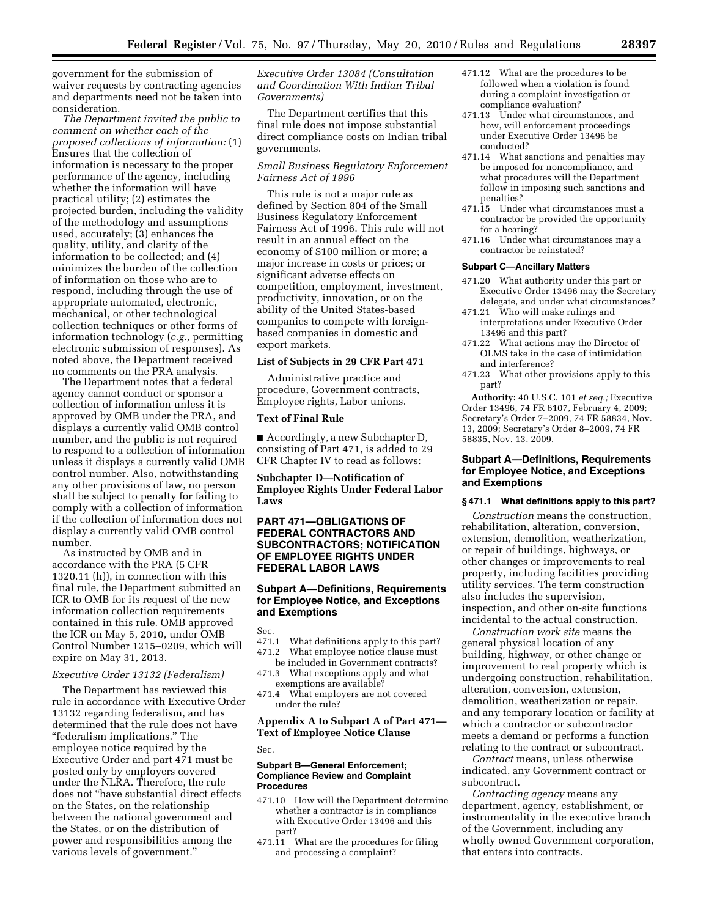government for the submission of waiver requests by contracting agencies and departments need not be taken into consideration.

*The Department invited the public to comment on whether each of the proposed collections of information:* (1) Ensures that the collection of information is necessary to the proper performance of the agency, including whether the information will have practical utility; (2) estimates the projected burden, including the validity of the methodology and assumptions used, accurately; (3) enhances the quality, utility, and clarity of the information to be collected; and (4) minimizes the burden of the collection of information on those who are to respond, including through the use of appropriate automated, electronic, mechanical, or other technological collection techniques or other forms of information technology (*e.g.,* permitting electronic submission of responses). As noted above, the Department received no comments on the PRA analysis.

The Department notes that a federal agency cannot conduct or sponsor a collection of information unless it is approved by OMB under the PRA, and displays a currently valid OMB control number, and the public is not required to respond to a collection of information unless it displays a currently valid OMB control number. Also, notwithstanding any other provisions of law, no person shall be subject to penalty for failing to comply with a collection of information if the collection of information does not display a currently valid OMB control number.

As instructed by OMB and in accordance with the PRA (5 CFR 1320.11 (h)), in connection with this final rule, the Department submitted an ICR to OMB for its request of the new information collection requirements contained in this rule. OMB approved the ICR on May 5, 2010, under OMB Control Number 1215–0209, which will expire on May 31, 2013.

*Executive Order 13132 (Federalism)*

The Department has reviewed this rule in accordance with Executive Order 13132 regarding federalism, and has determined that the rule does not have "federalism implications." The employee notice required by the Executive Order and part 471 must be posted only by employers covered under the NLRA. Therefore, the rule does not "have substantial direct effects on the States, on the relationship between the national government and the States, or on the distribution of power and responsibilities among the various levels of government."

*Executive Order 13084 (Consultation and Coordination With Indian Tribal Governments)*

The Department certifies that this final rule does not impose substantial direct compliance costs on Indian tribal governments.

*Small Business Regulatory Enforcement Fairness Act of 1996*

This rule is not a major rule as defined by Section 804 of the Small Business Regulatory Enforcement Fairness Act of 1996. This rule will not result in an annual effect on the economy of $100 million or more; a major increase in costs or prices; or significant adverse effects on competition, employment, investment, productivity, innovation, or on the ability of the United States-based companies to compete with foreign-based companies in domestic and export markets.

**List of Subjects in 29 CFR Part 471**

Administrative practice and procedure, Government contracts, Employee rights, Labor unions.

**Text of Final Rule**

■ Accordingly, a new Subchapter D, consisting of Part 471, is added to 29 CFR Chapter IV to read as follows:

**Subchapter D—Notification of Employee Rights Under Federal Labor Laws**

## PART 471—OBLIGATIONS OF FEDERAL CONTRACTORS AND SUBCONTRACTORS; NOTIFICATION OF EMPLOYEE RIGHTS UNDER FEDERAL LABOR LAWS

### Subpart A—Definitions, Requirements for Employee Notice, and Exceptions and Exemptions

Sec.
471.1 What definitions apply to this part?
471.2 What employee notice clause must be included in Government contracts?
471.3 What exceptions apply and what exemptions are available?
471.4 What employers are not covered under the rule?

**Appendix A to Subpart A of Part 471—Text of Employee Notice Clause**

Sec.

#### Subpart B—General Enforcement; Compliance Review and Complaint Procedures

471.10 How will the Department determine whether a contractor is in compliance with Executive Order 13496 and this part?
471.11 What are the procedures for filing and processing a complaint?
471.12 What are the procedures to be followed when a violation is found during a complaint investigation or compliance evaluation?
471.13 Under what circumstances, and how, will enforcement proceedings under Executive Order 13496 be conducted?
471.14 What sanctions and penalties may be imposed for noncompliance, and what procedures will the Department follow in imposing such sanctions and penalties?
471.15 Under what circumstances must a contractor be provided the opportunity for a hearing?
471.16 Under what circumstances may a contractor be reinstated?

#### Subpart C—Ancillary Matters

471.20 What authority under this part or Executive Order 13496 may the Secretary delegate, and under what circumstances?
471.21 Who will make rulings and interpretations under Executive Order 13496 and this part?
471.22 What actions may the Director of OLMS take in the case of intimidation and interference?
471.23 What other provisions apply to this part?

**Authority:** 40 U.S.C. 101 *et seq.;* Executive Order 13496, 74 FR 6107, February 4, 2009; Secretary's Order 7–2009, 74 FR 58834, Nov. 13, 2009; Secretary's Order 8–2009, 74 FR 58835, Nov. 13, 2009.

### Subpart A—Definitions, Requirements for Employee Notice, and Exceptions and Exemptions

#### § 471.1 What definitions apply to this part?

*Construction* means the construction, rehabilitation, alteration, conversion, extension, demolition, weatherization, or repair of buildings, highways, or other changes or improvements to real property, including facilities providing utility services. The term construction also includes the supervision, inspection, and other on-site functions incidental to the actual construction.

*Construction work site* means the general physical location of any building, highway, or other change or improvement to real property which is undergoing construction, rehabilitation, alteration, conversion, extension, demolition, weatherization or repair, and any temporary location or facility at which a contractor or subcontractor meets a demand or performs a function relating to the contract or subcontract.

*Contract* means, unless otherwise indicated, any Government contract or subcontract.

*Contracting agency* means any department, agency, establishment, or instrumentality in the executive branch of the Government, including any wholly owned Government corporation, that enters into contracts.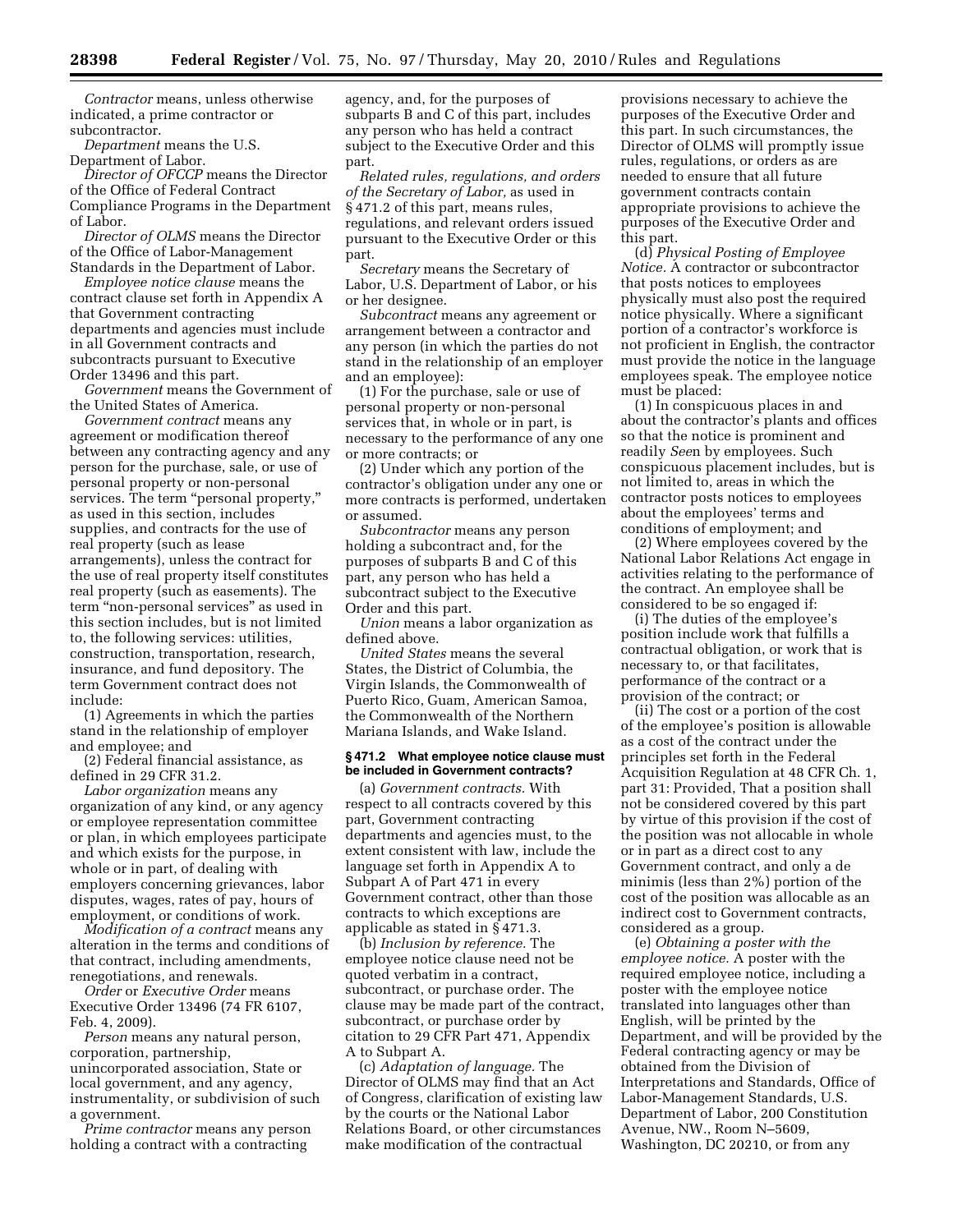*Contractor* means, unless otherwise indicated, a prime contractor or subcontractor.

*Department* means the U.S. Department of Labor.

*Director of OFCCP* means the Director of the Office of Federal Contract Compliance Programs in the Department of Labor.

*Director of OLMS* means the Director of the Office of Labor-Management Standards in the Department of Labor.

*Employee notice clause* means the contract clause set forth in Appendix A that Government contracting departments and agencies must include in all Government contracts and subcontracts pursuant to Executive Order 13496 and this part.

*Government* means the Government of the United States of America.

*Government contract* means any agreement or modification thereof between any contracting agency and any person for the purchase, sale, or use of personal property or non-personal services. The term "personal property," as used in this section, includes supplies, and contracts for the use of real property (such as lease arrangements), unless the contract for the use of real property itself constitutes real property (such as easements). The term "non-personal services" as used in this section includes, but is not limited to, the following services: utilities, construction, transportation, research, insurance, and fund depository. The term Government contract does not include:

(1) Agreements in which the parties stand in the relationship of employer and employee; and

(2) Federal financial assistance, as defined in 29 CFR 31.2.

*Labor organization* means any organization of any kind, or any agency or employee representation committee or plan, in which employees participate and which exists for the purpose, in whole or in part, of dealing with employers concerning grievances, labor disputes, wages, rates of pay, hours of employment, or conditions of work.

*Modification of a contract* means any alteration in the terms and conditions of that contract, including amendments, renegotiations, and renewals.

*Order* or *Executive Order* means Executive Order 13496 (74 FR 6107, Feb. 4, 2009).

*Person* means any natural person, corporation, partnership, unincorporated association, State or local government, and any agency, instrumentality, or subdivision of such a government.

*Prime contractor* means any person holding a contract with a contracting agency, and, for the purposes of subparts B and C of this part, includes any person who has held a contract subject to the Executive Order and this part.

*Related rules, regulations, and orders of the Secretary of Labor,* as used in § 471.2 of this part, means rules, regulations, and relevant orders issued pursuant to the Executive Order or this part.

*Secretary* means the Secretary of Labor, U.S. Department of Labor, or his or her designee.

*Subcontract* means any agreement or arrangement between a contractor and any person (in which the parties do not stand in the relationship of an employer and an employee):

(1) For the purchase, sale or use of personal property or non-personal services that, in whole or in part, is necessary to the performance of any one or more contracts; or

(2) Under which any portion of the contractor's obligation under any one or more contracts is performed, undertaken or assumed.

*Subcontractor* means any person holding a subcontract and, for the purposes of subparts B and C of this part, any person who has held a subcontract subject to the Executive Order and this part.

*Union* means a labor organization as defined above.

*United States* means the several States, the District of Columbia, the Virgin Islands, the Commonwealth of Puerto Rico, Guam, American Samoa, the Commonwealth of the Northern Mariana Islands, and Wake Island.

### § 471.2 What employee notice clause must be included in Government contracts?

(a) *Government contracts.* With respect to all contracts covered by this part, Government contracting departments and agencies must, to the extent consistent with law, include the language set forth in Appendix A to Subpart A of Part 471 in every Government contract, other than those contracts to which exceptions are applicable as stated in § 471.3.

(b) *Inclusion by reference.* The employee notice clause need not be quoted verbatim in a contract, subcontract, or purchase order. The clause may be made part of the contract, subcontract, or purchase order by citation to 29 CFR Part 471, Appendix A to Subpart A.

(c) *Adaptation of language.* The Director of OLMS may find that an Act of Congress, clarification of existing law by the courts or the National Labor Relations Board, or other circumstances make modification of the contractual provisions necessary to achieve the purposes of the Executive Order and this part. In such circumstances, the Director of OLMS will promptly issue rules, regulations, or orders as are needed to ensure that all future government contracts contain appropriate provisions to achieve the purposes of the Executive Order and this part.

(d) *Physical Posting of Employee Notice.* A contractor or subcontractor that posts notices to employees physically must also post the required notice physically. Where a significant portion of a contractor's workforce is not proficient in English, the contractor must provide the notice in the language employees speak. The employee notice must be placed:

(1) In conspicuous places in and about the contractor's plants and offices so that the notice is prominent and readily *See*n by employees. Such conspicuous placement includes, but is not limited to, areas in which the contractor posts notices to employees about the employees' terms and conditions of employment; and

(2) Where employees covered by the National Labor Relations Act engage in activities relating to the performance of the contract. An employee shall be considered to be so engaged if:

(i) The duties of the employee's position include work that fulfills a contractual obligation, or work that is necessary to, or that facilitates, performance of the contract or a provision of the contract; or

(ii) The cost or a portion of the cost of the employee's position is allowable as a cost of the contract under the principles set forth in the Federal Acquisition Regulation at 48 CFR Ch. 1, part 31: Provided, That a position shall not be considered covered by this part by virtue of this provision if the cost of the position was not allocable in whole or in part as a direct cost to any Government contract, and only a de minimis (less than 2%) portion of the cost of the position was allocable as an indirect cost to Government contracts, considered as a group.

(e) *Obtaining a poster with the employee notice.* A poster with the required employee notice, including a poster with the employee notice translated into languages other than English, will be printed by the Department, and will be provided by the Federal contracting agency or may be obtained from the Division of Interpretations and Standards, Office of Labor-Management Standards, U.S. Department of Labor, 200 Constitution Avenue, NW., Room N–5609, Washington, DC 20210, or from any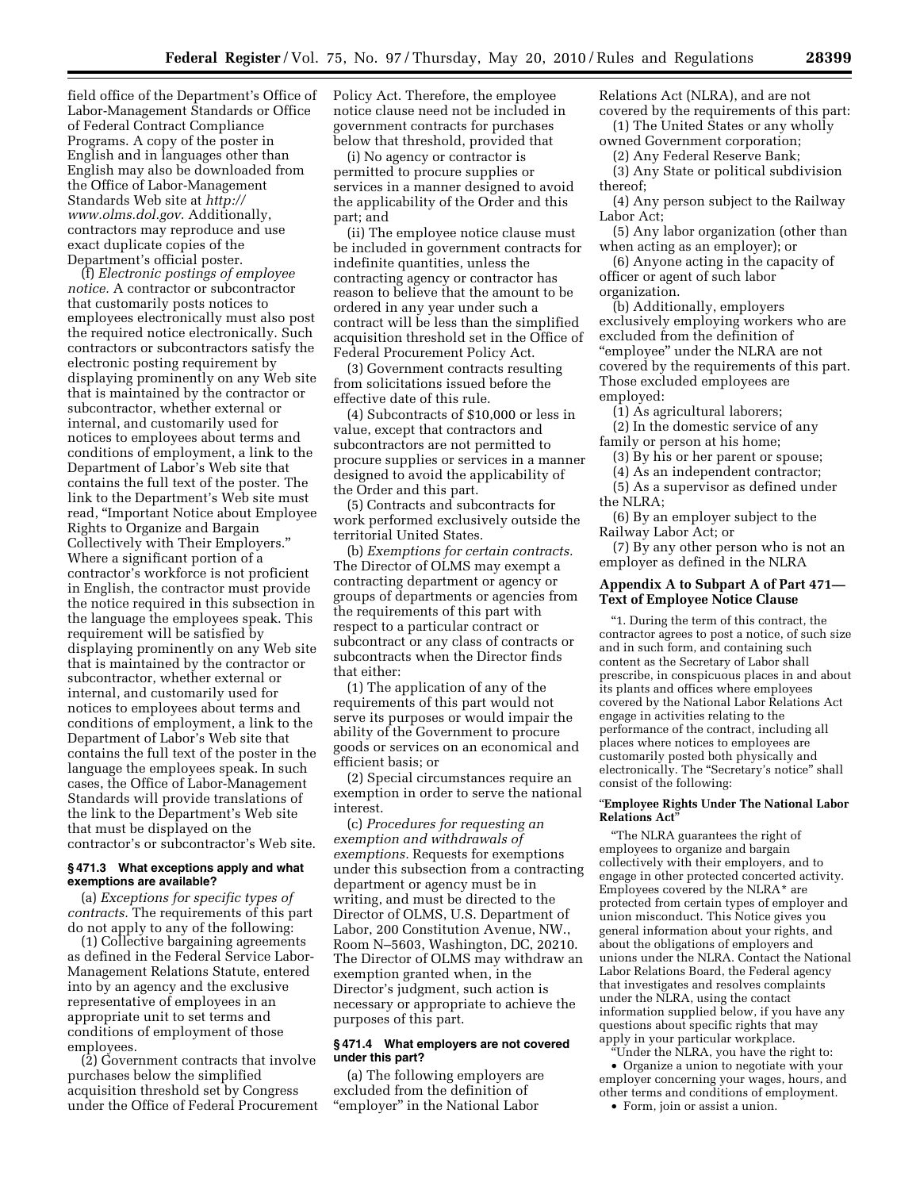field office of the Department's Office of Labor-Management Standards or Office of Federal Contract Compliance Programs. A copy of the poster in English and in languages other than English may also be downloaded from the Office of Labor-Management Standards Web site at *http://www.olms.dol.gov*. Additionally, contractors may reproduce and use exact duplicate copies of the Department's official poster.

(f) *Electronic postings of employee notice.* A contractor or subcontractor that customarily posts notices to employees electronically must also post the required notice electronically. Such contractors or subcontractors satisfy the electronic posting requirement by displaying prominently on any Web site that is maintained by the contractor or subcontractor, whether external or internal, and customarily used for notices to employees about terms and conditions of employment, a link to the Department of Labor's Web site that contains the full text of the poster. The link to the Department's Web site must read, "Important Notice about Employee Rights to Organize and Bargain Collectively with Their Employers." Where a significant portion of a contractor's workforce is not proficient in English, the contractor must provide the notice required in this subsection in the language the employees speak. This requirement will be satisfied by displaying prominently on any Web site that is maintained by the contractor or subcontractor, whether external or internal, and customarily used for notices to employees about terms and conditions of employment, a link to the Department of Labor's Web site that contains the full text of the poster in the language the employees speak. In such cases, the Office of Labor-Management Standards will provide translations of the link to the Department's Web site that must be displayed on the contractor's or subcontractor's Web site.

### § 471.3 What exceptions apply and what exemptions are available?

(a) *Exceptions for specific types of contracts.* The requirements of this part do not apply to any of the following:

(1) Collective bargaining agreements as defined in the Federal Service Labor-Management Relations Statute, entered into by an agency and the exclusive representative of employees in an appropriate unit to set terms and conditions of employment of those employees.

(2) Government contracts that involve purchases below the simplified acquisition threshold set by Congress under the Office of Federal Procurement Policy Act. Therefore, the employee notice clause need not be included in government contracts for purchases below that threshold, provided that

(i) No agency or contractor is permitted to procure supplies or services in a manner designed to avoid the applicability of the Order and this part; and

(ii) The employee notice clause must be included in government contracts for indefinite quantities, unless the contracting agency or contractor has reason to believe that the amount to be ordered in any year under such a contract will be less than the simplified acquisition threshold set in the Office of Federal Procurement Policy Act.

(3) Government contracts resulting from solicitations issued before the effective date of this rule.

(4) Subcontracts of $10,000 or less in value, except that contractors and subcontractors are not permitted to procure supplies or services in a manner designed to avoid the applicability of the Order and this part.

(5) Contracts and subcontracts for work performed exclusively outside the territorial United States.

(b) *Exemptions for certain contracts.* The Director of OLMS may exempt a contracting department or agency or groups of departments or agencies from the requirements of this part with respect to a particular contract or subcontract or any class of contracts or subcontracts when the Director finds that either:

(1) The application of any of the requirements of this part would not serve its purposes or would impair the ability of the Government to procure goods or services on an economical and efficient basis; or

(2) Special circumstances require an exemption in order to serve the national interest.

(c) *Procedures for requesting an exemption and withdrawals of exemptions.* Requests for exemptions under this subsection from a contracting department or agency must be in writing, and must be directed to the Director of OLMS, U.S. Department of Labor, 200 Constitution Avenue, NW., Room N–5603, Washington, DC, 20210. The Director of OLMS may withdraw an exemption granted when, in the Director's judgment, such action is necessary or appropriate to achieve the purposes of this part.

### § 471.4 What employers are not covered under this part?

(a) The following employers are excluded from the definition of "employer" in the National Labor Relations Act (NLRA), and are not covered by the requirements of this part:

(1) The United States or any wholly owned Government corporation;

(2) Any Federal Reserve Bank;

(3) Any State or political subdivision thereof;

(4) Any person subject to the Railway Labor Act;

(5) Any labor organization (other than when acting as an employer); or

(6) Anyone acting in the capacity of officer or agent of such labor organization.

(b) Additionally, employers exclusively employing workers who are excluded from the definition of "employee" under the NLRA are not covered by the requirements of this part. Those excluded employees are employed:

(1) As agricultural laborers;

(2) In the domestic service of any family or person at his home;

(3) By his or her parent or spouse;

(4) As an independent contractor;

(5) As a supervisor as defined under the NLRA;

(6) By an employer subject to the Railway Labor Act; or

(7) By any other person who is not an employer as defined in the NLRA

### Appendix A to Subpart A of Part 471—Text of Employee Notice Clause

"1. During the term of this contract, the contractor agrees to post a notice, of such size and in such form, and containing such content as the Secretary of Labor shall prescribe, in conspicuous places in and about its plants and offices where employees covered by the National Labor Relations Act engage in activities relating to the performance of the contract, including all places where notices to employees are customarily posted both physically and electronically. The "Secretary's notice" shall consist of the following:

"**Employee Rights Under The National Labor Relations Act**"

"The NLRA guarantees the right of employees to organize and bargain collectively with their employers, and to engage in other protected concerted activity. Employees covered by the NLRA* are protected from certain types of employer and union misconduct. This Notice gives you general information about your rights, and about the obligations of employers and unions under the NLRA. Contact the National Labor Relations Board, the Federal agency that investigates and resolves complaints under the NLRA, using the contact information supplied below, if you have any questions about specific rights that may apply in your particular workplace.

"Under the NLRA, you have the right to:

- Organize a union to negotiate with your employer concerning your wages, hours, and other terms and conditions of employment.
- Form, join or assist a union.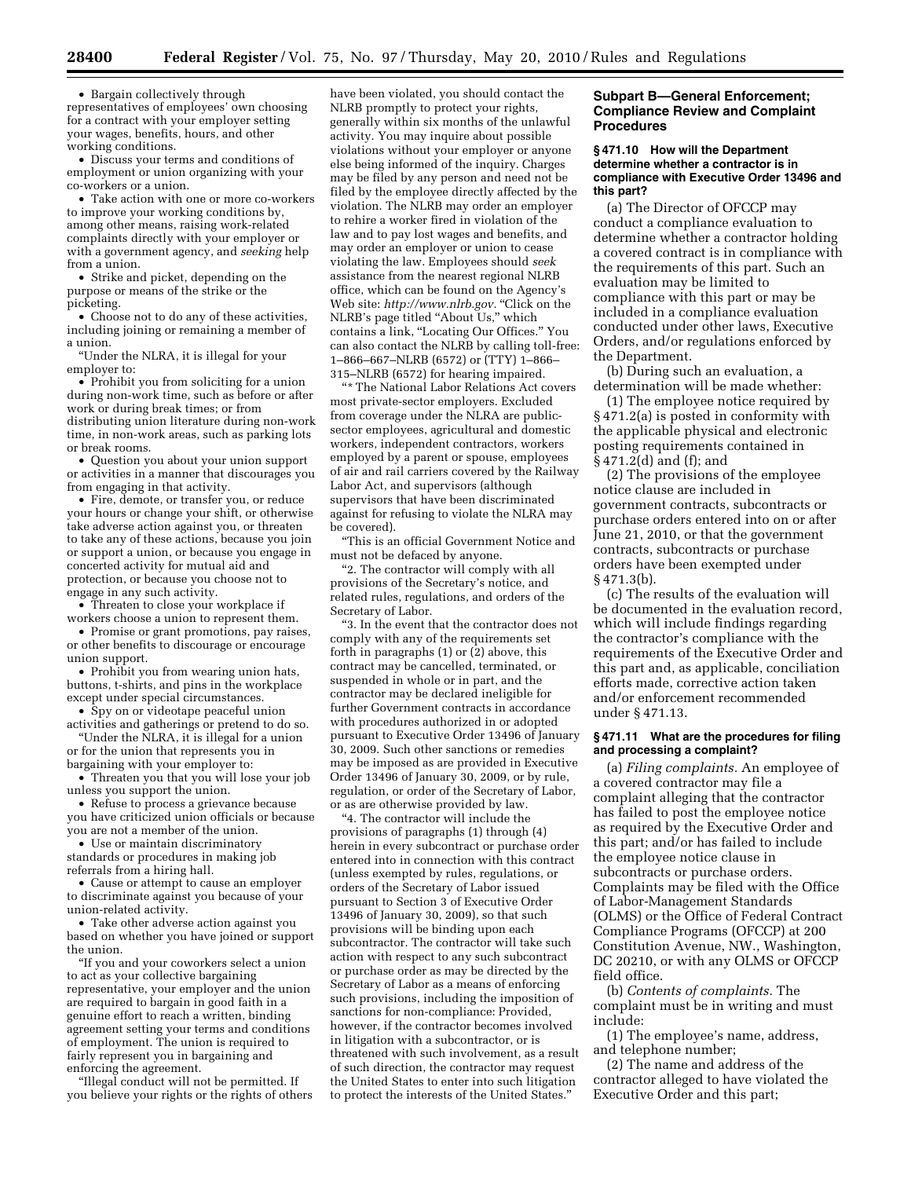• Bargain collectively through representatives of employees' own choosing for a contract with your employer setting your wages, benefits, hours, and other working conditions.

• Discuss your terms and conditions of employment or union organizing with your co-workers or a union.

• Take action with one or more co-workers to improve your working conditions by, among other means, raising work-related complaints directly with your employer or with a government agency, and *seeking* help from a union.

• Strike and picket, depending on the purpose or means of the strike or the picketing.

• Choose not to do any of these activities, including joining or remaining a member of a union.

"Under the NLRA, it is illegal for your employer to:

• Prohibit you from soliciting for a union during non-work time, such as before or after work or during break times; or from distributing union literature during non-work time, in non-work areas, such as parking lots or break rooms.

• Question you about your union support or activities in a manner that discourages you from engaging in that activity.

• Fire, demote, or transfer you, or reduce your hours or change your shift, or otherwise take adverse action against you, or threaten to take any of these actions, because you join or support a union, or because you engage in concerted activity for mutual aid and protection, or because you choose not to engage in any such activity.

• Threaten to close your workplace if workers choose a union to represent them.

• Promise or grant promotions, pay raises, or other benefits to discourage or encourage union support.

• Prohibit you from wearing union hats, buttons, t-shirts, and pins in the workplace except under special circumstances.

• Spy on or videotape peaceful union activities and gatherings or pretend to do so.

"Under the NLRA, it is illegal for a union or for the union that represents you in bargaining with your employer to:

• Threaten you that you will lose your job unless you support the union.

• Refuse to process a grievance because you have criticized union officials or because you are not a member of the union.

• Use or maintain discriminatory standards or procedures in making job referrals from a hiring hall.

• Cause or attempt to cause an employer to discriminate against you because of your union-related activity.

• Take other adverse action against you based on whether you have joined or support the union.

"If you and your coworkers select a union to act as your collective bargaining representative, your employer and the union are required to bargain in good faith in a genuine effort to reach a written, binding agreement setting your terms and conditions of employment. The union is required to fairly represent you in bargaining and enforcing the agreement.

"Illegal conduct will not be permitted. If you believe your rights or the rights of others have been violated, you should contact the NLRB promptly to protect your rights, generally within six months of the unlawful activity. You may inquire about possible violations without your employer or anyone else being informed of the inquiry. Charges may be filed by any person and need not be filed by the employee directly affected by the violation. The NLRB may order an employer to rehire a worker fired in violation of the law and to pay lost wages and benefits, and may order an employer or union to cease violating the law. Employees should *seek* assistance from the nearest regional NLRB office, which can be found on the Agency's Web site: *http://www.nlrb.gov.* "Click on the NLRB's page titled "About Us," which contains a link, "Locating Our Offices." You can also contact the NLRB by calling toll-free: 1–866–667–NLRB (6572) or (TTY) 1–866–315–NLRB (6572) for hearing impaired.

"* The National Labor Relations Act covers most private-sector employers. Excluded from coverage under the NLRA are public-sector employees, agricultural and domestic workers, independent contractors, workers employed by a parent or spouse, employees of air and rail carriers covered by the Railway Labor Act, and supervisors (although supervisors that have been discriminated against for refusing to violate the NLRA may be covered).

"This is an official Government Notice and must not be defaced by anyone.

"2. The contractor will comply with all provisions of the Secretary's notice, and related rules, regulations, and orders of the Secretary of Labor.

"3. In the event that the contractor does not comply with any of the requirements set forth in paragraphs (1) or (2) above, this contract may be cancelled, terminated, or suspended in whole or in part, and the contractor may be declared ineligible for further Government contracts in accordance with procedures authorized in or adopted pursuant to Executive Order 13496 of January 30, 2009. Such other sanctions or remedies may be imposed as are provided in Executive Order 13496 of January 30, 2009, or by rule, regulation, or order of the Secretary of Labor, or as are otherwise provided by law.

"4. The contractor will include the provisions of paragraphs (1) through (4) herein in every subcontract or purchase order entered into in connection with this contract (unless exempted by rules, regulations, or orders of the Secretary of Labor issued pursuant to Section 3 of Executive Order 13496 of January 30, 2009), so that such provisions will be binding upon each subcontractor. The contractor will take such action with respect to any such subcontract or purchase order as may be directed by the Secretary of Labor as a means of enforcing such provisions, including the imposition of sanctions for non-compliance: Provided, however, if the contractor becomes involved in litigation with a subcontractor, or is threatened with such involvement, as a result of such direction, the contractor may request the United States to enter into such litigation to protect the interests of the United States."

## Subpart B—General Enforcement; Compliance Review and Complaint Procedures

### § 471.10 How will the Department determine whether a contractor is in compliance with Executive Order 13496 and this part?

(a) The Director of OFCCP may conduct a compliance evaluation to determine whether a contractor holding a covered contract is in compliance with the requirements of this part. Such an evaluation may be limited to compliance with this part or may be included in a compliance evaluation conducted under other laws, Executive Orders, and/or regulations enforced by the Department.

(b) During such an evaluation, a determination will be made whether:

(1) The employee notice required by § 471.2(a) is posted in conformity with the applicable physical and electronic posting requirements contained in § 471.2(d) and (f); and

(2) The provisions of the employee notice clause are included in government contracts, subcontracts or purchase orders entered into on or after June 21, 2010, or that the government contracts, subcontracts or purchase orders have been exempted under § 471.3(b).

(c) The results of the evaluation will be documented in the evaluation record, which will include findings regarding the contractor's compliance with the requirements of the Executive Order and this part and, as applicable, conciliation efforts made, corrective action taken and/or enforcement recommended under § 471.13.

### § 471.11 What are the procedures for filing and processing a complaint?

(a) *Filing complaints.* An employee of a covered contractor may file a complaint alleging that the contractor has failed to post the employee notice as required by the Executive Order and this part; and/or has failed to include the employee notice clause in subcontracts or purchase orders. Complaints may be filed with the Office of Labor-Management Standards (OLMS) or the Office of Federal Contract Compliance Programs (OFCCP) at 200 Constitution Avenue, NW., Washington, DC 20210, or with any OLMS or OFCCP field office.

(b) *Contents of complaints.* The complaint must be in writing and must include:

(1) The employee's name, address, and telephone number;

(2) The name and address of the contractor alleged to have violated the Executive Order and this part;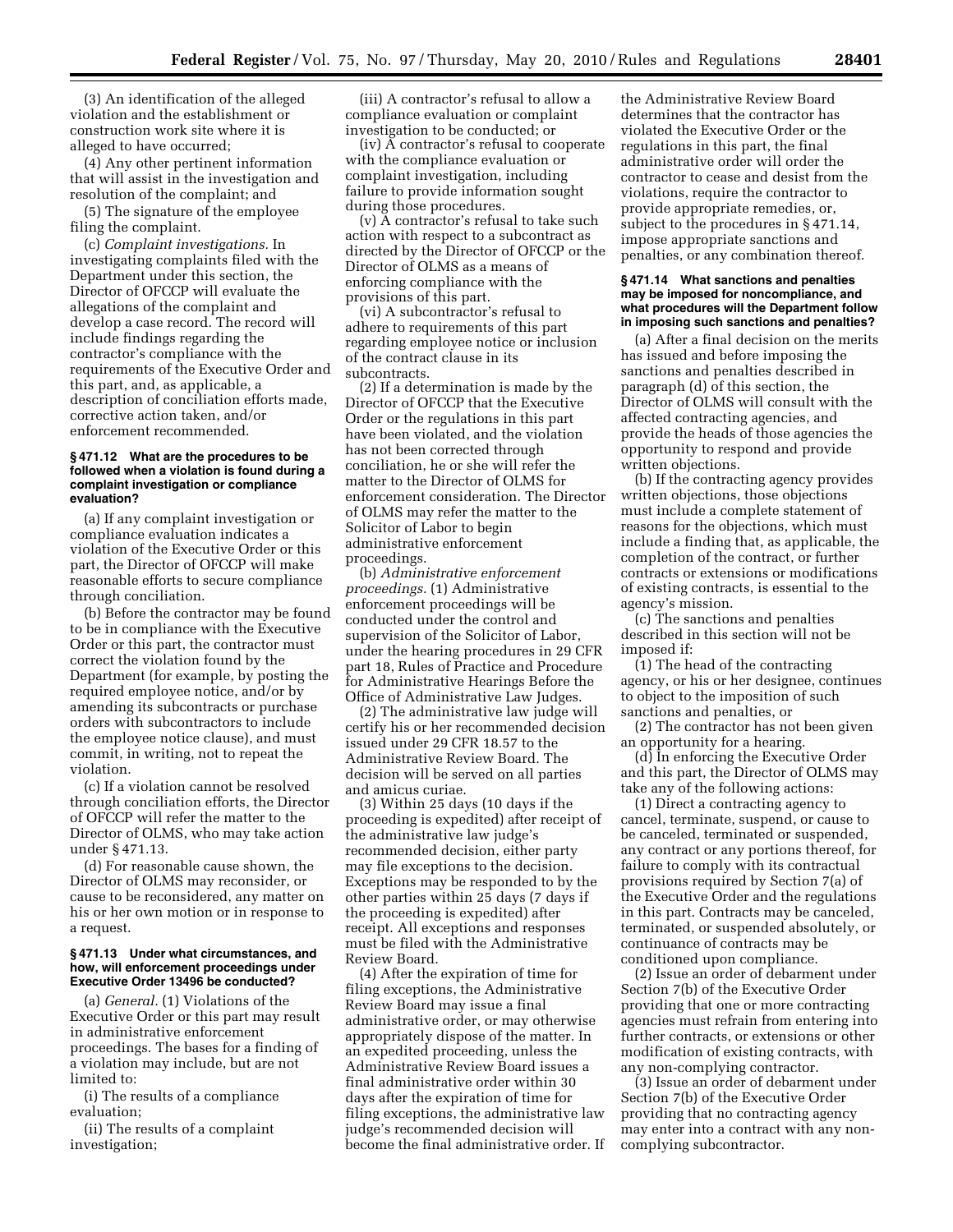(3) An identification of the alleged violation and the establishment or construction work site where it is alleged to have occurred;

(4) Any other pertinent information that will assist in the investigation and resolution of the complaint; and

(5) The signature of the employee filing the complaint.

(c) *Complaint investigations.* In investigating complaints filed with the Department under this section, the Director of OFCCP will evaluate the allegations of the complaint and develop a case record. The record will include findings regarding the contractor's compliance with the requirements of the Executive Order and this part, and, as applicable, a description of conciliation efforts made, corrective action taken, and/or enforcement recommended.

#### § 471.12 What are the procedures to be followed when a violation is found during a complaint investigation or compliance evaluation?

(a) If any complaint investigation or compliance evaluation indicates a violation of the Executive Order or this part, the Director of OFCCP will make reasonable efforts to secure compliance through conciliation.

(b) Before the contractor may be found to be in compliance with the Executive Order or this part, the contractor must correct the violation found by the Department (for example, by posting the required employee notice, and/or by amending its subcontracts or purchase orders with subcontractors to include the employee notice clause), and must commit, in writing, not to repeat the violation.

(c) If a violation cannot be resolved through conciliation efforts, the Director of OFCCP will refer the matter to the Director of OLMS, who may take action under § 471.13.

(d) For reasonable cause shown, the Director of OLMS may reconsider, or cause to be reconsidered, any matter on his or her own motion or in response to a request.

#### § 471.13 Under what circumstances, and how, will enforcement proceedings under Executive Order 13496 be conducted?

(a) *General.* (1) Violations of the Executive Order or this part may result in administrative enforcement proceedings. The bases for a finding of a violation may include, but are not limited to:

(i) The results of a compliance evaluation;

(ii) The results of a complaint investigation;

(iii) A contractor's refusal to allow a compliance evaluation or complaint investigation to be conducted; or

(iv) A contractor's refusal to cooperate with the compliance evaluation or complaint investigation, including failure to provide information sought during those procedures.

(v) A contractor's refusal to take such action with respect to a subcontract as directed by the Director of OFCCP or the Director of OLMS as a means of enforcing compliance with the provisions of this part.

(vi) A subcontractor's refusal to adhere to requirements of this part regarding employee notice or inclusion of the contract clause in its subcontracts.

(2) If a determination is made by the Director of OFCCP that the Executive Order or the regulations in this part have been violated, and the violation has not been corrected through conciliation, he or she will refer the matter to the Director of OLMS for enforcement consideration. The Director of OLMS may refer the matter to the Solicitor of Labor to begin administrative enforcement proceedings.

(b) *Administrative enforcement proceedings.* (1) Administrative enforcement proceedings will be conducted under the control and supervision of the Solicitor of Labor, under the hearing procedures in 29 CFR part 18, Rules of Practice and Procedure for Administrative Hearings Before the Office of Administrative Law Judges.

(2) The administrative law judge will certify his or her recommended decision issued under 29 CFR 18.57 to the Administrative Review Board. The decision will be served on all parties and amicus curiae.

(3) Within 25 days (10 days if the proceeding is expedited) after receipt of the administrative law judge's recommended decision, either party may file exceptions to the decision. Exceptions may be responded to by the other parties within 25 days (7 days if the proceeding is expedited) after receipt. All exceptions and responses must be filed with the Administrative Review Board.

(4) After the expiration of time for filing exceptions, the Administrative Review Board may issue a final administrative order, or may otherwise appropriately dispose of the matter. In an expedited proceeding, unless the Administrative Review Board issues a final administrative order within 30 days after the expiration of time for filing exceptions, the administrative law judge's recommended decision will become the final administrative order. If the Administrative Review Board determines that the contractor has violated the Executive Order or the regulations in this part, the final administrative order will order the contractor to cease and desist from the violations, require the contractor to provide appropriate remedies, or, subject to the procedures in § 471.14, impose appropriate sanctions and penalties, or any combination thereof.

#### § 471.14 What sanctions and penalties may be imposed for noncompliance, and what procedures will the Department follow in imposing such sanctions and penalties?

(a) After a final decision on the merits has issued and before imposing the sanctions and penalties described in paragraph (d) of this section, the Director of OLMS will consult with the affected contracting agencies, and provide the heads of those agencies the opportunity to respond and provide written objections.

(b) If the contracting agency provides written objections, those objections must include a complete statement of reasons for the objections, which must include a finding that, as applicable, the completion of the contract, or further contracts or extensions or modifications of existing contracts, is essential to the agency's mission.

(c) The sanctions and penalties described in this section will not be imposed if:

(1) The head of the contracting agency, or his or her designee, continues to object to the imposition of such sanctions and penalties, or

(2) The contractor has not been given an opportunity for a hearing.

(d) In enforcing the Executive Order and this part, the Director of OLMS may take any of the following actions:

(1) Direct a contracting agency to cancel, terminate, suspend, or cause to be canceled, terminated or suspended, any contract or any portions thereof, for failure to comply with its contractual provisions required by Section 7(a) of the Executive Order and the regulations in this part. Contracts may be canceled, terminated, or suspended absolutely, or continuance of contracts may be conditioned upon compliance.

(2) Issue an order of debarment under Section 7(b) of the Executive Order providing that one or more contracting agencies must refrain from entering into further contracts, or extensions or other modification of existing contracts, with any non-complying contractor.

(3) Issue an order of debarment under Section 7(b) of the Executive Order providing that no contracting agency may enter into a contract with any non-complying subcontractor.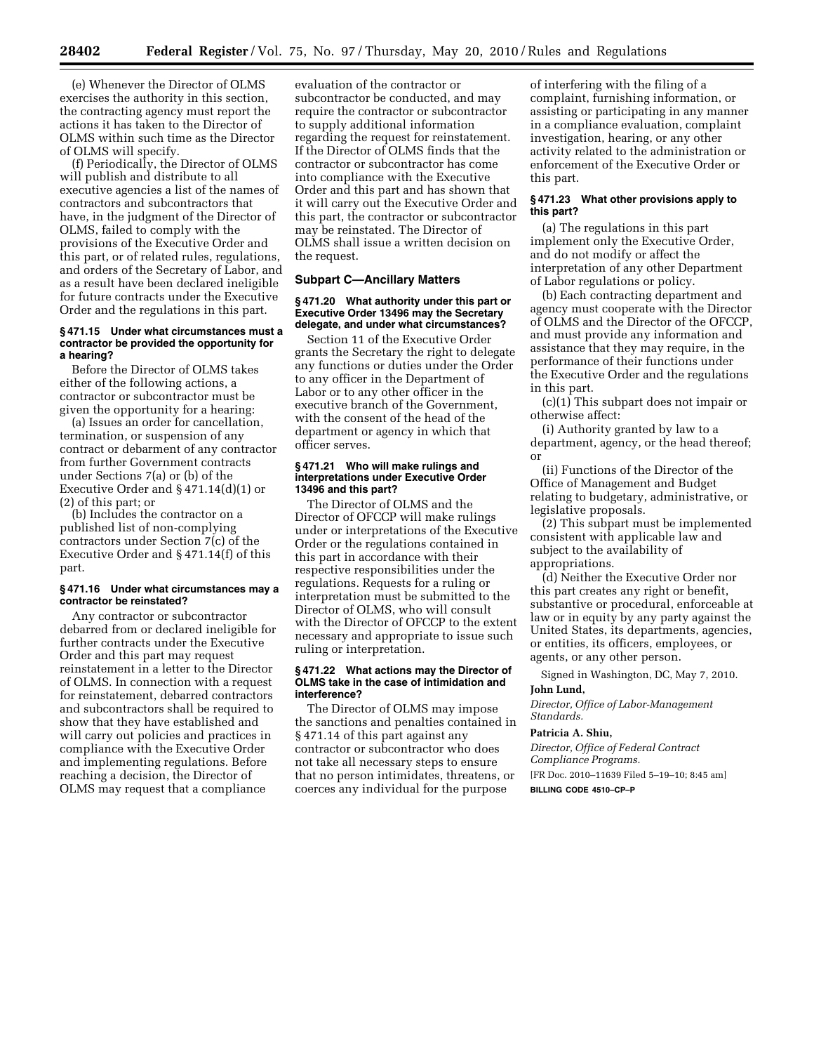(e) Whenever the Director of OLMS exercises the authority in this section, the contracting agency must report the actions it has taken to the Director of OLMS within such time as the Director of OLMS will specify.

(f) Periodically, the Director of OLMS will publish and distribute to all executive agencies a list of the names of contractors and subcontractors that have, in the judgment of the Director of OLMS, failed to comply with the provisions of the Executive Order and this part, or of related rules, regulations, and orders of the Secretary of Labor, and as a result have been declared ineligible for future contracts under the Executive Order and the regulations in this part.

#### § 471.15 Under what circumstances must a contractor be provided the opportunity for a hearing?

Before the Director of OLMS takes either of the following actions, a contractor or subcontractor must be given the opportunity for a hearing:

(a) Issues an order for cancellation, termination, or suspension of any contract or debarment of any contractor from further Government contracts under Sections 7(a) or (b) of the Executive Order and § 471.14(d)(1) or (2) of this part; or

(b) Includes the contractor on a published list of non-complying contractors under Section 7(c) of the Executive Order and § 471.14(f) of this part.

#### § 471.16 Under what circumstances may a contractor be reinstated?

Any contractor or subcontractor debarred from or declared ineligible for further contracts under the Executive Order and this part may request reinstatement in a letter to the Director of OLMS. In connection with a request for reinstatement, debarred contractors and subcontractors shall be required to show that they have established and will carry out policies and practices in compliance with the Executive Order and implementing regulations. Before reaching a decision, the Director of OLMS may request that a compliance evaluation of the contractor or subcontractor be conducted, and may require the contractor or subcontractor to supply additional information regarding the request for reinstatement. If the Director of OLMS finds that the contractor or subcontractor has come into compliance with the Executive Order and this part and has shown that it will carry out the Executive Order and this part, the contractor or subcontractor may be reinstated. The Director of OLMS shall issue a written decision on the request.

### Subpart C—Ancillary Matters

#### § 471.20 What authority under this part or Executive Order 13496 may the Secretary delegate, and under what circumstances?

Section 11 of the Executive Order grants the Secretary the right to delegate any functions or duties under the Order to any officer in the Department of Labor or to any other officer in the executive branch of the Government, with the consent of the head of the department or agency in which that officer serves.

#### § 471.21 Who will make rulings and interpretations under Executive Order 13496 and this part?

The Director of OLMS and the Director of OFCCP will make rulings under or interpretations of the Executive Order or the regulations contained in this part in accordance with their respective responsibilities under the regulations. Requests for a ruling or interpretation must be submitted to the Director of OLMS, who will consult with the Director of OFCCP to the extent necessary and appropriate to issue such ruling or interpretation.

#### § 471.22 What actions may the Director of OLMS take in the case of intimidation and interference?

The Director of OLMS may impose the sanctions and penalties contained in § 471.14 of this part against any contractor or subcontractor who does not take all necessary steps to ensure that no person intimidates, threatens, or coerces any individual for the purpose of interfering with the filing of a complaint, furnishing information, or assisting or participating in any manner in a compliance evaluation, complaint investigation, hearing, or any other activity related to the administration or enforcement of the Executive Order or this part.

#### § 471.23 What other provisions apply to this part?

(a) The regulations in this part implement only the Executive Order, and do not modify or affect the interpretation of any other Department of Labor regulations or policy.

(b) Each contracting department and agency must cooperate with the Director of OLMS and the Director of the OFCCP, and must provide any information and assistance that they may require, in the performance of their functions under the Executive Order and the regulations in this part.

(c)(1) This subpart does not impair or otherwise affect:

(i) Authority granted by law to a department, agency, or the head thereof; or

(ii) Functions of the Director of the Office of Management and Budget relating to budgetary, administrative, or legislative proposals.

(2) This subpart must be implemented consistent with applicable law and subject to the availability of appropriations.

(d) Neither the Executive Order nor this part creates any right or benefit, substantive or procedural, enforceable at law or in equity by any party against the United States, its departments, agencies, or entities, its officers, employees, or agents, or any other person.

Signed in Washington, DC, May 7, 2010.

**John Lund,**

*Director, Office of Labor-Management Standards.*

**Patricia A. Shiu,**

*Director, Office of Federal Contract Compliance Programs.*

[FR Doc. 2010–11639 Filed 5–19–10; 8:45 am]

**BILLING CODE 4510–CP–P**